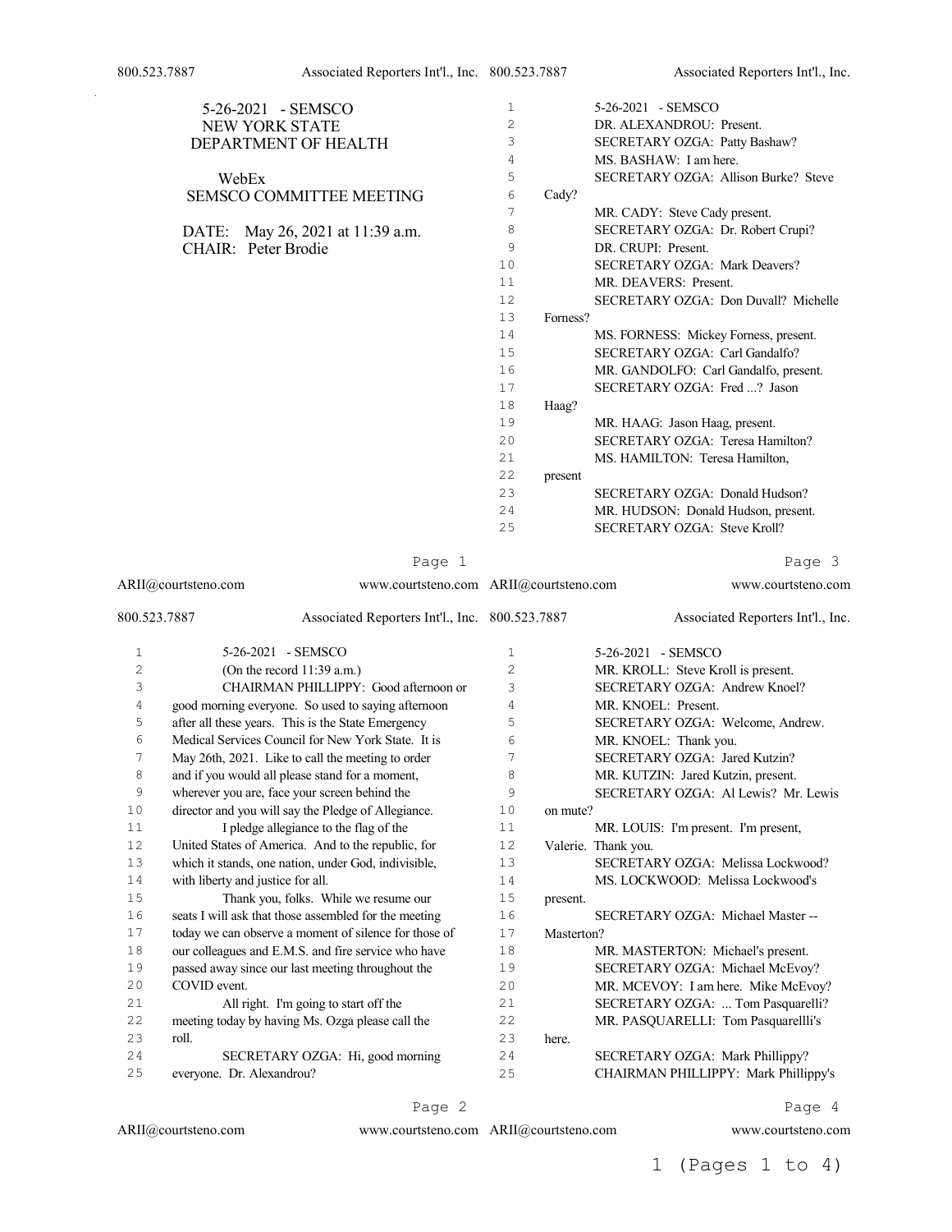5-26-2021 - SEMSCO
NEW YORK STATE
DEPARTMENT OF HEALTH

WebEx
SEMSCO COMMITTEE MEETING

DATE: May 26, 2021 at 11:39 a.m.
CHAIR: Peter Brodie

(On the record 11:39 a.m.)

CHAIRMAN PHILLIPPY: Good afternoon or good morning everyone. So used to saying afternoon after all these years. This is the State Emergency Medical Services Council for New York State. It is May 26th, 2021. Like to call the meeting to order and if you would all please stand for a moment, wherever you are, face your screen behind the director and you will say the Pledge of Allegiance.

I pledge allegiance to the flag of the United States of America. And to the republic, for which it stands, one nation, under God, indivisible, with liberty and justice for all.

Thank you, folks. While we resume our seats I will ask that those assembled for the meeting today we can observe a moment of silence for those of our colleagues and E.M.S. and fire service who have passed away since our last meeting throughout the COVID event.

All right. I'm going to start off the meeting today by having Ms. Ozga please call the roll.

SECRETARY OZGA: Hi, good morning everyone. Dr. Alexandrou?

DR. ALEXANDROU: Present.

SECRETARY OZGA: Patty Bashaw?

MS. BASHAW: I am here.

SECRETARY OZGA: Allison Burke? Steve Cady?

MR. CADY: Steve Cady present.

SECRETARY OZGA: Dr. Robert Crupi?

DR. CRUPI: Present.

SECRETARY OZGA: Mark Deavers?

MR. DEAVERS: Present.

SECRETARY OZGA: Don Duvall? Michelle Forness?

MS. FORNESS: Mickey Forness, present.

SECRETARY OZGA: Carl Gandalfo?

MR. GANDOLFO: Carl Gandalfo, present.

SECRETARY OZGA: Fred ...? Jason Haag?

MR. HAAG: Jason Haag, present.

SECRETARY OZGA: Teresa Hamilton?

MS. HAMILTON: Teresa Hamilton, present

SECRETARY OZGA: Donald Hudson?

MR. HUDSON: Donald Hudson, present.

SECRETARY OZGA: Steve Kroll?

MR. KROLL: Steve Kroll is present.

SECRETARY OZGA: Andrew Knoel?

MR. KNOEL: Present.

SECRETARY OZGA: Welcome, Andrew.

MR. KNOEL: Thank you.

SECRETARY OZGA: Jared Kutzin?

MR. KUTZIN: Jared Kutzin, present.

SECRETARY OZGA: Al Lewis? Mr. Lewis on mute?

MR. LOUIS: I'm present. I'm present, Valerie. Thank you.

SECRETARY OZGA: Melissa Lockwood?

MS. LOCKWOOD: Melissa Lockwood's present.

SECRETARY OZGA: Michael Master -- Masterton?

MR. MASTERTON: Michael's present.

SECRETARY OZGA: Michael McEvoy?

MR. MCEVOY: I am here. Mike McEvoy?

SECRETARY OZGA: ... Tom Pasquarelli?

MR. PASQUARELLI: Tom Pasquarellli's here.

SECRETARY OZGA: Mark Phillippy?

CHAIRMAN PHILLIPPY: Mark Phillippy's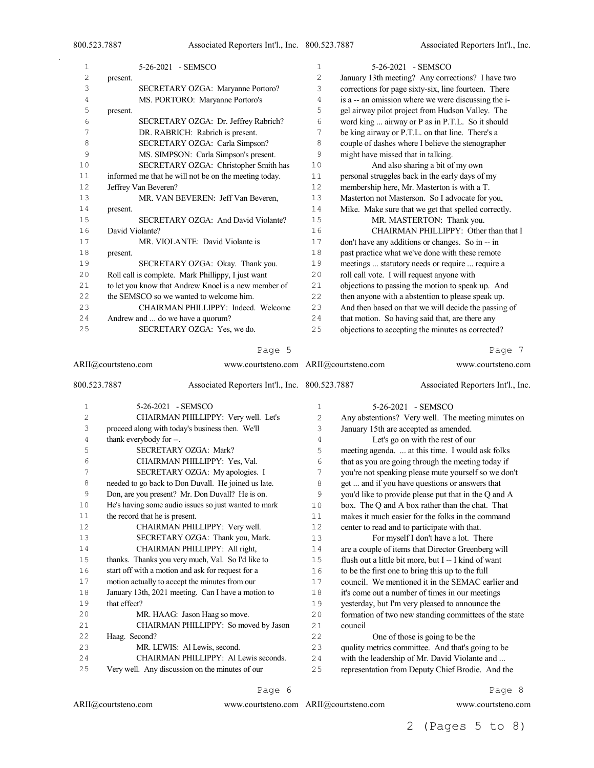present.

SECRETARY OZGA: Maryanne Portoro?

MS. PORTORO: Maryanne Portoro's present.

SECRETARY OZGA: Dr. Jeffrey Rabrich?

DR. RABRICH: Rabrich is present.

SECRETARY OZGA: Carla Simpson?

MS. SIMPSON: Carla Simpson's present.

SECRETARY OZGA: Christopher Smith has informed me that he will not be on the meeting today. Jeffrey Van Beveren?

MR. VAN BEVEREN: Jeff Van Beveren, present.

SECRETARY OZGA: And David Violante? David Violante?

MR. VIOLANTE: David Violante is present.

SECRETARY OZGA: Okay. Thank you. Roll call is complete. Mark Phillippy, I just want to let you know that Andrew Knoel is a new member of the SEMSCO so we wanted to welcome him.

CHAIRMAN PHILLIPPY: Indeed. Welcome Andrew and ... do we have a quorum?

SECRETARY OZGA: Yes, we do.

CHAIRMAN PHILLIPPY: Very well. Let's proceed along with today's business then. We'll thank everybody for --.

SECRETARY OZGA: Mark?

CHAIRMAN PHILLIPPY: Yes, Val.

SECRETARY OZGA: My apologies. I needed to go back to Don Duvall. He joined us late. Don, are you present? Mr. Don Duvall? He is on. He's having some audio issues so just wanted to mark the record that he is present.

CHAIRMAN PHILLIPPY: Very well.

SECRETARY OZGA: Thank you, Mark.

CHAIRMAN PHILLIPPY: All right, thanks. Thanks you very much, Val. So I'd like to start off with a motion and ask for request for a motion actually to accept the minutes from our January 13th, 2021 meeting. Can I have a motion to that effect?

MR. HAAG: Jason Haag so move.

CHAIRMAN PHILLIPPY: So moved by Jason Haag. Second?

MR. LEWIS: Al Lewis, second.

CHAIRMAN PHILLIPPY: Al Lewis seconds. Very well. Any discussion on the minutes of our January 13th meeting? Any corrections? I have two corrections for page sixty-six, line fourteen. There is a -- an omission where we were discussing the i-gel airway pilot project from Hudson Valley. The word king ... airway or P as in P.T.L. So it should be king airway or P.T.L. on that line. There's a couple of dashes where I believe the stenographer might have missed that in talking.

And also sharing a bit of my own personal struggles back in the early days of my membership here, Mr. Masterton is with a T. Masterton not Masterson. So I advocate for you, Mike. Make sure that we get that spelled correctly.

MR. MASTERTON: Thank you.

CHAIRMAN PHILLIPPY: Other than that I don't have any additions or changes. So in -- in past practice what we've done with these remote meetings ... statutory needs or require ... require a roll call vote. I will request anyone with objections to passing the motion to speak up. And then anyone with a abstention to please speak up. And then based on that we will decide the passing of that motion. So having said that, are there any objections to accepting the minutes as corrected? Any abstentions? Very well. The meeting minutes on January 15th are accepted as amended.

Let's go on with the rest of our meeting agenda. ... at this time. I would ask folks that as you are going through the meeting today if you're not speaking please mute yourself so we don't get ... and if you have questions or answers that you'd like to provide please put that in the Q and A box. The Q and A box rather than the chat. That makes it much easier for the folks in the command center to read and to participate with that.

For myself I don't have a lot. There are a couple of items that Director Greenberg will flush out a little bit more, but I -- I kind of want to be the first one to bring this up to the full council. We mentioned it in the SEMAC earlier and it's come out a number of times in our meetings yesterday, but I'm very pleased to announce the formation of two new standing committees of the state council

One of those is going to be the quality metrics committee. And that's going to be with the leadership of Mr. David Violante and ... representation from Deputy Chief Brodie. And the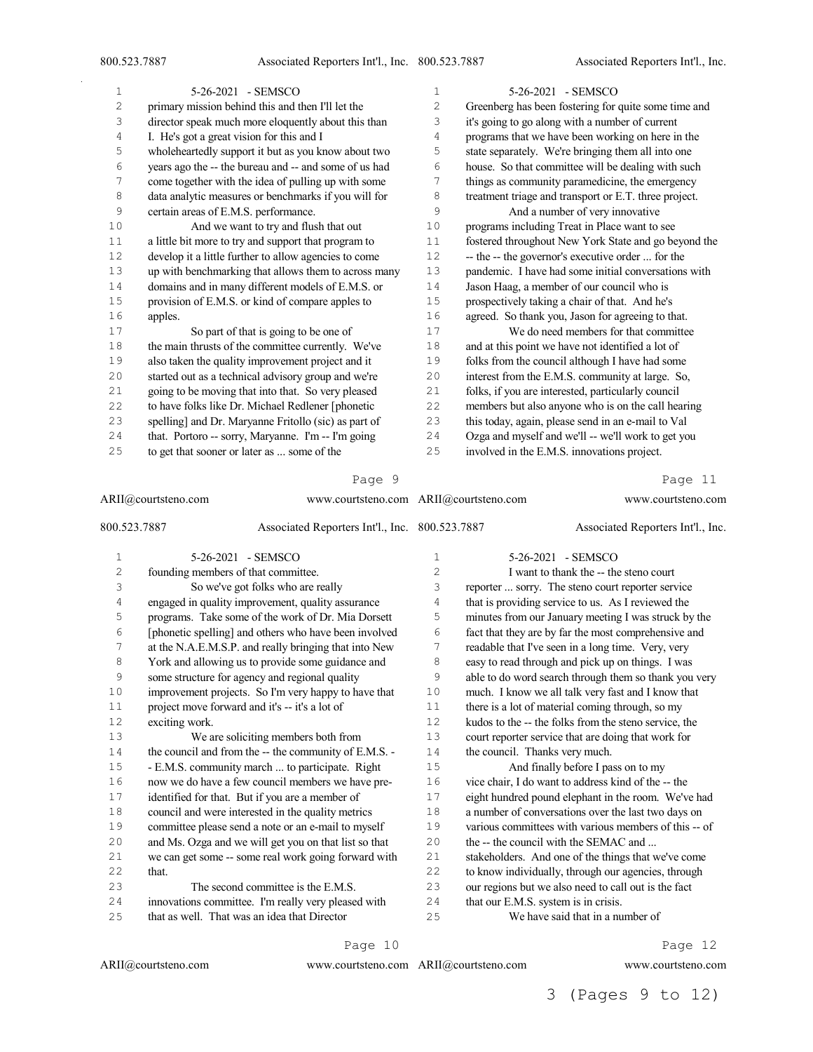primary mission behind this and then I'll let the director speak much more eloquently about this than I. He's got a great vision for this and I wholeheartedly support it but as you know about two years ago the -- the bureau and -- and some of us had come together with the idea of pulling up with some data analytic measures or benchmarks if you will for certain areas of E.M.S. performance.

And we want to try and flush that out a little bit more to try and support that program to develop it a little further to allow agencies to come up with benchmarking that allows them to across many domains and in many different models of E.M.S. or provision of E.M.S. or kind of compare apples to apples.

So part of that is going to be one of the main thrusts of the committee currently. We've also taken the quality improvement project and it started out as a technical advisory group and we're going to be moving that into that. So very pleased to have folks like Dr. Michael Redlener [phonetic spelling] and Dr. Maryanne Fritollo (sic) as part of that. Portoro -- sorry, Maryanne. I'm -- I'm going to get that sooner or later as ... some of the founding members of that committee.

So we've got folks who are really engaged in quality improvement, quality assurance programs. Take some of the work of Dr. Mia Dorsett [phonetic spelling] and others who have been involved at the N.A.E.M.S.P. and really bringing that into New York and allowing us to provide some guidance and some structure for agency and regional quality improvement projects. So I'm very happy to have that project move forward and it's -- it's a lot of exciting work.

We are soliciting members both from the council and from the -- the community of E.M.S. - - E.M.S. community march ... to participate. Right now we do have a few council members we have pre-identified for that. But if you are a member of council and were interested in the quality metrics committee please send a note or an e-mail to myself and Ms. Ozga and we will get you on that list so that we can get some -- some real work going forward with that.

The second committee is the E.M.S. innovations committee. I'm really very pleased with that as well. That was an idea that Director Greenberg has been fostering for quite some time and it's going to go along with a number of current programs that we have been working on here in the state separately. We're bringing them all into one house. So that committee will be dealing with such things as community paramedicine, the emergency treatment triage and transport or E.T. three project.

And a number of very innovative programs including Treat in Place want to see fostered throughout New York State and go beyond the -- the -- the governor's executive order ... for the pandemic. I have had some initial conversations with Jason Haag, a member of our council who is prospectively taking a chair of that. And he's agreed. So thank you, Jason for agreeing to that.

We do need members for that committee and at this point we have not identified a lot of folks from the council although I have had some interest from the E.M.S. community at large. So, folks, if you are interested, particularly council members but also anyone who is on the call hearing this today, again, please send in an e-mail to Val Ozga and myself and we'll -- we'll work to get you involved in the E.M.S. innovations project.

I want to thank the -- the steno court reporter ... sorry. The steno court reporter service that is providing service to us. As I reviewed the minutes from our January meeting I was struck by the fact that they are by far the most comprehensive and readable that I've seen in a long time. Very, very easy to read through and pick up on things. I was able to do word search through them so thank you very much. I know we all talk very fast and I know that there is a lot of material coming through, so my kudos to the -- the folks from the steno service, the court reporter service that are doing that work for the council. Thanks very much.

And finally before I pass on to my vice chair, I do want to address kind of the -- the eight hundred pound elephant in the room. We've had a number of conversations over the last two days on various committees with various members of this -- of the -- the council with the SEMAC and ... stakeholders. And one of the things that we've come to know individually, through our agencies, through our regions but we also need to call out is the fact that our E.M.S. system is in crisis.

We have said that in a number of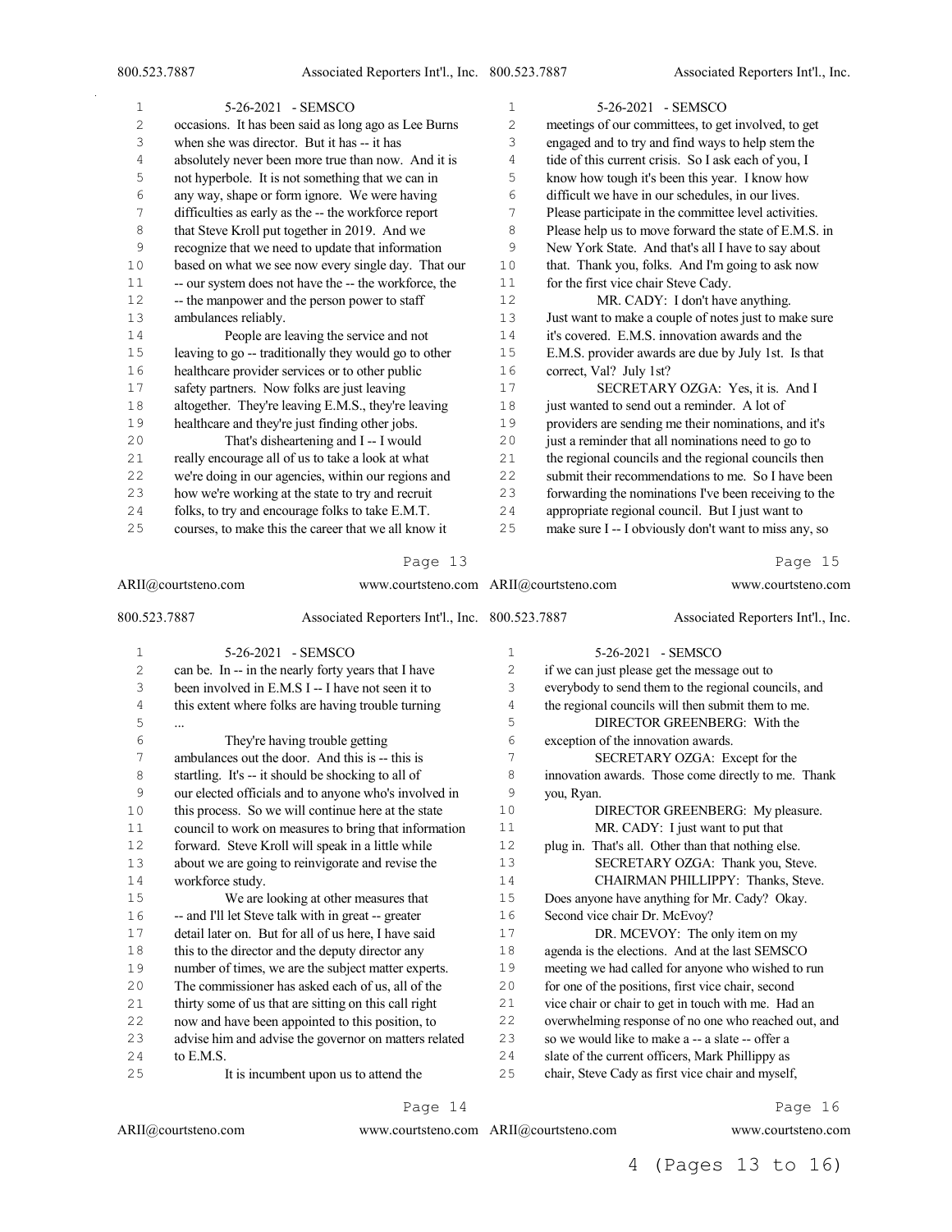occasions. It has been said as long ago as Lee Burns when she was director. But it has -- it has absolutely never been more true than now. And it is not hyperbole. It is not something that we can in any way, shape or form ignore. We were having difficulties as early as the -- the workforce report that Steve Kroll put together in 2019. And we recognize that we need to update that information based on what we see now every single day. That our -- our system does not have the -- the workforce, the -- the manpower and the person power to staff ambulances reliably.

People are leaving the service and not leaving to go -- traditionally they would go to other healthcare provider services or to other public safety partners. Now folks are just leaving altogether. They're leaving E.M.S., they're leaving healthcare and they're just finding other jobs.

That's disheartening and I -- I would really encourage all of us to take a look at what we're doing in our agencies, within our regions and how we're working at the state to try and recruit folks, to try and encourage folks to take E.M.T. courses, to make this the career that we all know it can be. In -- in the nearly forty years that I have been involved in E.M.S I -- I have not seen it to this extent where folks are having trouble turning ...

They're having trouble getting ambulances out the door. And this is -- this is startling. It's -- it should be shocking to all of our elected officials and to anyone who's involved in this process. So we will continue here at the state council to work on measures to bring that information forward. Steve Kroll will speak in a little while about we are going to reinvigorate and revise the workforce study.

We are looking at other measures that -- and I'll let Steve talk with in great -- greater detail later on. But for all of us here, I have said this to the director and the deputy director any number of times, we are the subject matter experts. The commissioner has asked each of us, all of the thirty some of us that are sitting on this call right now and have been appointed to this position, to advise him and advise the governor on matters related to E.M.S.

It is incumbent upon us to attend the meetings of our committees, to get involved, to get engaged and to try and find ways to help stem the tide of this current crisis. So I ask each of you, I know how tough it's been this year. I know how difficult we have in our schedules, in our lives. Please participate in the committee level activities. Please help us to move forward the state of E.M.S. in New York State. And that's all I have to say about that. Thank you, folks. And I'm going to ask now for the first vice chair Steve Cady.

MR. CADY: I don't have anything. Just want to make a couple of notes just to make sure it's covered. E.M.S. innovation awards and the E.M.S. provider awards are due by July 1st. Is that correct, Val? July 1st?

SECRETARY OZGA: Yes, it is. And I just wanted to send out a reminder. A lot of providers are sending me their nominations, and it's just a reminder that all nominations need to go to the regional councils and the regional councils then submit their recommendations to me. So I have been forwarding the nominations I've been receiving to the appropriate regional council. But I just want to make sure I -- I obviously don't want to miss any, so if we can just please get the message out to everybody to send them to the regional councils, and the regional councils will then submit them to me.

DIRECTOR GREENBERG: With the exception of the innovation awards.

SECRETARY OZGA: Except for the innovation awards. Those come directly to me. Thank you, Ryan.

DIRECTOR GREENBERG: My pleasure.

MR. CADY: I just want to put that plug in. That's all. Other than that nothing else.

SECRETARY OZGA: Thank you, Steve.

CHAIRMAN PHILLIPPY: Thanks, Steve. Does anyone have anything for Mr. Cady? Okay. Second vice chair Dr. McEvoy?

DR. MCEVOY: The only item on my agenda is the elections. And at the last SEMSCO meeting we had called for anyone who wished to run for one of the positions, first vice chair, second vice chair or chair to get in touch with me. Had an overwhelming response of no one who reached out, and so we would like to make a -- a slate -- offer a slate of the current officers, Mark Phillippy as chair, Steve Cady as first vice chair and myself,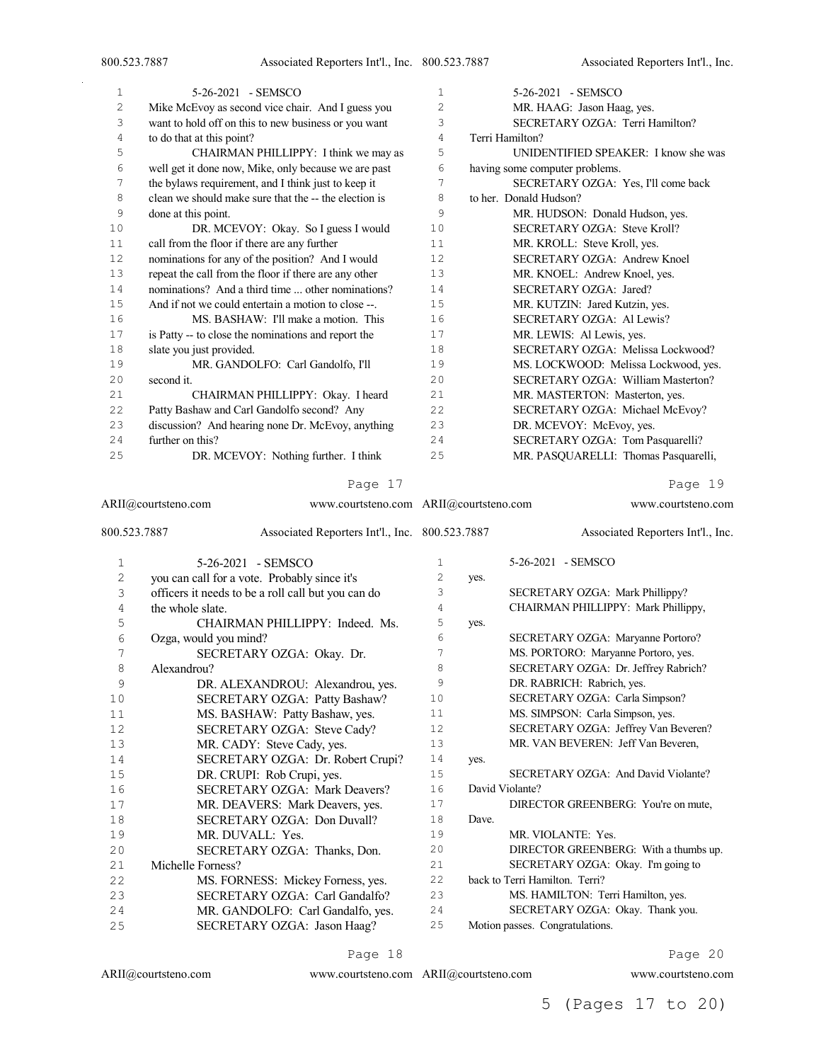5-26-2021 - SEMSCO

Mike McEvoy as second vice chair. And I guess you want to hold off on this to new business or you want to do that at this point?

CHAIRMAN PHILLIPPY: I think we may as well get it done now, Mike, only because we are past the bylaws requirement, and I think just to keep it clean we should make sure that the -- the election is done at this point.

DR. MCEVOY: Okay. So I guess I would call from the floor if there are any further nominations for any of the position? And I would repeat the call from the floor if there are any other nominations? And a third time ... other nominations? And if not we could entertain a motion to close --.

MS. BASHAW: I'll make a motion. This is Patty -- to close the nominations and report the slate you just provided.

MR. GANDOLFO: Carl Gandolfo, I'll second it.

CHAIRMAN PHILLIPPY: Okay. I heard Patty Bashaw and Carl Gandolfo second? Any discussion? And hearing none Dr. McEvoy, anything further on this?

DR. MCEVOY: Nothing further. I think you can call for a vote. Probably since it's officers it needs to be a roll call but you can do the whole slate.

CHAIRMAN PHILLIPPY: Indeed. Ms. Ozga, would you mind?

SECRETARY OZGA: Okay. Dr. Alexandrou?

DR. ALEXANDROU: Alexandrou, yes.

SECRETARY OZGA: Patty Bashaw?

MS. BASHAW: Patty Bashaw, yes.

SECRETARY OZGA: Steve Cady?

MR. CADY: Steve Cady, yes.

SECRETARY OZGA: Dr. Robert Crupi?

DR. CRUPI: Rob Crupi, yes.

SECRETARY OZGA: Mark Deavers?

MR. DEAVERS: Mark Deavers, yes.

SECRETARY OZGA: Don Duvall?

MR. DUVALL: Yes.

SECRETARY OZGA: Thanks, Don. Michelle Forness?

MS. FORNESS: Mickey Forness, yes.

SECRETARY OZGA: Carl Gandalfo?

MR. GANDOLFO: Carl Gandalfo, yes.

SECRETARY OZGA: Jason Haag?

MR. HAAG: Jason Haag, yes.

SECRETARY OZGA: Terri Hamilton? Terri Hamilton?

UNIDENTIFIED SPEAKER: I know she was having some computer problems.

SECRETARY OZGA: Yes, I'll come back to her. Donald Hudson?

MR. HUDSON: Donald Hudson, yes.

SECRETARY OZGA: Steve Kroll?

MR. KROLL: Steve Kroll, yes.

SECRETARY OZGA: Andrew Knoel

MR. KNOEL: Andrew Knoel, yes.

SECRETARY OZGA: Jared?

MR. KUTZIN: Jared Kutzin, yes.

SECRETARY OZGA: Al Lewis?

MR. LEWIS: Al Lewis, yes.

SECRETARY OZGA: Melissa Lockwood?

MS. LOCKWOOD: Melissa Lockwood, yes.

SECRETARY OZGA: William Masterton?

MR. MASTERTON: Masterton, yes.

SECRETARY OZGA: Michael McEvoy?

DR. MCEVOY: McEvoy, yes.

SECRETARY OZGA: Tom Pasquarelli?

MR. PASQUARELLI: Thomas Pasquarelli, yes.

SECRETARY OZGA: Mark Phillippy?

CHAIRMAN PHILLIPPY: Mark Phillippy, yes.

SECRETARY OZGA: Maryanne Portoro?

MS. PORTORO: Maryanne Portoro, yes.

SECRETARY OZGA: Dr. Jeffrey Rabrich?

DR. RABRICH: Rabrich, yes.

SECRETARY OZGA: Carla Simpson?

MS. SIMPSON: Carla Simpson, yes.

SECRETARY OZGA: Jeffrey Van Beveren?

MR. VAN BEVEREN: Jeff Van Beveren, yes.

SECRETARY OZGA: And David Violante? David Violante?

DIRECTOR GREENBERG: You're on mute, Dave.

MR. VIOLANTE: Yes.

DIRECTOR GREENBERG: With a thumbs up.

SECRETARY OZGA: Okay. I'm going to back to Terri Hamilton. Terri?

MS. HAMILTON: Terri Hamilton, yes.

SECRETARY OZGA: Okay. Thank you. Motion passes. Congratulations.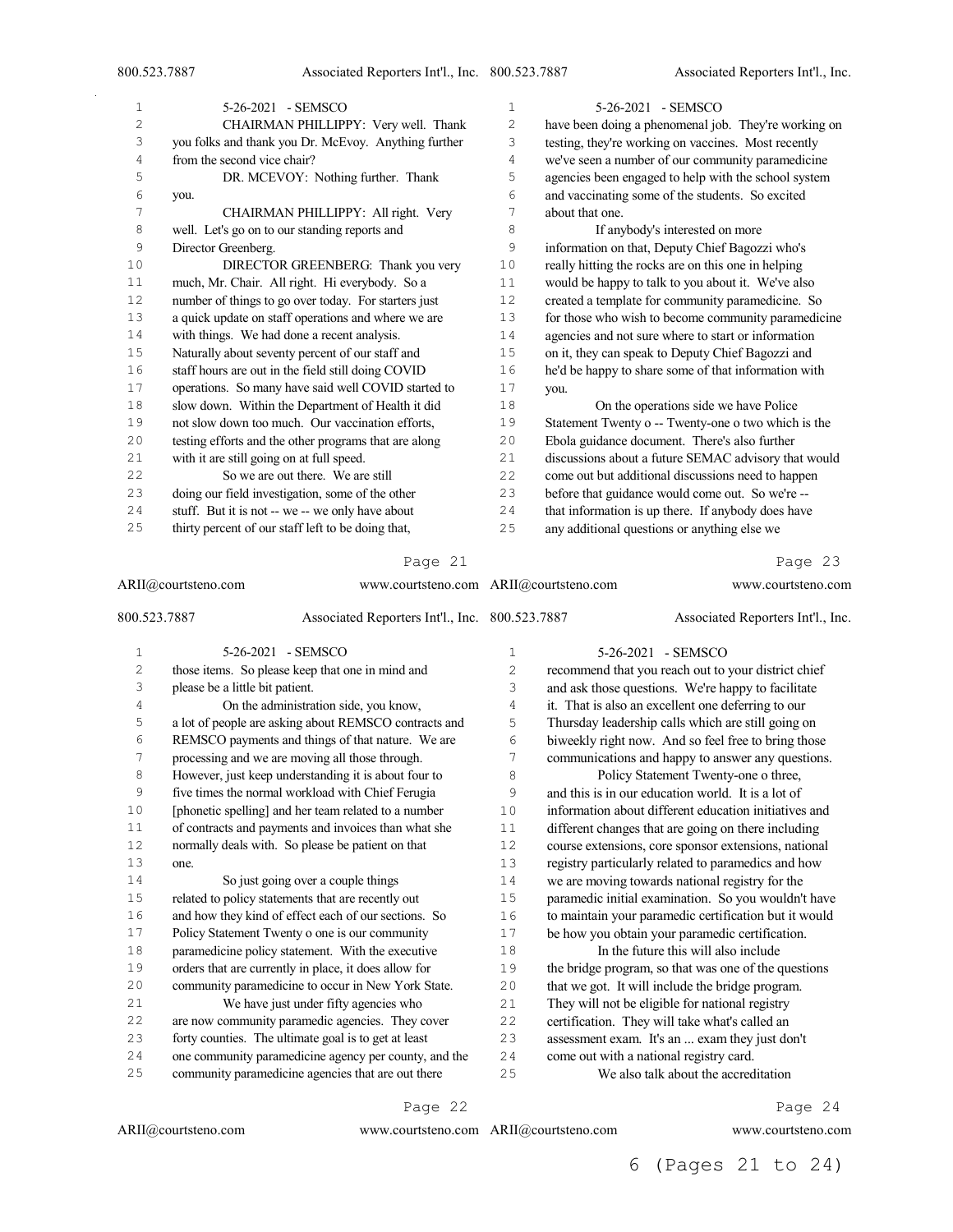5-26-2021 - SEMSCO

CHAIRMAN PHILLIPPY: Very well. Thank you folks and thank you Dr. McEvoy. Anything further from the second vice chair?

DR. MCEVOY: Nothing further. Thank you.

CHAIRMAN PHILLIPPY: All right. Very well. Let's go on to our standing reports and Director Greenberg.

DIRECTOR GREENBERG: Thank you very much, Mr. Chair. All right. Hi everybody. So a number of things to go over today. For starters just a quick update on staff operations and where we are with things. We had done a recent analysis. Naturally about seventy percent of our staff and staff hours are out in the field still doing COVID operations. So many have said well COVID started to slow down. Within the Department of Health it did not slow down too much. Our vaccination efforts, testing efforts and the other programs that are along with it are still going on at full speed.

So we are out there. We are still doing our field investigation, some of the other stuff. But it is not -- we -- we only have about thirty percent of our staff left to be doing that, those items. So please keep that one in mind and please be a little bit patient.

On the administration side, you know, a lot of people are asking about REMSCO contracts and REMSCO payments and things of that nature. We are processing and we are moving all those through. However, just keep understanding it is about four to five times the normal workload with Chief Ferugia [phonetic spelling] and her team related to a number of contracts and payments and invoices than what she normally deals with. So please be patient on that one.

So just going over a couple things related to policy statements that are recently out and how they kind of effect each of our sections. So Policy Statement Twenty o one is our community paramedicine policy statement. With the executive orders that are currently in place, it does allow for community paramedicine to occur in New York State.

We have just under fifty agencies who are now community paramedic agencies. They cover forty counties. The ultimate goal is to get at least one community paramedicine agency per county, and the community paramedicine agencies that are out there have been doing a phenomenal job. They're working on testing, they're working on vaccines. Most recently we've seen a number of our community paramedicine agencies been engaged to help with the school system and vaccinating some of the students. So excited about that one.

If anybody's interested on more information on that, Deputy Chief Bagozzi who's really hitting the rocks are on this one in helping would be happy to talk to you about it. We've also created a template for community paramedicine. So for those who wish to become community paramedicine agencies and not sure where to start or information on it, they can speak to Deputy Chief Bagozzi and he'd be happy to share some of that information with you.

On the operations side we have Police Statement Twenty o -- Twenty-one o two which is the Ebola guidance document. There's also further discussions about a future SEMAC advisory that would come out but additional discussions need to happen before that guidance would come out. So we're -- that information is up there. If anybody does have any additional questions or anything else we recommend that you reach out to your district chief and ask those questions. We're happy to facilitate it. That is also an excellent one deferring to our Thursday leadership calls which are still going on biweekly right now. And so feel free to bring those communications and happy to answer any questions.

Policy Statement Twenty-one o three, and this is in our education world. It is a lot of information about different education initiatives and different changes that are going on there including course extensions, core sponsor extensions, national registry particularly related to paramedics and how we are moving towards national registry for the paramedic initial examination. So you wouldn't have to maintain your paramedic certification but it would be how you obtain your paramedic certification.

In the future this will also include the bridge program, so that was one of the questions that we got. It will include the bridge program. They will not be eligible for national registry certification. They will take what's called an assessment exam. It's an ... exam they just don't come out with a national registry card.

We also talk about the accreditation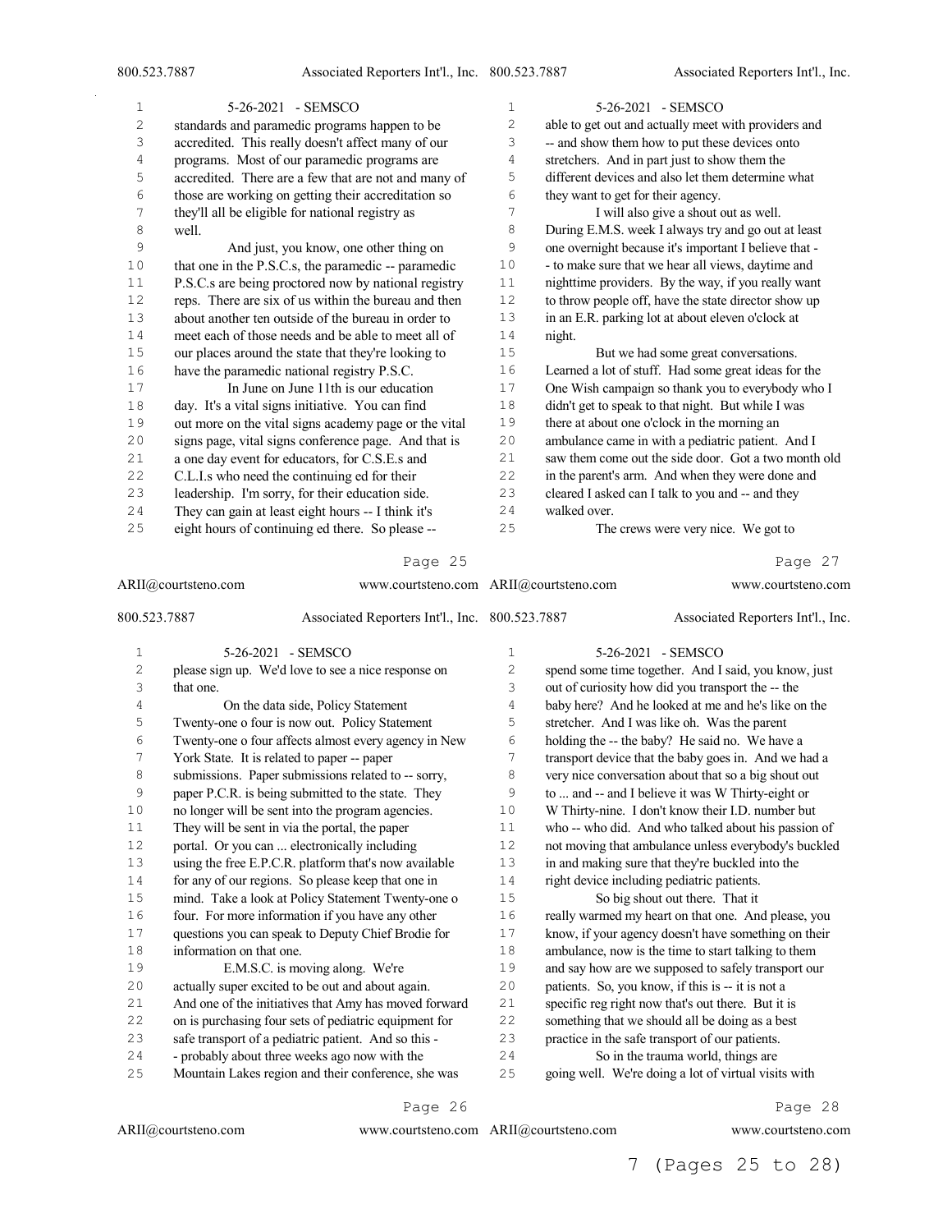standards and paramedic programs happen to be accredited. This really doesn't affect many of our programs. Most of our paramedic programs are accredited. There are a few that are not and many of those are working on getting their accreditation so they'll all be eligible for national registry as well.

And just, you know, one other thing on that one in the P.S.C.s, the paramedic -- paramedic P.S.C.s are being proctored now by national registry reps. There are six of us within the bureau and then about another ten outside of the bureau in order to meet each of those needs and be able to meet all of our places around the state that they're looking to have the paramedic national registry P.S.C.

In June on June 11th is our education day. It's a vital signs initiative. You can find out more on the vital signs academy page or the vital signs page, vital signs conference page. And that is a one day event for educators, for C.S.E.s and C.L.I.s who need the continuing ed for their leadership. I'm sorry, for their education side. They can gain at least eight hours -- I think it's eight hours of continuing ed there. So please -- please sign up. We'd love to see a nice response on that one.

On the data side, Policy Statement Twenty-one o four is now out. Policy Statement Twenty-one o four affects almost every agency in New York State. It is related to paper -- paper submissions. Paper submissions related to -- sorry, paper P.C.R. is being submitted to the state. They no longer will be sent into the program agencies. They will be sent in via the portal, the paper portal. Or you can ... electronically including using the free E.P.C.R. platform that's now available for any of our regions. So please keep that one in mind. Take a look at Policy Statement Twenty-one o four. For more information if you have any other questions you can speak to Deputy Chief Brodie for information on that one.

E.M.S.C. is moving along. We're actually super excited to be out and about again. And one of the initiatives that Amy has moved forward on is purchasing four sets of pediatric equipment for safe transport of a pediatric patient. And so this - - probably about three weeks ago now with the Mountain Lakes region and their conference, she was able to get out and actually meet with providers and -- and show them how to put these devices onto stretchers. And in part just to show them the different devices and also let them determine what they want to get for their agency.

I will also give a shout out as well. During E.M.S. week I always try and go out at least one overnight because it's important I believe that - - to make sure that we hear all views, daytime and nighttime providers. By the way, if you really want to throw people off, have the state director show up in an E.R. parking lot at about eleven o'clock at night.

But we had some great conversations. Learned a lot of stuff. Had some great ideas for the One Wish campaign so thank you to everybody who I didn't get to speak to that night. But while I was there at about one o'clock in the morning an ambulance came in with a pediatric patient. And I saw them come out the side door. Got a two month old in the parent's arm. And when they were done and cleared I asked can I talk to you and -- and they walked over.

The crews were very nice. We got to spend some time together. And I said, you know, just out of curiosity how did you transport the -- the baby here? And he looked at me and he's like on the stretcher. And I was like oh. Was the parent holding the -- the baby? He said no. We have a transport device that the baby goes in. And we had a very nice conversation about that so a big shout out to ... and -- and I believe it was W Thirty-eight or W Thirty-nine. I don't know their I.D. number but who -- who did. And who talked about his passion of not moving that ambulance unless everybody's buckled in and making sure that they're buckled into the right device including pediatric patients.

So big shout out there. That it really warmed my heart on that one. And please, you know, if your agency doesn't have something on their ambulance, now is the time to start talking to them and say how are we supposed to safely transport our patients. So, you know, if this is -- it is not a specific reg right now that's out there. But it is something that we should all be doing as a best practice in the safe transport of our patients.

So in the trauma world, things are going well. We're doing a lot of virtual visits with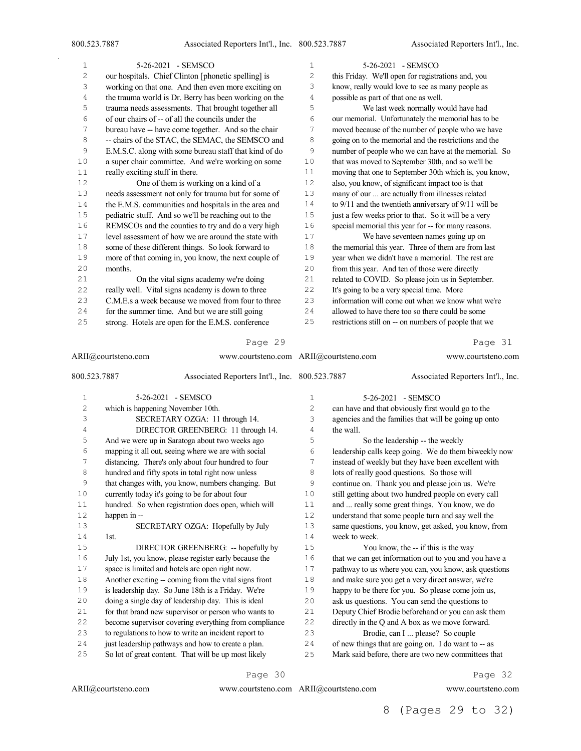our hospitals. Chief Clinton [phonetic spelling] is working on that one. And then even more exciting on the trauma world is Dr. Berry has been working on the trauma needs assessments. That brought together all of our chairs of -- of all the councils under the bureau have -- have come together. And so the chair -- chairs of the STAC, the SEMAC, the SEMSCO and E.M.S.C. along with some bureau staff that kind of do a super chair committee. And we're working on some really exciting stuff in there.

One of them is working on a kind of a needs assessment not only for trauma but for some of the E.M.S. communities and hospitals in the area and pediatric stuff. And so we'll be reaching out to the REMSCOs and the counties to try and do a very high level assessment of how we are around the state with some of these different things. So look forward to more of that coming in, you know, the next couple of months.

On the vital signs academy we're doing really well. Vital signs academy is down to three C.M.E.s a week because we moved from four to three for the summer time. And but we are still going strong. Hotels are open for the E.M.S. conference which is happening November 10th.

SECRETARY OZGA: 11 through 14.

DIRECTOR GREENBERG: 11 through 14. And we were up in Saratoga about two weeks ago mapping it all out, seeing where we are with social distancing. There's only about four hundred to four hundred and fifty spots in total right now unless that changes with, you know, numbers changing. But currently today it's going to be for about four hundred. So when registration does open, which will happen in --

SECRETARY OZGA: Hopefully by July 1st.

DIRECTOR GREENBERG: -- hopefully by July 1st, you know, please register early because the space is limited and hotels are open right now. Another exciting -- coming from the vital signs front is leadership day. So June 18th is a Friday. We're doing a single day of leadership day. This is ideal for that brand new supervisor or person who wants to become supervisor covering everything from compliance to regulations to how to write an incident report to just leadership pathways and how to create a plan. So lot of great content. That will be up most likely this Friday. We'll open for registrations and, you know, really would love to see as many people as possible as part of that one as well.

We last week normally would have had our memorial. Unfortunately the memorial has to be moved because of the number of people who we have going on to the memorial and the restrictions and the number of people who we can have at the memorial. So that was moved to September 30th, and so we'll be moving that one to September 30th which is, you know, also, you know, of significant impact too is that many of our ... are actually from illnesses related to 9/11 and the twentieth anniversary of 9/11 will be just a few weeks prior to that. So it will be a very special memorial this year for -- for many reasons.

We have seventeen names going up on the memorial this year. Three of them are from last year when we didn't have a memorial. The rest are from this year. And ten of those were directly related to COVID. So please join us in September. It's going to be a very special time. More information will come out when we know what we're allowed to have there too so there could be some restrictions still on -- on numbers of people that we can have and that obviously first would go to the agencies and the families that will be going up onto the wall.

So the leadership -- the weekly leadership calls keep going. We do them biweekly now instead of weekly but they have been excellent with lots of really good questions. So those will continue on. Thank you and please join us. We're still getting about two hundred people on every call and ... really some great things. You know, we do understand that some people turn and say well the same questions, you know, get asked, you know, from week to week.

You know, the -- if this is the way that we can get information out to you and you have a pathway to us where you can, you know, ask questions and make sure you get a very direct answer, we're happy to be there for you. So please come join us, ask us questions. You can send the questions to Deputy Chief Brodie beforehand or you can ask them directly in the Q and A box as we move forward.

Brodie, can I ... please? So couple of new things that are going on. I do want to -- as Mark said before, there are two new committees that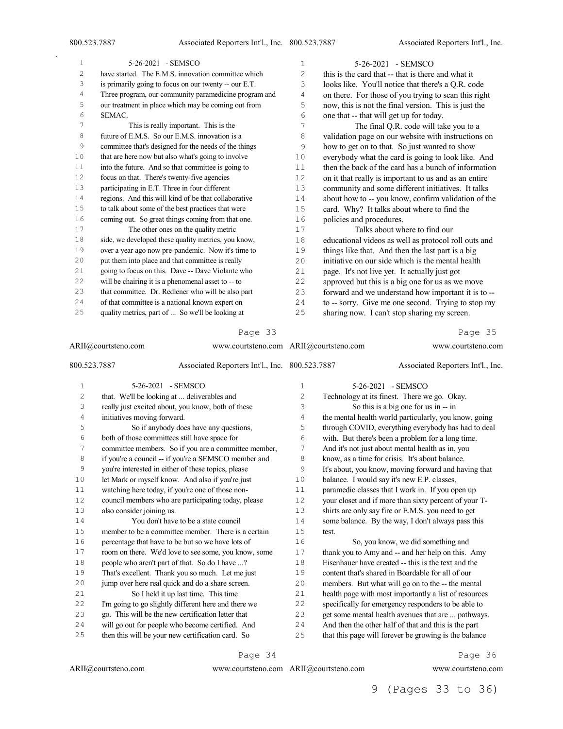have started. The E.M.S. innovation committee which is primarily going to focus on our twenty -- our E.T. Three program, our community paramedicine program and our treatment in place which may be coming out from SEMAC.

This is really important. This is the future of E.M.S. So our E.M.S. innovation is a committee that's designed for the needs of the things that are here now but also what's going to involve into the future. And so that committee is going to focus on that. There's twenty-five agencies participating in E.T. Three in four different regions. And this will kind of be that collaborative to talk about some of the best practices that were coming out. So great things coming from that one.

The other ones on the quality metric side, we developed these quality metrics, you know, over a year ago now pre-pandemic. Now it's time to put them into place and that committee is really going to focus on this. Dave -- Dave Violante who will be chairing it is a phenomenal asset to -- to that committee. Dr. Redlener who will be also part of that committee is a national known expert on quality metrics, part of ... So we'll be looking at that. We'll be looking at ... deliverables and really just excited about, you know, both of these initiatives moving forward.

So if anybody does have any questions, both of those committees still have space for committee members. So if you are a committee member, if you're a council -- if you're a SEMSCO member and you're interested in either of these topics, please let Mark or myself know. And also if you're just watching here today, if you're one of those non-council members who are participating today, please also consider joining us.

You don't have to be a state council member to be a committee member. There is a certain percentage that have to be but so we have lots of room on there. We'd love to see some, you know, some people who aren't part of that. So do I have ...? That's excellent. Thank you so much. Let me just jump over here real quick and do a share screen.

So I held it up last time. This time I'm going to go slightly different here and there we go. This will be the new certification letter that will go out for people who become certified. And then this will be your new certification card. So this is the card that -- that is there and what it looks like. You'll notice that there's a Q.R. code on there. For those of you trying to scan this right now, this is not the final version. This is just the one that -- that will get up for today.

The final Q.R. code will take you to a validation page on our website with instructions on how to get on to that. So just wanted to show everybody what the card is going to look like. And then the back of the card has a bunch of information on it that really is important to us and as an entire community and some different initiatives. It talks about how to -- you know, confirm validation of the card. Why? It talks about where to find the policies and procedures.

Talks about where to find our educational videos as well as protocol roll outs and things like that. And then the last part is a big initiative on our side which is the mental health page. It's not live yet. It actually just got approved but this is a big one for us as we move forward and we understand how important it is to -- to -- sorry. Give me one second. Trying to stop my sharing now. I can't stop sharing my screen. Technology at its finest. There we go. Okay.

So this is a big one for us in -- in the mental health world particularly, you know, going through COVID, everything everybody has had to deal with. But there's been a problem for a long time. And it's not just about mental health as in, you know, as a time for crisis. It's about balance. It's about, you know, moving forward and having that balance. I would say it's new E.P. classes, paramedic classes that I work in. If you open up your closet and if more than sixty percent of your T-shirts are only say fire or E.M.S. you need to get some balance. By the way, I don't always pass this test.

So, you know, we did something and thank you to Amy and -- and her help on this. Amy Eisenhauer have created -- this is the text and the content that's shared in Boardable for all of our members. But what will go on to the -- the mental health page with most importantly a list of resources specifically for emergency responders to be able to get some mental health avenues that are ... pathways. And then the other half of that and this is the part that this page will forever be growing is the balance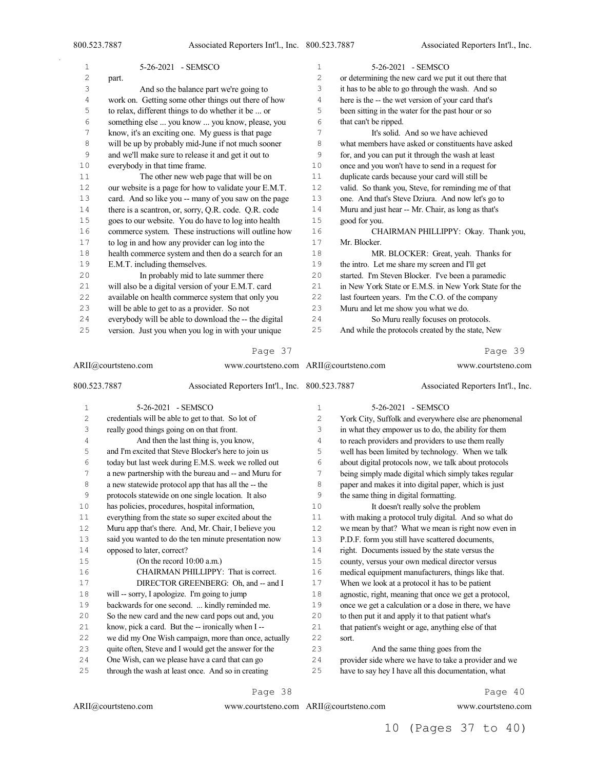part.

And so the balance part we're going to work on. Getting some other things out there of how to relax, different things to do whether it be ... or something else ... you know ... you know, please, you know, it's an exciting one. My guess is that page will be up by probably mid-June if not much sooner and we'll make sure to release it and get it out to everybody in that time frame.

The other new web page that will be on our website is a page for how to validate your E.M.T. card. And so like you -- many of you saw on the page there is a scantron, or, sorry, Q.R. code. Q.R. code goes to our website. You do have to log into health commerce system. These instructions will outline how to log in and how any provider can log into the health commerce system and then do a search for an E.M.T. including themselves.

In probably mid to late summer there will also be a digital version of your E.M.T. card available on health commerce system that only you will be able to get to as a provider. So not everybody will be able to download the -- the digital version. Just you when you log in with your unique credentials will be able to get to that. So lot of really good things going on on that front.

And then the last thing is, you know, and I'm excited that Steve Blocker's here to join us today but last week during E.M.S. week we rolled out a new partnership with the bureau and -- and Muru for a new statewide protocol app that has all the -- the protocols statewide on one single location. It also has policies, procedures, hospital information, everything from the state so super excited about the Muru app that's there. And, Mr. Chair, I believe you said you wanted to do the ten minute presentation now opposed to later, correct?

(On the record 10:00 a.m.)

CHAIRMAN PHILLIPPY: That is correct.

DIRECTOR GREENBERG: Oh, and -- and I will -- sorry, I apologize. I'm going to jump backwards for one second. ... kindly reminded me. So the new card and the new card pops out and, you know, pick a card. But the -- ironically when I -- we did my One Wish campaign, more than once, actually quite often, Steve and I would get the answer for the One Wish, can we please have a card that can go through the wash at least once. And so in creating or determining the new card we put it out there that it has to be able to go through the wash. And so here is the -- the wet version of your card that's been sitting in the water for the past hour or so that can't be ripped.

It's solid. And so we have achieved what members have asked or constituents have asked for, and you can put it through the wash at least once and you won't have to send in a request for duplicate cards because your card will still be valid. So thank you, Steve, for reminding me of that one. And that's Steve Dziura. And now let's go to Muru and just hear -- Mr. Chair, as long as that's good for you.

CHAIRMAN PHILLIPPY: Okay. Thank you, Mr. Blocker.

MR. BLOCKER: Great, yeah. Thanks for the intro. Let me share my screen and I'll get started. I'm Steven Blocker. I've been a paramedic in New York State or E.M.S. in New York State for the last fourteen years. I'm the C.O. of the company Muru and let me show you what we do.

So Muru really focuses on protocols. And while the protocols created by the state, New York City, Suffolk and everywhere else are phenomenal in what they empower us to do, the ability for them to reach providers and providers to use them really well has been limited by technology. When we talk about digital protocols now, we talk about protocols being simply made digital which simply takes regular paper and makes it into digital paper, which is just the same thing in digital formatting.

It doesn't really solve the problem with making a protocol truly digital. And so what do we mean by that? What we mean is right now even in P.D.F. form you still have scattered documents, right. Documents issued by the state versus the county, versus your own medical director versus medical equipment manufacturers, things like that. When we look at a protocol it has to be patient agnostic, right, meaning that once we get a protocol, once we get a calculation or a dose in there, we have to then put it and apply it to that patient what's that patient's weight or age, anything else of that sort.

And the same thing goes from the provider side where we have to take a provider and we have to say hey I have all this documentation, what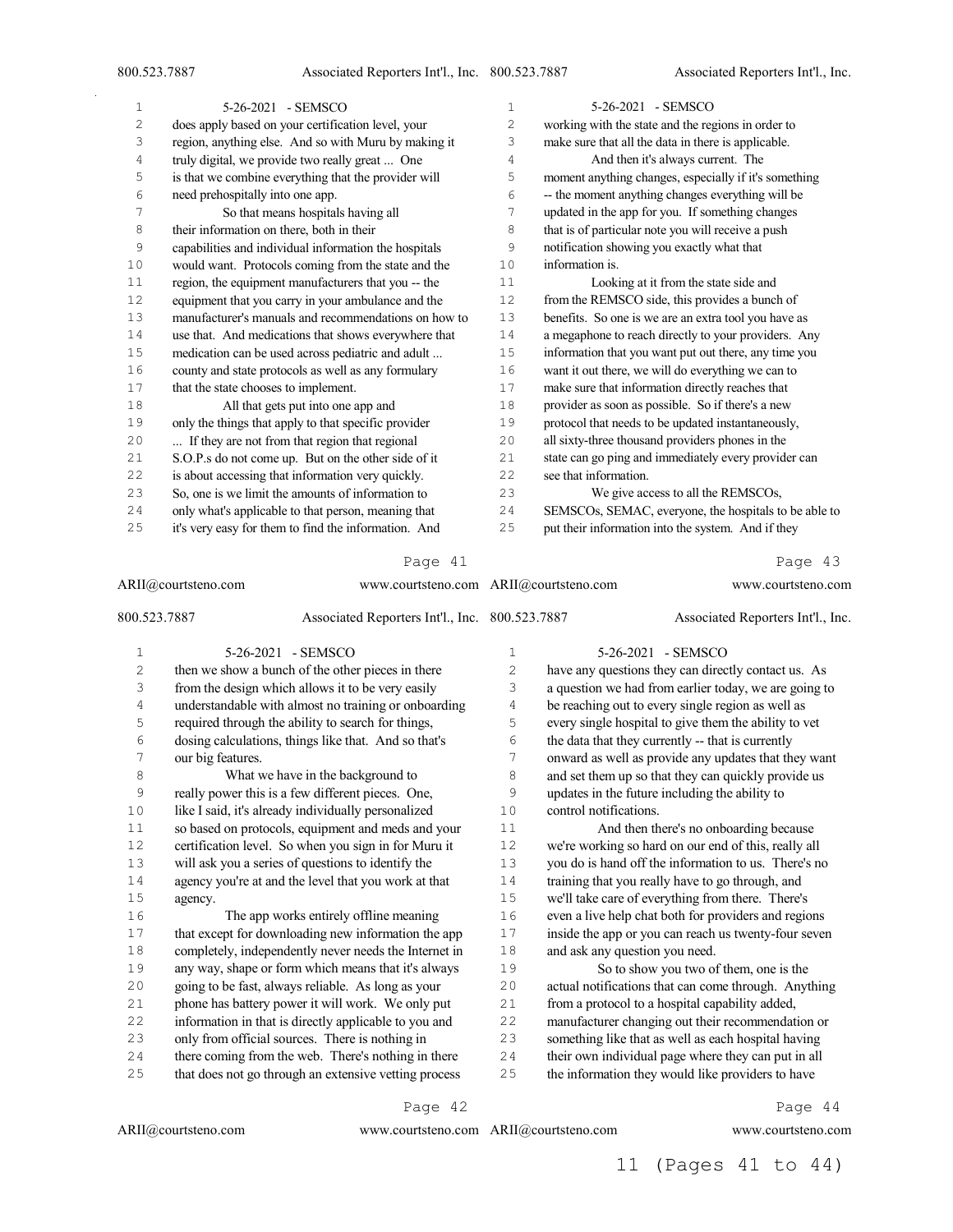does apply based on your certification level, your region, anything else. And so with Muru by making it truly digital, we provide two really great ... One is that we combine everything that the provider will need prehospitally into one app.

So that means hospitals having all their information on there, both in their capabilities and individual information the hospitals would want. Protocols coming from the state and the region, the equipment manufacturers that you -- the equipment that you carry in your ambulance and the manufacturer's manuals and recommendations on how to use that. And medications that shows everywhere that medication can be used across pediatric and adult ... county and state protocols as well as any formulary that the state chooses to implement.

All that gets put into one app and only the things that apply to that specific provider ... If they are not from that region that regional S.O.P.s do not come up. But on the other side of it is about accessing that information very quickly. So, one is we limit the amounts of information to only what's applicable to that person, meaning that it's very easy for them to find the information. And then we show a bunch of the other pieces in there from the design which allows it to be very easily understandable with almost no training or onboarding required through the ability to search for things, dosing calculations, things like that. And so that's our big features.

What we have in the background to really power this is a few different pieces. One, like I said, it's already individually personalized so based on protocols, equipment and meds and your certification level. So when you sign in for Muru it will ask you a series of questions to identify the agency you're at and the level that you work at that agency.

The app works entirely offline meaning that except for downloading new information the app completely, independently never needs the Internet in any way, shape or form which means that it's always going to be fast, always reliable. As long as your phone has battery power it will work. We only put information in that is directly applicable to you and only from official sources. There is nothing in there coming from the web. There's nothing in there that does not go through an extensive vetting process working with the state and the regions in order to make sure that all the data in there is applicable.

And then it's always current. The moment anything changes, especially if it's something -- the moment anything changes everything will be updated in the app for you. If something changes that is of particular note you will receive a push notification showing you exactly what that information is.

Looking at it from the state side and from the REMSCO side, this provides a bunch of benefits. So one is we are an extra tool you have as a megaphone to reach directly to your providers. Any information that you want put out there, any time you want it out there, we will do everything we can to make sure that information directly reaches that provider as soon as possible. So if there's a new protocol that needs to be updated instantaneously, all sixty-three thousand providers phones in the state can go ping and immediately every provider can see that information.

We give access to all the REMSCOs, SEMSCOs, SEMAC, everyone, the hospitals to be able to put their information into the system. And if they have any questions they can directly contact us. As a question we had from earlier today, we are going to be reaching out to every single region as well as every single hospital to give them the ability to vet the data that they currently -- that is currently onward as well as provide any updates that they want and set them up so that they can quickly provide us updates in the future including the ability to control notifications.

And then there's no onboarding because we're working so hard on our end of this, really all you do is hand off the information to us. There's no training that you really have to go through, and we'll take care of everything from there. There's even a live help chat both for providers and regions inside the app or you can reach us twenty-four seven and ask any question you need.

So to show you two of them, one is the actual notifications that can come through. Anything from a protocol to a hospital capability added, manufacturer changing out their recommendation or something like that as well as each hospital having their own individual page where they can put in all the information they would like providers to have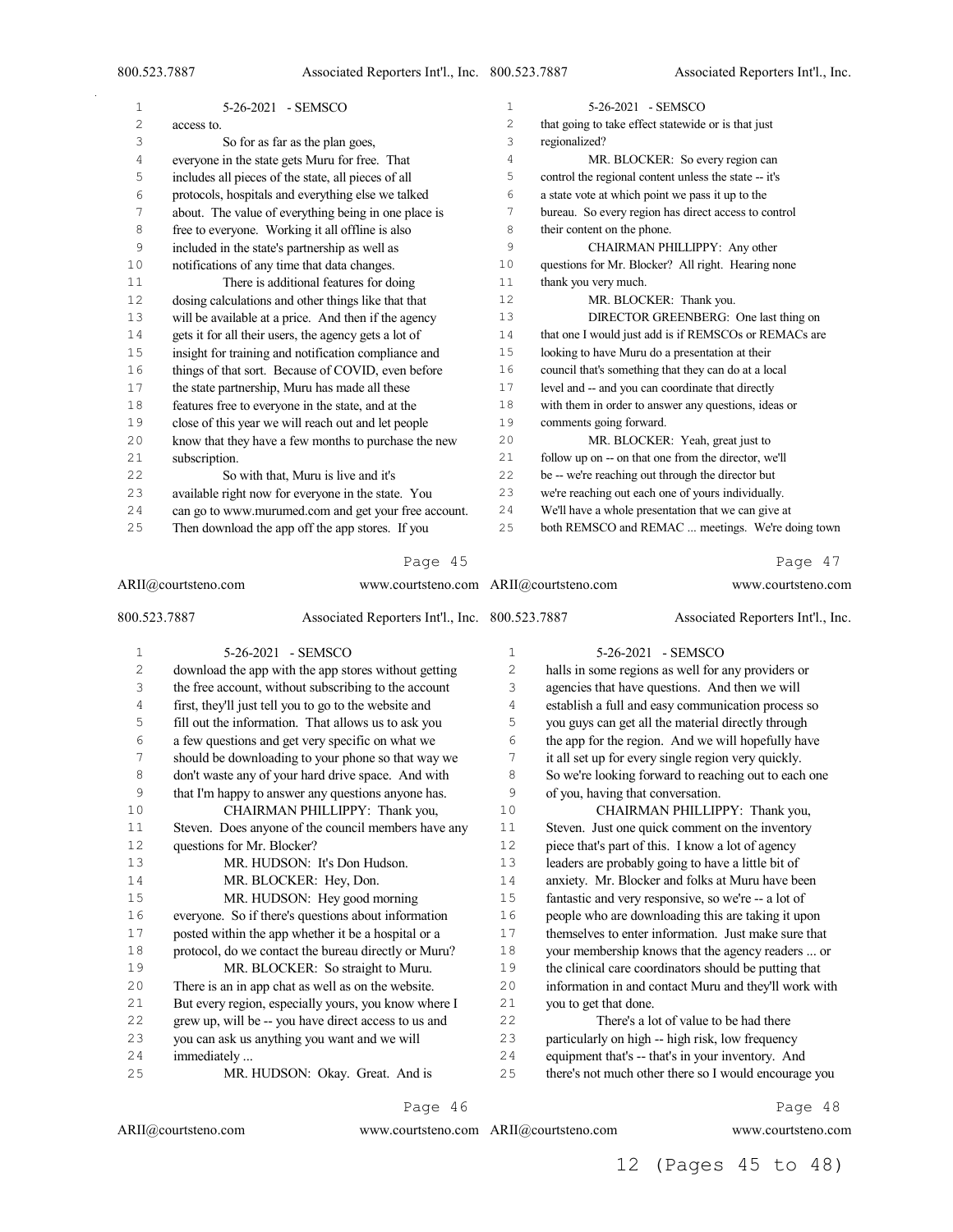access to.

So for as far as the plan goes, everyone in the state gets Muru for free. That includes all pieces of the state, all pieces of all protocols, hospitals and everything else we talked about. The value of everything being in one place is free to everyone. Working it all offline is also included in the state's partnership as well as notifications of any time that data changes.

There is additional features for doing dosing calculations and other things like that that will be available at a price. And then if the agency gets it for all their users, the agency gets a lot of insight for training and notification compliance and things of that sort. Because of COVID, even before the state partnership, Muru has made all these features free to everyone in the state, and at the close of this year we will reach out and let people know that they have a few months to purchase the new subscription.

So with that, Muru is live and it's available right now for everyone in the state. You can go to www.murumed.com and get your free account. Then download the app off the app stores. If you download the app with the app stores without getting the free account, without subscribing to the account first, they'll just tell you to go to the website and fill out the information. That allows us to ask you a few questions and get very specific on what we should be downloading to your phone so that way we don't waste any of your hard drive space. And with that I'm happy to answer any questions anyone has.

CHAIRMAN PHILLIPPY: Thank you, Steven. Does anyone of the council members have any questions for Mr. Blocker?

MR. HUDSON: It's Don Hudson.

MR. BLOCKER: Hey, Don.

MR. HUDSON: Hey good morning everyone. So if there's questions about information posted within the app whether it be a hospital or a protocol, do we contact the bureau directly or Muru?

MR. BLOCKER: So straight to Muru. There is an in app chat as well as on the website. But every region, especially yours, you know where I grew up, will be -- you have direct access to us and you can ask us anything you want and we will immediately ...

MR. HUDSON: Okay. Great. And is that going to take effect statewide or is that just regionalized?

MR. BLOCKER: So every region can control the regional content unless the state -- it's a state vote at which point we pass it up to the bureau. So every region has direct access to control their content on the phone.

CHAIRMAN PHILLIPPY: Any other questions for Mr. Blocker? All right. Hearing none thank you very much.

MR. BLOCKER: Thank you.

DIRECTOR GREENBERG: One last thing on that one I would just add is if REMSCOs or REMACs are looking to have Muru do a presentation at their council that's something that they can do at a local level and -- and you can coordinate that directly with them in order to answer any questions, ideas or comments going forward.

MR. BLOCKER: Yeah, great just to follow up on -- on that one from the director, we'll be -- we're reaching out through the director but we're reaching out each one of yours individually. We'll have a whole presentation that we can give at both REMSCO and REMAC ... meetings. We're doing town halls in some regions as well for any providers or agencies that have questions. And then we will establish a full and easy communication process so you guys can get all the material directly through the app for the region. And we will hopefully have it all set up for every single region very quickly. So we're looking forward to reaching out to each one of you, having that conversation.

CHAIRMAN PHILLIPPY: Thank you, Steven. Just one quick comment on the inventory piece that's part of this. I know a lot of agency leaders are probably going to have a little bit of anxiety. Mr. Blocker and folks at Muru have been fantastic and very responsive, so we're -- a lot of people who are downloading this are taking it upon themselves to enter information. Just make sure that your membership knows that the agency readers ... or the clinical care coordinators should be putting that information in and contact Muru and they'll work with you to get that done.

There's a lot of value to be had there particularly on high -- high risk, low frequency equipment that's -- that's in your inventory. And there's not much other there so I would encourage you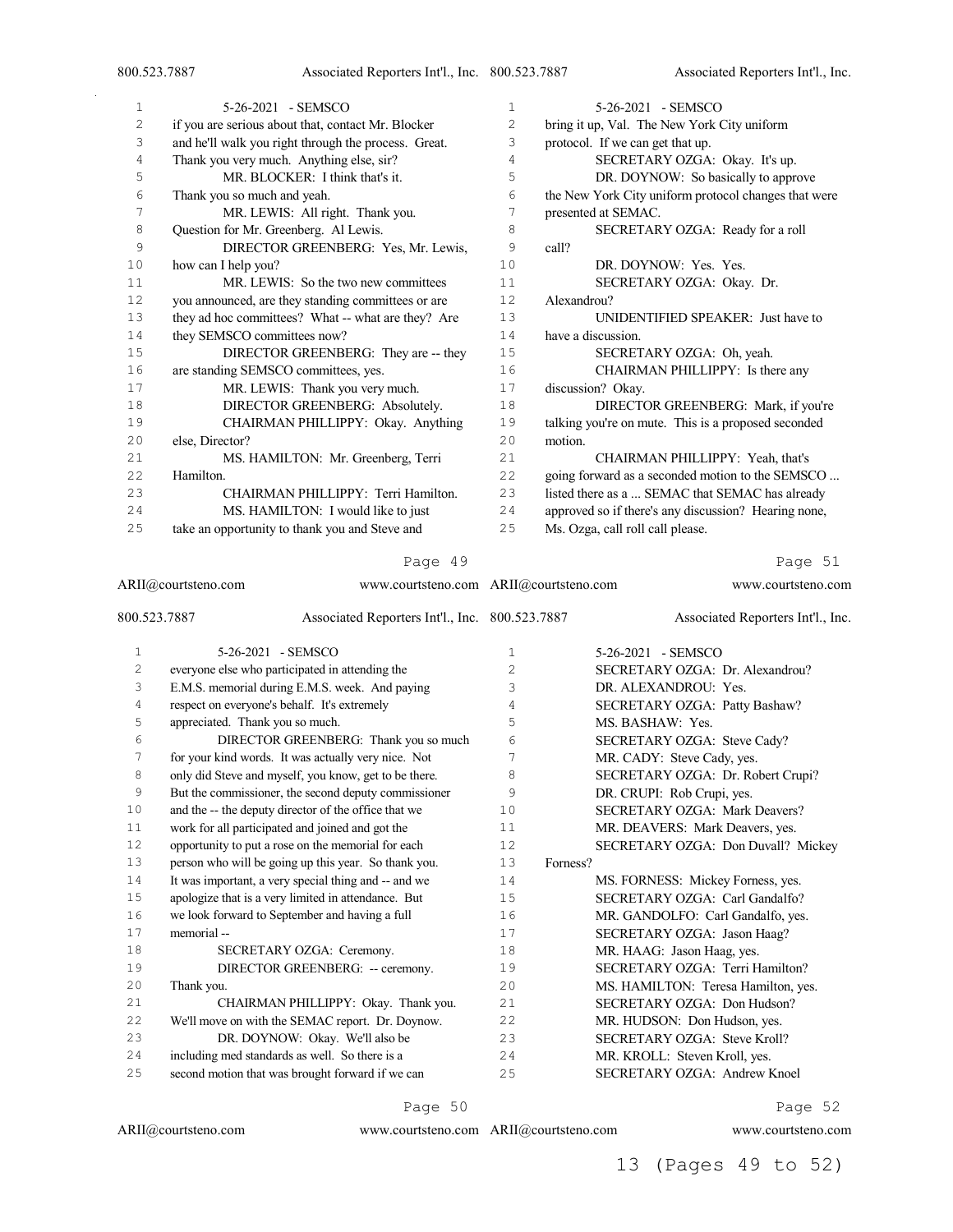if you are serious about that, contact Mr. Blocker and he'll walk you right through the process. Great. Thank you very much. Anything else, sir?

MR. BLOCKER: I think that's it. Thank you so much and yeah.

MR. LEWIS: All right. Thank you. Question for Mr. Greenberg. Al Lewis.

DIRECTOR GREENBERG: Yes, Mr. Lewis, how can I help you?

MR. LEWIS: So the two new committees you announced, are they standing committees or are they ad hoc committees? What -- what are they? Are they SEMSCO committees now?

DIRECTOR GREENBERG: They are -- they are standing SEMSCO committees, yes.

MR. LEWIS: Thank you very much.

DIRECTOR GREENBERG: Absolutely.

CHAIRMAN PHILLIPPY: Okay. Anything else, Director?

MS. HAMILTON: Mr. Greenberg, Terri Hamilton.

CHAIRMAN PHILLIPPY: Terri Hamilton.

MS. HAMILTON: I would like to just take an opportunity to thank you and Steve and everyone else who participated in attending the E.M.S. memorial during E.M.S. week. And paying respect on everyone's behalf. It's extremely appreciated. Thank you so much.

DIRECTOR GREENBERG: Thank you so much for your kind words. It was actually very nice. Not only did Steve and myself, you know, get to be there. But the commissioner, the second deputy commissioner and the -- the deputy director of the office that we work for all participated and joined and got the opportunity to put a rose on the memorial for each person who will be going up this year. So thank you. It was important, a very special thing and -- and we apologize that is a very limited in attendance. But we look forward to September and having a full memorial --

SECRETARY OZGA: Ceremony.

DIRECTOR GREENBERG: -- ceremony. Thank you.

CHAIRMAN PHILLIPPY: Okay. Thank you. We'll move on with the SEMAC report. Dr. Doynow.

DR. DOYNOW: Okay. We'll also be including med standards as well. So there is a second motion that was brought forward if we can bring it up, Val. The New York City uniform protocol. If we can get that up.

SECRETARY OZGA: Okay. It's up.

DR. DOYNOW: So basically to approve the New York City uniform protocol changes that were presented at SEMAC.

SECRETARY OZGA: Ready for a roll call?

DR. DOYNOW: Yes. Yes.

SECRETARY OZGA: Okay. Dr. Alexandrou?

UNIDENTIFIED SPEAKER: Just have to have a discussion.

SECRETARY OZGA: Oh, yeah.

CHAIRMAN PHILLIPPY: Is there any discussion? Okay.

DIRECTOR GREENBERG: Mark, if you're talking you're on mute. This is a proposed seconded motion.

CHAIRMAN PHILLIPPY: Yeah, that's going forward as a seconded motion to the SEMSCO ... listed there as a ... SEMAC that SEMAC has already approved so if there's any discussion? Hearing none, Ms. Ozga, call roll call please.

SECRETARY OZGA: Dr. Alexandrou?

DR. ALEXANDROU: Yes.

SECRETARY OZGA: Patty Bashaw?

MS. BASHAW: Yes.

SECRETARY OZGA: Steve Cady?

MR. CADY: Steve Cady, yes.

SECRETARY OZGA: Dr. Robert Crupi?

DR. CRUPI: Rob Crupi, yes.

SECRETARY OZGA: Mark Deavers?

MR. DEAVERS: Mark Deavers, yes.

SECRETARY OZGA: Don Duvall? Mickey Forness?

MS. FORNESS: Mickey Forness, yes.

SECRETARY OZGA: Carl Gandalfo?

MR. GANDOLFO: Carl Gandalfo, yes.

SECRETARY OZGA: Jason Haag?

MR. HAAG: Jason Haag, yes.

SECRETARY OZGA: Terri Hamilton?

MS. HAMILTON: Teresa Hamilton, yes.

SECRETARY OZGA: Don Hudson?

MR. HUDSON: Don Hudson, yes.

SECRETARY OZGA: Steve Kroll?

MR. KROLL: Steven Kroll, yes.

SECRETARY OZGA: Andrew Knoel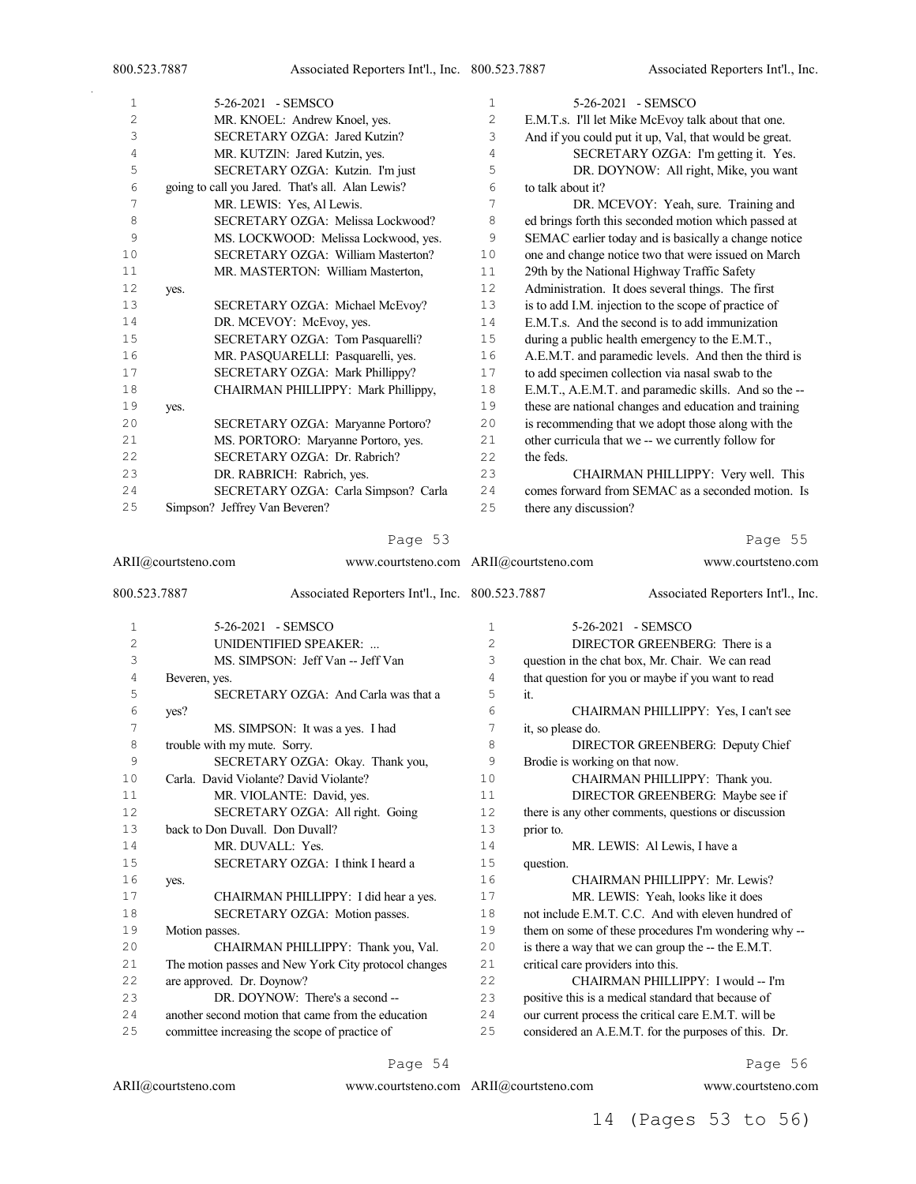MR. KNOEL: Andrew Knoel, yes.

SECRETARY OZGA: Jared Kutzin?

MR. KUTZIN: Jared Kutzin, yes.

SECRETARY OZGA: Kutzin. I'm just going to call you Jared. That's all. Alan Lewis?

MR. LEWIS: Yes, Al Lewis.

SECRETARY OZGA: Melissa Lockwood?

MS. LOCKWOOD: Melissa Lockwood, yes.

SECRETARY OZGA: William Masterton?

MR. MASTERTON: William Masterton, yes.

SECRETARY OZGA: Michael McEvoy?

DR. MCEVOY: McEvoy, yes.

SECRETARY OZGA: Tom Pasquarelli?

MR. PASQUARELLI: Pasquarelli, yes.

SECRETARY OZGA: Mark Phillippy?

CHAIRMAN PHILLIPPY: Mark Phillippy, yes.

SECRETARY OZGA: Maryanne Portoro?

MS. PORTORO: Maryanne Portoro, yes.

SECRETARY OZGA: Dr. Rabrich?

DR. RABRICH: Rabrich, yes.

SECRETARY OZGA: Carla Simpson? Carla Simpson? Jeffrey Van Beveren?

UNIDENTIFIED SPEAKER: ...

MS. SIMPSON: Jeff Van -- Jeff Van Beveren, yes.

SECRETARY OZGA: And Carla was that a yes?

MS. SIMPSON: It was a yes. I had trouble with my mute. Sorry.

SECRETARY OZGA: Okay. Thank you, Carla. David Violante? David Violante?

MR. VIOLANTE: David, yes.

SECRETARY OZGA: All right. Going back to Don Duvall. Don Duvall?

MR. DUVALL: Yes.

SECRETARY OZGA: I think I heard a yes.

CHAIRMAN PHILLIPPY: I did hear a yes.

SECRETARY OZGA: Motion passes. Motion passes.

CHAIRMAN PHILLIPPY: Thank you, Val. The motion passes and New York City protocol changes are approved. Dr. Doynow?

DR. DOYNOW: There's a second -- another second motion that came from the education committee increasing the scope of practice of E.M.T.s. I'll let Mike McEvoy talk about that one. And if you could put it up, Val, that would be great.

SECRETARY OZGA: I'm getting it. Yes.

DR. DOYNOW: All right, Mike, you want to talk about it?

DR. MCEVOY: Yeah, sure. Training and ed brings forth this seconded motion which passed at SEMAC earlier today and is basically a change notice one and change notice two that were issued on March 29th by the National Highway Traffic Safety Administration. It does several things. The first is to add I.M. injection to the scope of practice of E.M.T.s. And the second is to add immunization during a public health emergency to the E.M.T., A.E.M.T. and paramedic levels. And then the third is to add specimen collection via nasal swab to the E.M.T., A.E.M.T. and paramedic skills. And so the -- these are national changes and education and training is recommending that we adopt those along with the other curricula that we -- we currently follow for the feds.

CHAIRMAN PHILLIPPY: Very well. This comes forward from SEMAC as a seconded motion. Is there any discussion?

DIRECTOR GREENBERG: There is a question in the chat box, Mr. Chair. We can read that question for you or maybe if you want to read it.

CHAIRMAN PHILLIPPY: Yes, I can't see it, so please do.

DIRECTOR GREENBERG: Deputy Chief Brodie is working on that now.

CHAIRMAN PHILLIPPY: Thank you.

DIRECTOR GREENBERG: Maybe see if there is any other comments, questions or discussion prior to.

MR. LEWIS: Al Lewis, I have a question.

CHAIRMAN PHILLIPPY: Mr. Lewis?

MR. LEWIS: Yeah, looks like it does not include E.M.T. C.C. And with eleven hundred of them on some of these procedures I'm wondering why -- is there a way that we can group the -- the E.M.T. critical care providers into this.

CHAIRMAN PHILLIPPY: I would -- I'm positive this is a medical standard that because of our current process the critical care E.M.T. will be considered an A.E.M.T. for the purposes of this. Dr.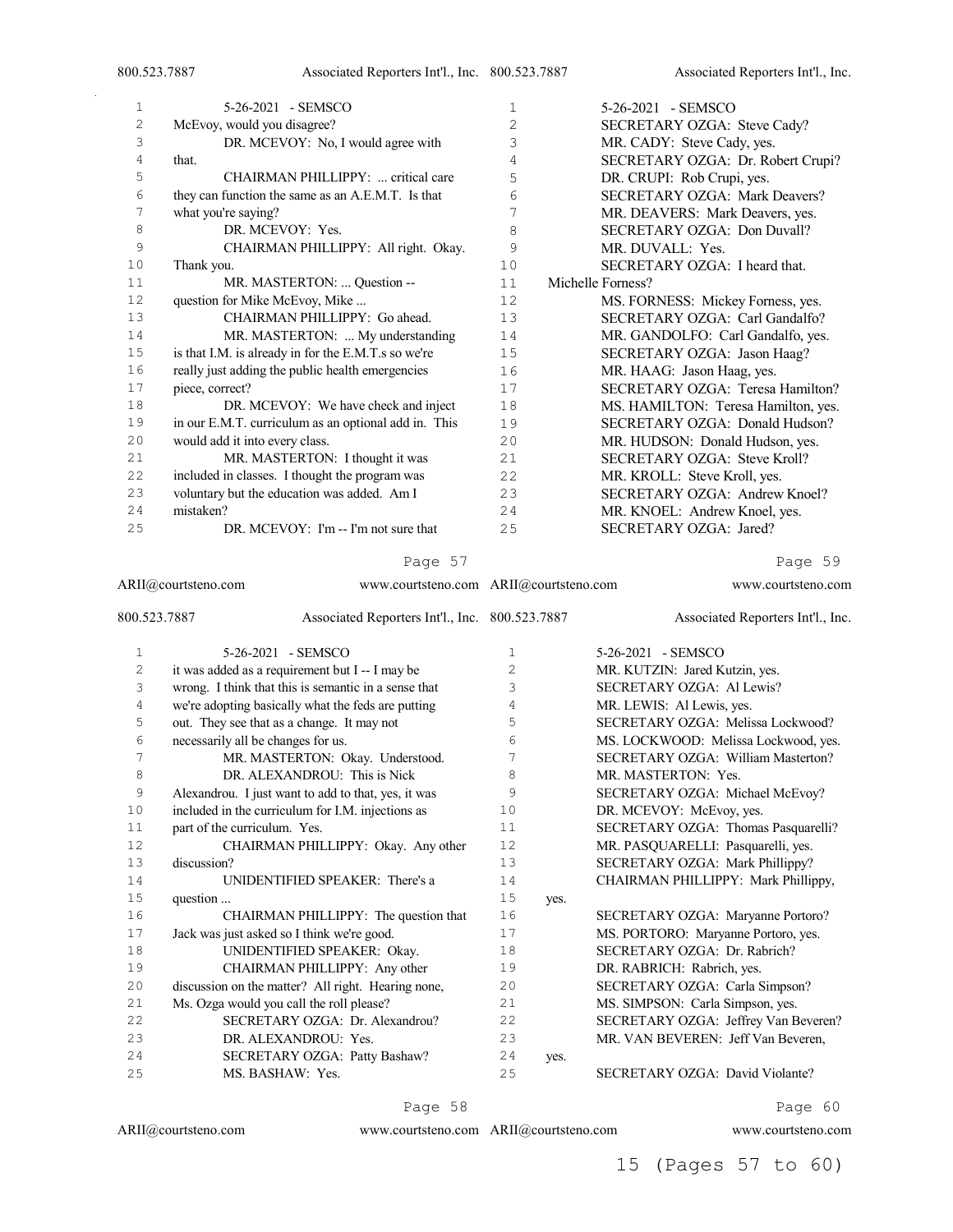5-26-2021 - SEMSCO

McEvoy, would you disagree?

DR. MCEVOY: No, I would agree with that.

CHAIRMAN PHILLIPPY: ... critical care they can function the same as an A.E.M.T. Is that what you're saying?

DR. MCEVOY: Yes.

CHAIRMAN PHILLIPPY: All right. Okay. Thank you.

MR. MASTERTON: ... Question -- question for Mike McEvoy, Mike ...

CHAIRMAN PHILLIPPY: Go ahead.

MR. MASTERTON: ... My understanding is that I.M. is already in for the E.M.T.s so we're really just adding the public health emergencies piece, correct?

DR. MCEVOY: We have check and inject in our E.M.T. curriculum as an optional add in. This would add it into every class.

MR. MASTERTON: I thought it was included in classes. I thought the program was voluntary but the education was added. Am I mistaken?

DR. MCEVOY: I'm -- I'm not sure that it was added as a requirement but I -- I may be wrong. I think that this is semantic in a sense that we're adopting basically what the feds are putting out. They see that as a change. It may not necessarily all be changes for us.

MR. MASTERTON: Okay. Understood.

DR. ALEXANDROU: This is Nick Alexandrou. I just want to add to that, yes, it was included in the curriculum for I.M. injections as part of the curriculum. Yes.

CHAIRMAN PHILLIPPY: Okay. Any other discussion?

UNIDENTIFIED SPEAKER: There's a question ...

CHAIRMAN PHILLIPPY: The question that Jack was just asked so I think we're good.

UNIDENTIFIED SPEAKER: Okay.

CHAIRMAN PHILLIPPY: Any other discussion on the matter? All right. Hearing none, Ms. Ozga would you call the roll please?

SECRETARY OZGA: Dr. Alexandrou?

DR. ALEXANDROU: Yes.

SECRETARY OZGA: Patty Bashaw?

MS. BASHAW: Yes.

SECRETARY OZGA: Steve Cady?

MR. CADY: Steve Cady, yes.

SECRETARY OZGA: Dr. Robert Crupi?

DR. CRUPI: Rob Crupi, yes.

SECRETARY OZGA: Mark Deavers?

MR. DEAVERS: Mark Deavers, yes.

SECRETARY OZGA: Don Duvall?

MR. DUVALL: Yes.

SECRETARY OZGA: I heard that. Michelle Forness?

MS. FORNESS: Mickey Forness, yes.

SECRETARY OZGA: Carl Gandalfo?

MR. GANDOLFO: Carl Gandalfo, yes.

SECRETARY OZGA: Jason Haag?

MR. HAAG: Jason Haag, yes.

SECRETARY OZGA: Teresa Hamilton?

MS. HAMILTON: Teresa Hamilton, yes.

SECRETARY OZGA: Donald Hudson?

MR. HUDSON: Donald Hudson, yes.

SECRETARY OZGA: Steve Kroll?

MR. KROLL: Steve Kroll, yes.

SECRETARY OZGA: Andrew Knoel?

MR. KNOEL: Andrew Knoel, yes.

SECRETARY OZGA: Jared?

MR. KUTZIN: Jared Kutzin, yes.

SECRETARY OZGA: Al Lewis?

MR. LEWIS: Al Lewis, yes.

SECRETARY OZGA: Melissa Lockwood?

MS. LOCKWOOD: Melissa Lockwood, yes.

SECRETARY OZGA: William Masterton?

MR. MASTERTON: Yes.

SECRETARY OZGA: Michael McEvoy?

DR. MCEVOY: McEvoy, yes.

SECRETARY OZGA: Thomas Pasquarelli?

MR. PASQUARELLI: Pasquarelli, yes.

SECRETARY OZGA: Mark Phillippy?

CHAIRMAN PHILLIPPY: Mark Phillippy, yes.

SECRETARY OZGA: Maryanne Portoro?

MS. PORTORO: Maryanne Portoro, yes.

SECRETARY OZGA: Dr. Rabrich?

DR. RABRICH: Rabrich, yes.

SECRETARY OZGA: Carla Simpson?

MS. SIMPSON: Carla Simpson, yes.

SECRETARY OZGA: Jeffrey Van Beveren?

MR. VAN BEVEREN: Jeff Van Beveren, yes.

SECRETARY OZGA: David Violante?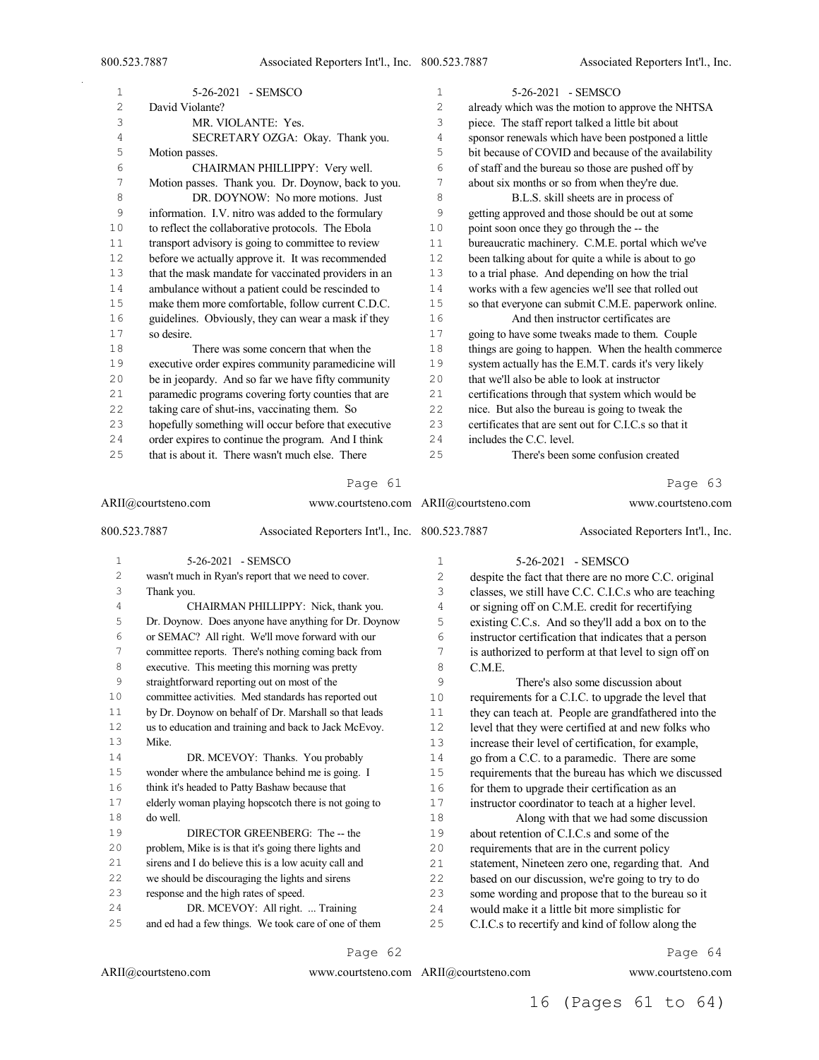David Violante?

MR. VIOLANTE: Yes.

SECRETARY OZGA: Okay. Thank you. Motion passes.

CHAIRMAN PHILLIPPY: Very well. Motion passes. Thank you. Dr. Doynow, back to you.

DR. DOYNOW: No more motions. Just information. I.V. nitro was added to the formulary to reflect the collaborative protocols. The Ebola transport advisory is going to committee to review before we actually approve it. It was recommended that the mask mandate for vaccinated providers in an ambulance without a patient could be rescinded to make them more comfortable, follow current C.D.C. guidelines. Obviously, they can wear a mask if they so desire.

There was some concern that when the executive order expires community paramedicine will be in jeopardy. And so far we have fifty community paramedic programs covering forty counties that are taking care of shut-ins, vaccinating them. So hopefully something will occur before that executive order expires to continue the program. And I think that is about it. There wasn't much else. There wasn't much in Ryan's report that we need to cover. Thank you.

CHAIRMAN PHILLIPPY: Nick, thank you. Dr. Doynow. Does anyone have anything for Dr. Doynow or SEMAC? All right. We'll move forward with our committee reports. There's nothing coming back from executive. This meeting this morning was pretty straightforward reporting out on most of the committee activities. Med standards has reported out by Dr. Doynow on behalf of Dr. Marshall so that leads us to education and training and back to Jack McEvoy. Mike.

DR. MCEVOY: Thanks. You probably wonder where the ambulance behind me is going. I think it's headed to Patty Bashaw because that elderly woman playing hopscotch there is not going to do well.

DIRECTOR GREENBERG: The -- the problem, Mike is is that it's going there lights and sirens and I do believe this is a low acuity call and we should be discouraging the lights and sirens response and the high rates of speed.

DR. MCEVOY: All right. ... Training and ed had a few things. We took care of one of them already which was the motion to approve the NHTSA piece. The staff report talked a little bit about sponsor renewals which have been postponed a little bit because of COVID and because of the availability of staff and the bureau so those are pushed off by about six months or so from when they're due.

B.L.S. skill sheets are in process of getting approved and those should be out at some point soon once they go through the -- the bureaucratic machinery. C.M.E. portal which we've been talking about for quite a while is about to go to a trial phase. And depending on how the trial works with a few agencies we'll see that rolled out so that everyone can submit C.M.E. paperwork online.

And then instructor certificates are going to have some tweaks made to them. Couple things are going to happen. When the health commerce system actually has the E.M.T. cards it's very likely that we'll also be able to look at instructor certifications through that system which would be nice. But also the bureau is going to tweak the certificates that are sent out for C.I.C.s so that it includes the C.C. level.

There's been some confusion created despite the fact that there are no more C.C. original classes, we still have C.C. C.I.C.s who are teaching or signing off on C.M.E. credit for recertifying existing C.C.s. And so they'll add a box on to the instructor certification that indicates that a person is authorized to perform at that level to sign off on C.M.E.

There's also some discussion about requirements for a C.I.C. to upgrade the level that they can teach at. People are grandfathered into the level that they were certified at and new folks who increase their level of certification, for example, go from a C.C. to a paramedic. There are some requirements that the bureau has which we discussed for them to upgrade their certification as an instructor coordinator to teach at a higher level.

Along with that we had some discussion about retention of C.I.C.s and some of the requirements that are in the current policy statement, Nineteen zero one, regarding that. And based on our discussion, we're going to try to do some wording and propose that to the bureau so it would make it a little bit more simplistic for C.I.C.s to recertify and kind of follow along the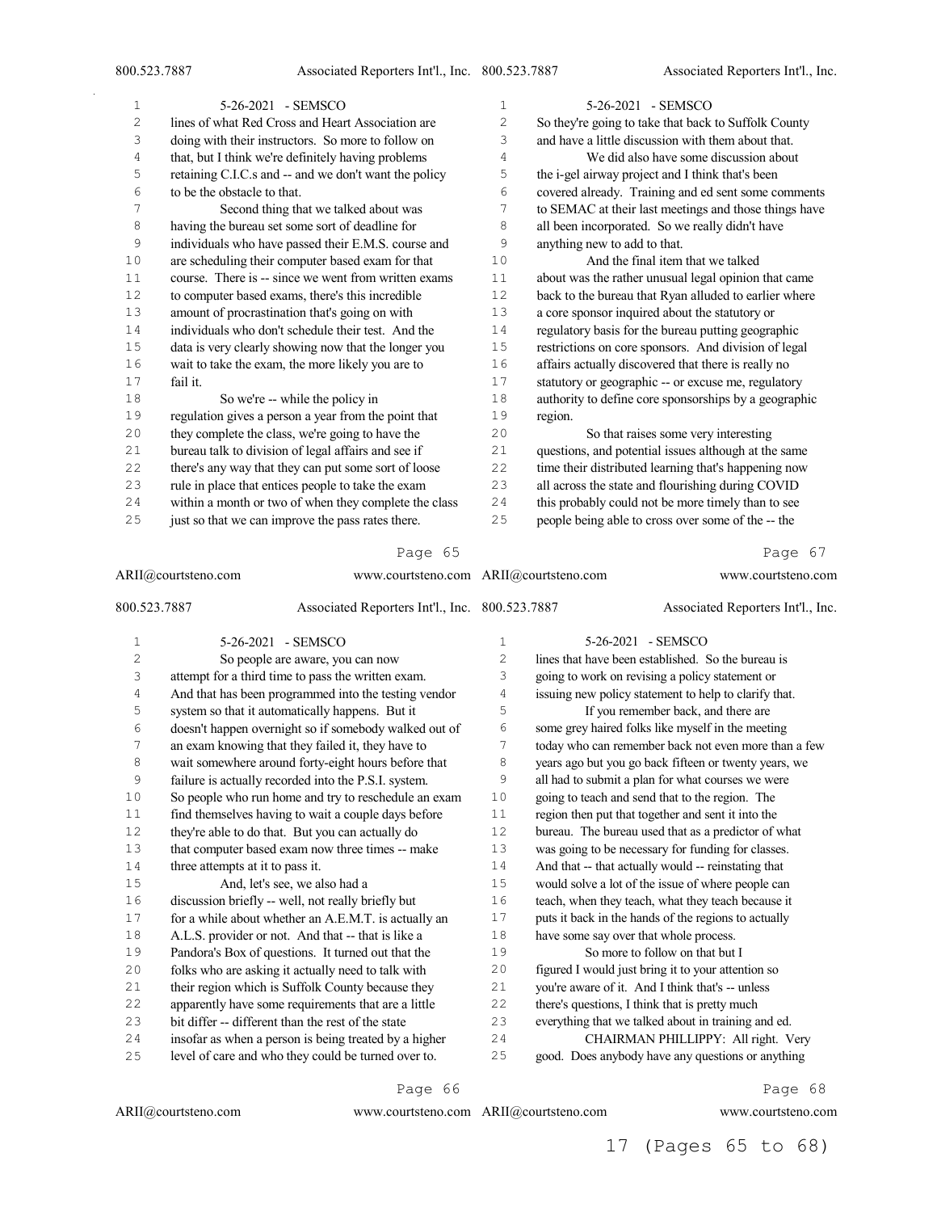lines of what Red Cross and Heart Association are doing with their instructors. So more to follow on that, but I think we're definitely having problems retaining C.I.C.s and -- and we don't want the policy to be the obstacle to that.

Second thing that we talked about was having the bureau set some sort of deadline for individuals who have passed their E.M.S. course and are scheduling their computer based exam for that course. There is -- since we went from written exams to computer based exams, there's this incredible amount of procrastination that's going on with individuals who don't schedule their test. And the data is very clearly showing now that the longer you wait to take the exam, the more likely you are to fail it.

So we're -- while the policy in regulation gives a person a year from the point that they complete the class, we're going to have the bureau talk to division of legal affairs and see if there's any way that they can put some sort of loose rule in place that entices people to take the exam within a month or two of when they complete the class just so that we can improve the pass rates there.

So people are aware, you can now attempt for a third time to pass the written exam. And that has been programmed into the testing vendor system so that it automatically happens. But it doesn't happen overnight so if somebody walked out of an exam knowing that they failed it, they have to wait somewhere around forty-eight hours before that failure is actually recorded into the P.S.I. system. So people who run home and try to reschedule an exam find themselves having to wait a couple days before they're able to do that. But you can actually do that computer based exam now three times -- make three attempts at it to pass it.

And, let's see, we also had a discussion briefly -- well, not really briefly but for a while about whether an A.E.M.T. is actually an A.L.S. provider or not. And that -- that is like a Pandora's Box of questions. It turned out that the folks who are asking it actually need to talk with their region which is Suffolk County because they apparently have some requirements that are a little bit differ -- different than the rest of the state insofar as when a person is being treated by a higher level of care and who they could be turned over to.

So they're going to take that back to Suffolk County and have a little discussion with them about that.

We did also have some discussion about the i-gel airway project and I think that's been covered already. Training and ed sent some comments to SEMAC at their last meetings and those things have all been incorporated. So we really didn't have anything new to add to that.

And the final item that we talked about was the rather unusual legal opinion that came back to the bureau that Ryan alluded to earlier where a core sponsor inquired about the statutory or regulatory basis for the bureau putting geographic restrictions on core sponsors. And division of legal affairs actually discovered that there is really no statutory or geographic -- or excuse me, regulatory authority to define core sponsorships by a geographic region.

So that raises some very interesting questions, and potential issues although at the same time their distributed learning that's happening now all across the state and flourishing during COVID this probably could not be more timely than to see people being able to cross over some of the -- the lines that have been established. So the bureau is going to work on revising a policy statement or issuing new policy statement to help to clarify that.

If you remember back, and there are some grey haired folks like myself in the meeting today who can remember back not even more than a few years ago but you go back fifteen or twenty years, we all had to submit a plan for what courses we were going to teach and send that to the region. The region then put that together and sent it into the bureau. The bureau used that as a predictor of what was going to be necessary for funding for classes. And that -- that actually would -- reinstating that would solve a lot of the issue of where people can teach, when they teach, what they teach because it puts it back in the hands of the regions to actually have some say over that whole process.

So more to follow on that but I figured I would just bring it to your attention so you're aware of it. And I think that's -- unless there's questions, I think that is pretty much everything that we talked about in training and ed.

CHAIRMAN PHILLIPPY: All right. Very good. Does anybody have any questions or anything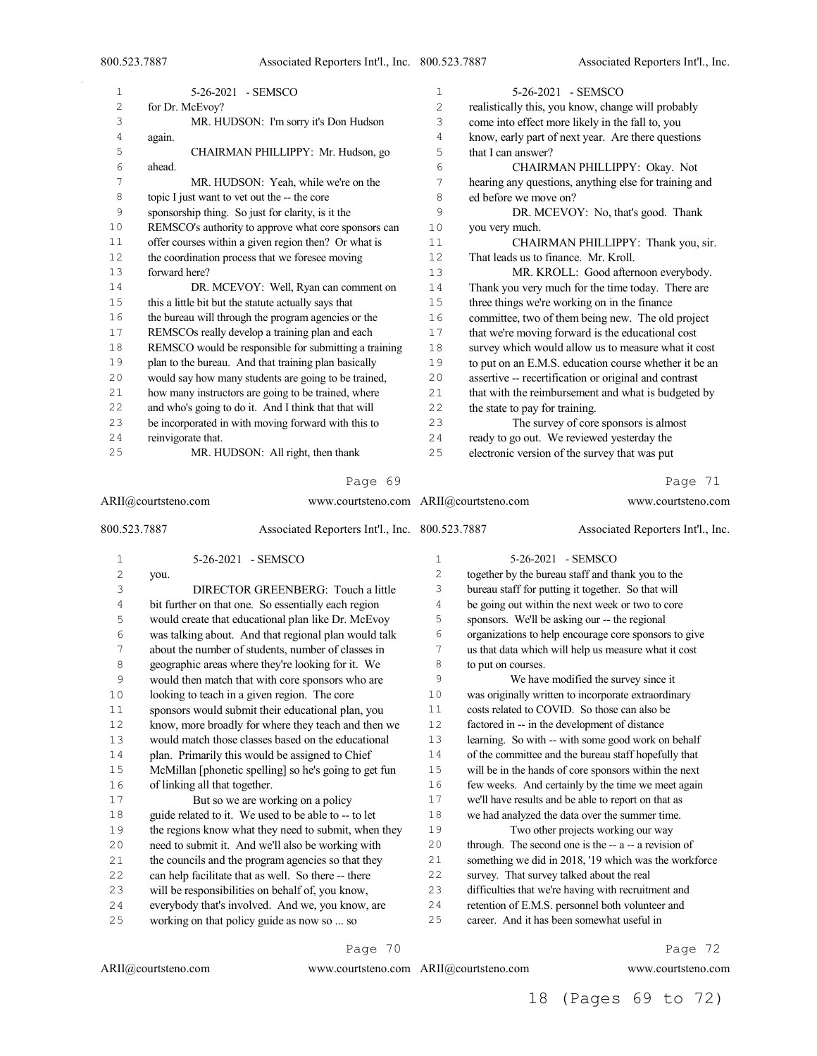for Dr. McEvoy?

MR. HUDSON: I'm sorry it's Don Hudson again.

CHAIRMAN PHILLIPPY: Mr. Hudson, go ahead.

MR. HUDSON: Yeah, while we're on the topic I just want to vet out the -- the core sponsorship thing. So just for clarity, is it the REMSCO's authority to approve what core sponsors can offer courses within a given region then? Or what is the coordination process that we foresee moving forward here?

DR. MCEVOY: Well, Ryan can comment on this a little bit but the statute actually says that the bureau will through the program agencies or the REMSCOs really develop a training plan and each REMSCO would be responsible for submitting a training plan to the bureau. And that training plan basically would say how many students are going to be trained, how many instructors are going to be trained, where and who's going to do it. And I think that that will be incorporated in with moving forward with this to reinvigorate that.

MR. HUDSON: All right, then thank you.

DIRECTOR GREENBERG: Touch a little bit further on that one. So essentially each region would create that educational plan like Dr. McEvoy was talking about. And that regional plan would talk about the number of students, number of classes in geographic areas where they're looking for it. We would then match that with core sponsors who are looking to teach in a given region. The core sponsors would submit their educational plan, you know, more broadly for where they teach and then we would match those classes based on the educational plan. Primarily this would be assigned to Chief McMillan [phonetic spelling] so he's going to get fun of linking all that together.

But so we are working on a policy guide related to it. We used to be able to -- to let the regions know what they need to submit, when they need to submit it. And we'll also be working with the councils and the program agencies so that they can help facilitate that as well. So there -- there will be responsibilities on behalf of, you know, everybody that's involved. And we, you know, are working on that policy guide as now so ... so realistically this, you know, change will probably come into effect more likely in the fall to, you know, early part of next year. Are there questions that I can answer?

CHAIRMAN PHILLIPPY: Okay. Not hearing any questions, anything else for training and ed before we move on?

DR. MCEVOY: No, that's good. Thank you very much.

CHAIRMAN PHILLIPPY: Thank you, sir. That leads us to finance. Mr. Kroll.

MR. KROLL: Good afternoon everybody. Thank you very much for the time today. There are three things we're working on in the finance committee, two of them being new. The old project that we're moving forward is the educational cost survey which would allow us to measure what it cost to put on an E.M.S. education course whether it be an assertive -- recertification or original and contrast that with the reimbursement and what is budgeted by the state to pay for training.

The survey of core sponsors is almost ready to go out. We reviewed yesterday the electronic version of the survey that was put together by the bureau staff and thank you to the bureau staff for putting it together. So that will be going out within the next week or two to core sponsors. We'll be asking our -- the regional organizations to help encourage core sponsors to give us that data which will help us measure what it cost to put on courses.

We have modified the survey since it was originally written to incorporate extraordinary costs related to COVID. So those can also be factored in -- in the development of distance learning. So with -- with some good work on behalf of the committee and the bureau staff hopefully that will be in the hands of core sponsors within the next few weeks. And certainly by the time we meet again we'll have results and be able to report on that as we had analyzed the data over the summer time.

Two other projects working our way through. The second one is the -- a -- a revision of something we did in 2018, '19 which was the workforce survey. That survey talked about the real difficulties that we're having with recruitment and retention of E.M.S. personnel both volunteer and career. And it has been somewhat useful in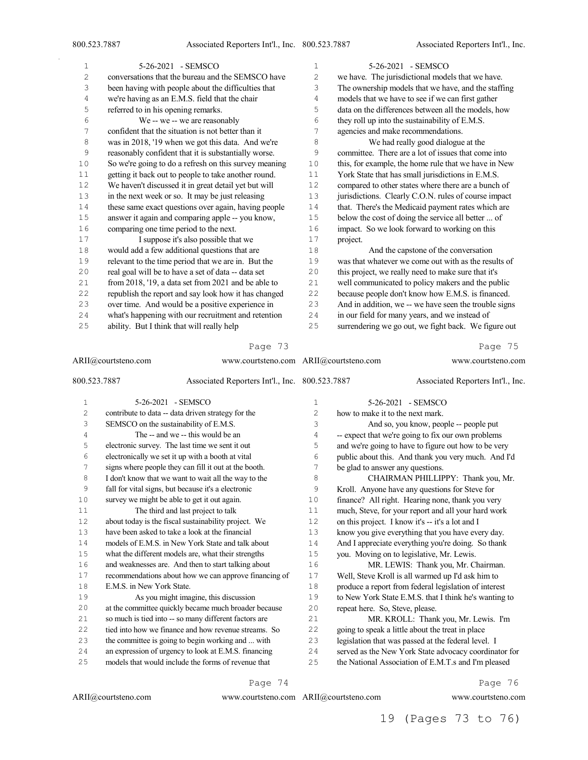conversations that the bureau and the SEMSCO have been having with people about the difficulties that we're having as an E.M.S. field that the chair referred to in his opening remarks.

We -- we -- we are reasonably confident that the situation is not better than it was in 2018, '19 when we got this data. And we're reasonably confident that it is substantially worse. So we're going to do a refresh on this survey meaning getting it back out to people to take another round. We haven't discussed it in great detail yet but will in the next week or so. It may be just releasing these same exact questions over again, having people answer it again and comparing apple -- you know, comparing one time period to the next.

I suppose it's also possible that we would add a few additional questions that are relevant to the time period that we are in. But the real goal will be to have a set of data -- data set from 2018, '19, a data set from 2021 and be able to republish the report and say look how it has changed over time. And would be a positive experience in what's happening with our recruitment and retention ability. But I think that will really help contribute to data -- data driven strategy for the SEMSCO on the sustainability of E.M.S.

The -- and we -- this would be an electronic survey. The last time we sent it out electronically we set it up with a booth at vital signs where people they can fill it out at the booth. I don't know that we want to wait all the way to the fall for vital signs, but because it's a electronic survey we might be able to get it out again.

The third and last project to talk about today is the fiscal sustainability project. We have been asked to take a look at the financial models of E.M.S. in New York State and talk about what the different models are, what their strengths and weaknesses are. And then to start talking about recommendations about how we can approve financing of E.M.S. in New York State.

As you might imagine, this discussion at the committee quickly became much broader because so much is tied into -- so many different factors are tied into how we finance and how revenue streams. So the committee is going to begin working and ... with an expression of urgency to look at E.M.S. financing models that would include the forms of revenue that we have. The jurisdictional models that we have. The ownership models that we have, and the staffing models that we have to see if we can first gather data on the differences between all the models, how they roll up into the sustainability of E.M.S. agencies and make recommendations.

We had really good dialogue at the committee. There are a lot of issues that come into this, for example, the home rule that we have in New York State that has small jurisdictions in E.M.S. compared to other states where there are a bunch of jurisdictions. Clearly C.O.N. rules of course impact that. There's the Medicaid payment rates which are below the cost of doing the service all better ... of impact. So we look forward to working on this project.

And the capstone of the conversation was that whatever we come out with as the results of this project, we really need to make sure that it's well communicated to policy makers and the public because people don't know how E.M.S. is financed. And in addition, we -- we have seen the trouble signs in our field for many years, and we instead of surrendering we go out, we fight back. We figure out how to make it to the next mark.

And so, you know, people -- people put -- expect that we're going to fix our own problems and we're going to have to figure out how to be very public about this. And thank you very much. And I'd be glad to answer any questions.

CHAIRMAN PHILLIPPY: Thank you, Mr. Kroll. Anyone have any questions for Steve for finance? All right. Hearing none, thank you very much, Steve, for your report and all your hard work on this project. I know it's -- it's a lot and I know you give everything that you have every day. And I appreciate everything you're doing. So thank you. Moving on to legislative, Mr. Lewis.

MR. LEWIS: Thank you, Mr. Chairman. Well, Steve Kroll is all warmed up I'd ask him to produce a report from federal legislation of interest to New York State E.M.S. that I think he's wanting to repeat here. So, Steve, please.

MR. KROLL: Thank you, Mr. Lewis. I'm going to speak a little about the treat in place legislation that was passed at the federal level. I served as the New York State advocacy coordinator for the National Association of E.M.T.s and I'm pleased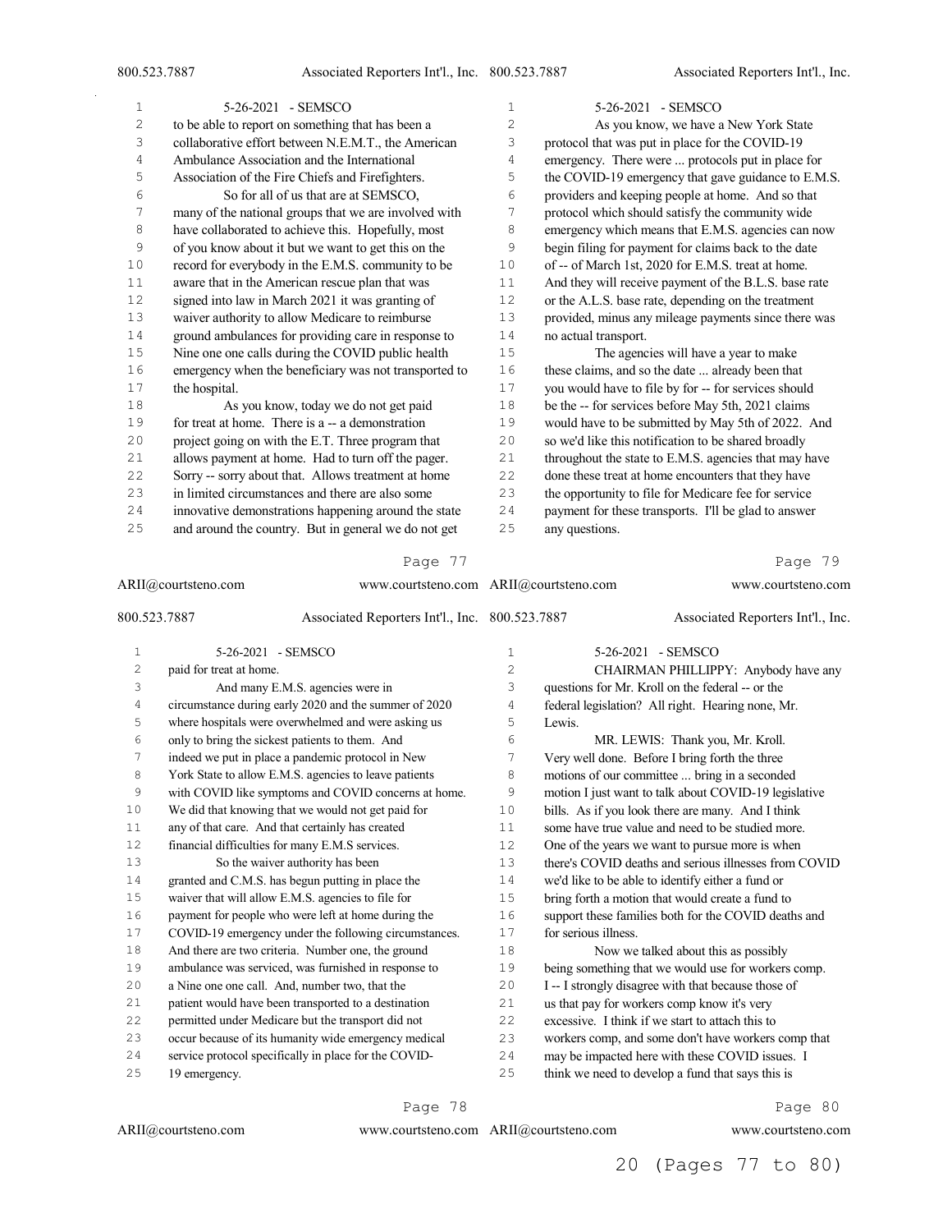to be able to report on something that has been a collaborative effort between N.E.M.T., the American Ambulance Association and the International Association of the Fire Chiefs and Firefighters.

So for all of us that are at SEMSCO, many of the national groups that we are involved with have collaborated to achieve this. Hopefully, most of you know about it but we want to get this on the record for everybody in the E.M.S. community to be aware that in the American rescue plan that was signed into law in March 2021 it was granting of waiver authority to allow Medicare to reimburse ground ambulances for providing care in response to Nine one one calls during the COVID public health emergency when the beneficiary was not transported to the hospital.

As you know, today we do not get paid for treat at home. There is a -- a demonstration project going on with the E.T. Three program that allows payment at home. Had to turn off the pager. Sorry -- sorry about that. Allows treatment at home in limited circumstances and there are also some innovative demonstrations happening around the state and around the country. But in general we do not get paid for treat at home.

And many E.M.S. agencies were in circumstance during early 2020 and the summer of 2020 where hospitals were overwhelmed and were asking us only to bring the sickest patients to them. And indeed we put in place a pandemic protocol in New York State to allow E.M.S. agencies to leave patients with COVID like symptoms and COVID concerns at home. We did that knowing that we would not get paid for any of that care. And that certainly has created financial difficulties for many E.M.S services.

So the waiver authority has been granted and C.M.S. has begun putting in place the waiver that will allow E.M.S. agencies to file for payment for people who were left at home during the COVID-19 emergency under the following circumstances. And there are two criteria. Number one, the ground ambulance was serviced, was furnished in response to a Nine one one call. And, number two, that the patient would have been transported to a destination permitted under Medicare but the transport did not occur because of its humanity wide emergency medical service protocol specifically in place for the COVID-19 emergency.

As you know, we have a New York State protocol that was put in place for the COVID-19 emergency. There were ... protocols put in place for the COVID-19 emergency that gave guidance to E.M.S. providers and keeping people at home. And so that protocol which should satisfy the community wide emergency which means that E.M.S. agencies can now begin filing for payment for claims back to the date of -- of March 1st, 2020 for E.M.S. treat at home. And they will receive payment of the B.L.S. base rate or the A.L.S. base rate, depending on the treatment provided, minus any mileage payments since there was no actual transport.

The agencies will have a year to make these claims, and so the date ... already been that you would have to file by for -- for services should be the -- for services before May 5th, 2021 claims would have to be submitted by May 5th of 2022. And so we'd like this notification to be shared broadly throughout the state to E.M.S. agencies that may have done these treat at home encounters that they have the opportunity to file for Medicare fee for service payment for these transports. I'll be glad to answer any questions.

CHAIRMAN PHILLIPPY: Anybody have any questions for Mr. Kroll on the federal -- or the federal legislation? All right. Hearing none, Mr. Lewis.

MR. LEWIS: Thank you, Mr. Kroll. Very well done. Before I bring forth the three motions of our committee ... bring in a seconded motion I just want to talk about COVID-19 legislative bills. As if you look there are many. And I think some have true value and need to be studied more. One of the years we want to pursue more is when there's COVID deaths and serious illnesses from COVID we'd like to be able to identify either a fund or bring forth a motion that would create a fund to support these families both for the COVID deaths and for serious illness.

Now we talked about this as possibly being something that we would use for workers comp. I -- I strongly disagree with that because those of us that pay for workers comp know it's very excessive. I think if we start to attach this to workers comp, and some don't have workers comp that may be impacted here with these COVID issues. I think we need to develop a fund that says this is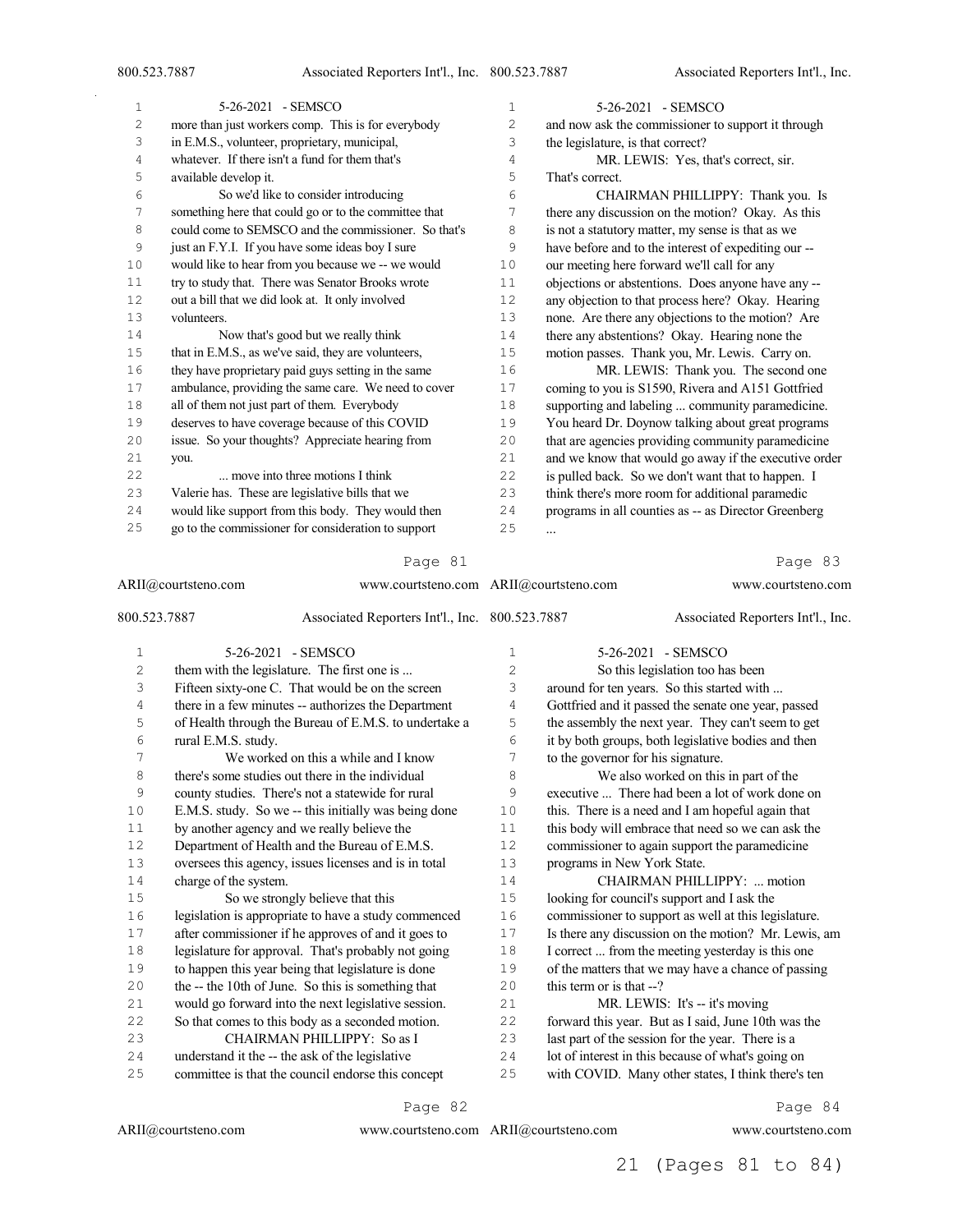more than just workers comp. This is for everybody in E.M.S., volunteer, proprietary, municipal, whatever. If there isn't a fund for them that's available develop it.

So we'd like to consider introducing something here that could go or to the committee that could come to SEMSCO and the commissioner. So that's just an F.Y.I. If you have some ideas boy I sure would like to hear from you because we -- we would try to study that. There was Senator Brooks wrote out a bill that we did look at. It only involved volunteers.

Now that's good but we really think that in E.M.S., as we've said, they are volunteers, they have proprietary paid guys setting in the same ambulance, providing the same care. We need to cover all of them not just part of them. Everybody deserves to have coverage because of this COVID issue. So your thoughts? Appreciate hearing from you.

... move into three motions I think Valerie has. These are legislative bills that we would like support from this body. They would then go to the commissioner for consideration to support them with the legislature. The first one is ... Fifteen sixty-one C. That would be on the screen there in a few minutes -- authorizes the Department of Health through the Bureau of E.M.S. to undertake a rural E.M.S. study.

We worked on this a while and I know there's some studies out there in the individual county studies. There's not a statewide for rural E.M.S. study. So we -- this initially was being done by another agency and we really believe the Department of Health and the Bureau of E.M.S. oversees this agency, issues licenses and is in total charge of the system.

So we strongly believe that this legislation is appropriate to have a study commenced after commissioner if he approves of and it goes to legislature for approval. That's probably not going to happen this year being that legislature is done the -- the 10th of June. So this is something that would go forward into the next legislative session. So that comes to this body as a seconded motion.

CHAIRMAN PHILLIPPY: So as I understand it the -- the ask of the legislative committee is that the council endorse this concept and now ask the commissioner to support it through the legislature, is that correct?

MR. LEWIS: Yes, that's correct, sir. That's correct.

CHAIRMAN PHILLIPPY: Thank you. Is there any discussion on the motion? Okay. As this is not a statutory matter, my sense is that as we have before and to the interest of expediting our -- our meeting here forward we'll call for any objections or abstentions. Does anyone have any -- any objection to that process here? Okay. Hearing none. Are there any objections to the motion? Are there any abstentions? Okay. Hearing none the motion passes. Thank you, Mr. Lewis. Carry on.

MR. LEWIS: Thank you. The second one coming to you is S1590, Rivera and A151 Gottfried supporting and labeling ... community paramedicine. You heard Dr. Doynow talking about great programs that are agencies providing community paramedicine and we know that would go away if the executive order is pulled back. So we don't want that to happen. I think there's more room for additional paramedic programs in all counties as -- as Director Greenberg ...

So this legislation too has been around for ten years. So this started with ... Gottfried and it passed the senate one year, passed the assembly the next year. They can't seem to get it by both groups, both legislative bodies and then to the governor for his signature.

We also worked on this in part of the executive ... There had been a lot of work done on this. There is a need and I am hopeful again that this body will embrace that need so we can ask the commissioner to again support the paramedicine programs in New York State.

CHAIRMAN PHILLIPPY: ... motion looking for council's support and I ask the commissioner to support as well at this legislature. Is there any discussion on the motion? Mr. Lewis, am I correct ... from the meeting yesterday is this one of the matters that we may have a chance of passing this term or is that --?

MR. LEWIS: It's -- it's moving forward this year. But as I said, June 10th was the last part of the session for the year. There is a lot of interest in this because of what's going on with COVID. Many other states, I think there's ten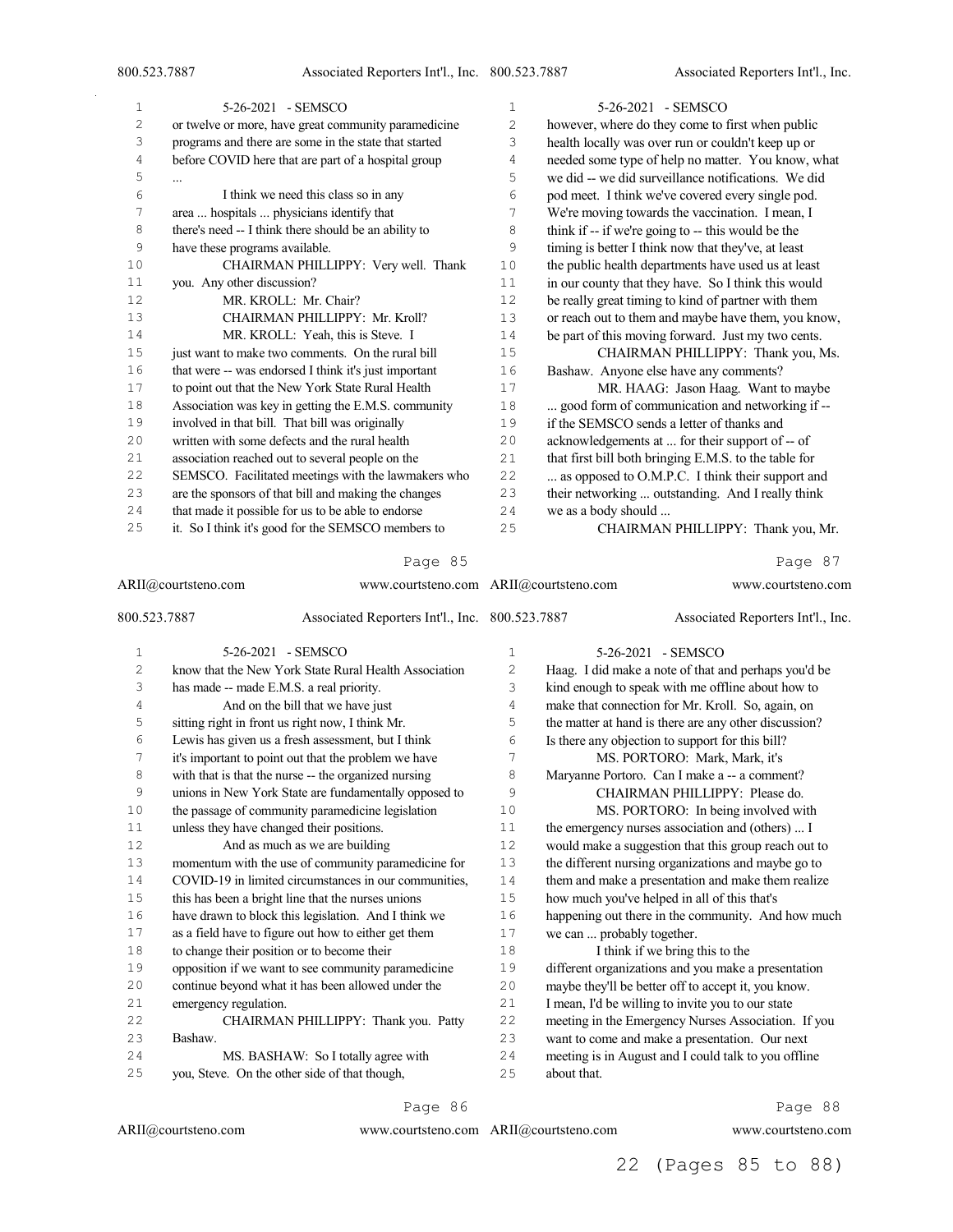or twelve or more, have great community paramedicine programs and there are some in the state that started before COVID here that are part of a hospital group ...

I think we need this class so in any area ... hospitals ... physicians identify that there's need -- I think there should be an ability to have these programs available.

CHAIRMAN PHILLIPPY: Very well. Thank you. Any other discussion?

MR. KROLL: Mr. Chair?

CHAIRMAN PHILLIPPY: Mr. Kroll?

MR. KROLL: Yeah, this is Steve. I just want to make two comments. On the rural bill that were -- was endorsed I think it's just important to point out that the New York State Rural Health Association was key in getting the E.M.S. community involved in that bill. That bill was originally written with some defects and the rural health association reached out to several people on the SEMSCO. Facilitated meetings with the lawmakers who are the sponsors of that bill and making the changes that made it possible for us to be able to endorse it. So I think it's good for the SEMSCO members to know that the New York State Rural Health Association has made -- made E.M.S. a real priority.

And on the bill that we have just sitting right in front us right now, I think Mr. Lewis has given us a fresh assessment, but I think it's important to point out that the problem we have with that is that the nurse -- the organized nursing unions in New York State are fundamentally opposed to the passage of community paramedicine legislation unless they have changed their positions.

And as much as we are building momentum with the use of community paramedicine for COVID-19 in limited circumstances in our communities, this has been a bright line that the nurses unions have drawn to block this legislation. And I think we as a field have to figure out how to either get them to change their position or to become their opposition if we want to see community paramedicine continue beyond what it has been allowed under the emergency regulation.

CHAIRMAN PHILLIPPY: Thank you. Patty Bashaw.

MS. BASHAW: So I totally agree with you, Steve. On the other side of that though, however, where do they come to first when public health locally was over run or couldn't keep up or needed some type of help no matter. You know, what we did -- we did surveillance notifications. We did pod meet. I think we've covered every single pod. We're moving towards the vaccination. I mean, I think if -- if we're going to -- this would be the timing is better I think now that they've, at least the public health departments have used us at least in our county that they have. So I think this would be really great timing to kind of partner with them or reach out to them and maybe have them, you know, be part of this moving forward. Just my two cents.

CHAIRMAN PHILLIPPY: Thank you, Ms. Bashaw. Anyone else have any comments?

MR. HAAG: Jason Haag. Want to maybe ... good form of communication and networking if -- if the SEMSCO sends a letter of thanks and acknowledgements at ... for their support of -- of that first bill both bringing E.M.S. to the table for ... as opposed to O.M.P.C. I think their support and their networking ... outstanding. And I really think we as a body should ...

CHAIRMAN PHILLIPPY: Thank you, Mr. Haag. I did make a note of that and perhaps you'd be kind enough to speak with me offline about how to make that connection for Mr. Kroll. So, again, on the matter at hand is there are any other discussion? Is there any objection to support for this bill?

MS. PORTORO: Mark, Mark, it's Maryanne Portoro. Can I make a -- a comment?

CHAIRMAN PHILLIPPY: Please do.

MS. PORTORO: In being involved with the emergency nurses association and (others) ... I would make a suggestion that this group reach out to the different nursing organizations and maybe go to them and make a presentation and make them realize how much you've helped in all of this that's happening out there in the community. And how much we can ... probably together.

I think if we bring this to the different organizations and you make a presentation maybe they'll be better off to accept it, you know. I mean, I'd be willing to invite you to our state meeting in the Emergency Nurses Association. If you want to come and make a presentation. Our next meeting is in August and I could talk to you offline about that.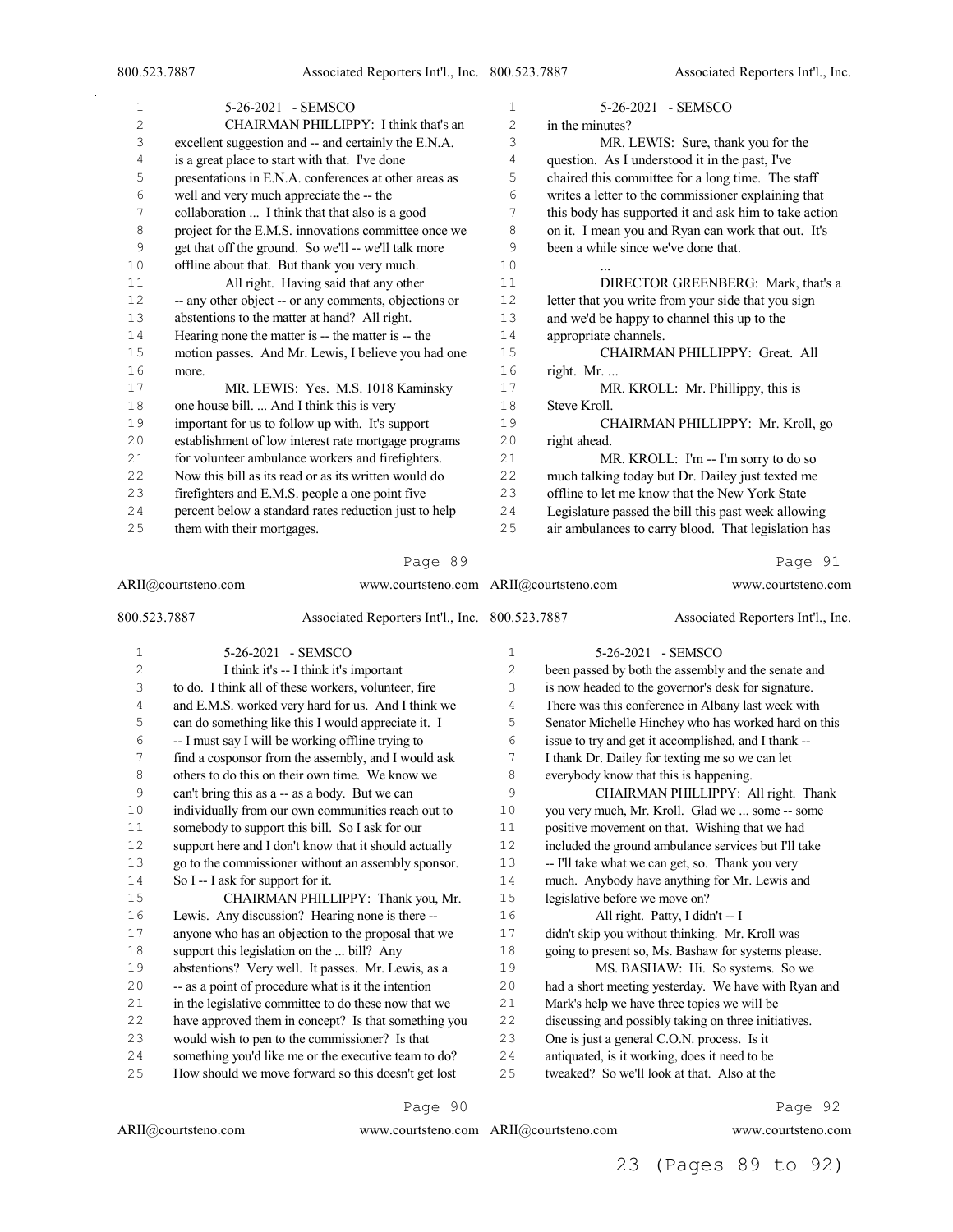CHAIRMAN PHILLIPPY: I think that's an excellent suggestion and -- and certainly the E.N.A. is a great place to start with that. I've done presentations in E.N.A. conferences at other areas as well and very much appreciate the -- the collaboration ... I think that that also is a good project for the E.M.S. innovations committee once we get that off the ground. So we'll -- we'll talk more offline about that. But thank you very much.

All right. Having said that any other -- any other object -- or any comments, objections or abstentions to the matter at hand? All right. Hearing none the matter is -- the matter is -- the motion passes. And Mr. Lewis, I believe you had one more.

MR. LEWIS: Yes. M.S. 1018 Kaminsky one house bill. ... And I think this is very important for us to follow up with. It's support establishment of low interest rate mortgage programs for volunteer ambulance workers and firefighters. Now this bill as its read or as its written would do firefighters and E.M.S. people a one point five percent below a standard rates reduction just to help them with their mortgages.

I think it's -- I think it's important to do. I think all of these workers, volunteer, fire and E.M.S. worked very hard for us. And I think we can do something like this I would appreciate it. I -- I must say I will be working offline trying to find a cosponsor from the assembly, and I would ask others to do this on their own time. We know we can't bring this as a -- as a body. But we can individually from our own communities reach out to somebody to support this bill. So I ask for our support here and I don't know that it should actually go to the commissioner without an assembly sponsor. So I -- I ask for support for it.

CHAIRMAN PHILLIPPY: Thank you, Mr. Lewis. Any discussion? Hearing none is there -- anyone who has an objection to the proposal that we support this legislation on the ... bill? Any abstentions? Very well. It passes. Mr. Lewis, as a -- as a point of procedure what is it the intention in the legislative committee to do these now that we have approved them in concept? Is that something you would wish to pen to the commissioner? Is that something you'd like me or the executive team to do? How should we move forward so this doesn't get lost in the minutes?

MR. LEWIS: Sure, thank you for the question. As I understood it in the past, I've chaired this committee for a long time. The staff writes a letter to the commissioner explaining that this body has supported it and ask him to take action on it. I mean you and Ryan can work that out. It's been a while since we've done that.

...

DIRECTOR GREENBERG: Mark, that's a letter that you write from your side that you sign and we'd be happy to channel this up to the appropriate channels.

CHAIRMAN PHILLIPPY: Great. All right. Mr. ...

MR. KROLL: Mr. Phillippy, this is Steve Kroll.

CHAIRMAN PHILLIPPY: Mr. Kroll, go right ahead.

MR. KROLL: I'm -- I'm sorry to do so much talking today but Dr. Dailey just texted me offline to let me know that the New York State Legislature passed the bill this past week allowing air ambulances to carry blood. That legislation has been passed by both the assembly and the senate and is now headed to the governor's desk for signature. There was this conference in Albany last week with Senator Michelle Hinchey who has worked hard on this issue to try and get it accomplished, and I thank -- I thank Dr. Dailey for texting me so we can let everybody know that this is happening.

CHAIRMAN PHILLIPPY: All right. Thank you very much, Mr. Kroll. Glad we ... some -- some positive movement on that. Wishing that we had included the ground ambulance services but I'll take -- I'll take what we can get, so. Thank you very much. Anybody have anything for Mr. Lewis and legislative before we move on?

All right. Patty, I didn't -- I didn't skip you without thinking. Mr. Kroll was going to present so, Ms. Bashaw for systems please.

MS. BASHAW: Hi. So systems. So we had a short meeting yesterday. We have with Ryan and Mark's help we have three topics we will be discussing and possibly taking on three initiatives. One is just a general C.O.N. process. Is it antiquated, is it working, does it need to be tweaked? So we'll look at that. Also at the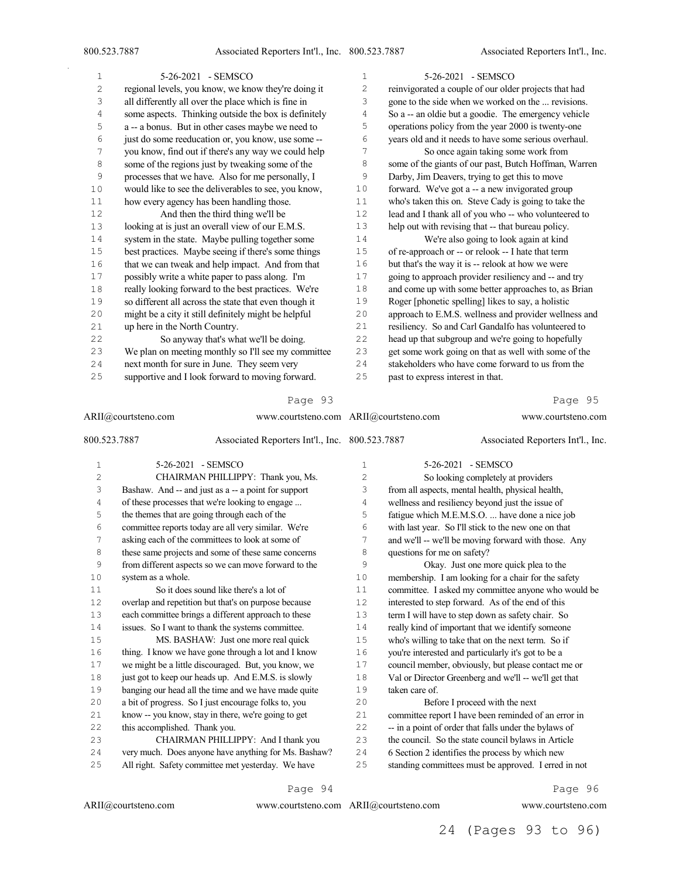regional levels, you know, we know they're doing it all differently all over the place which is fine in some aspects. Thinking outside the box is definitely a -- a bonus. But in other cases maybe we need to just do some reeducation or, you know, use some -- you know, find out if there's any way we could help some of the regions just by tweaking some of the processes that we have. Also for me personally, I would like to see the deliverables to see, you know, how every agency has been handling those.

And then the third thing we'll be looking at is just an overall view of our E.M.S. system in the state. Maybe pulling together some best practices. Maybe seeing if there's some things that we can tweak and help impact. And from that possibly write a white paper to pass along. I'm really looking forward to the best practices. We're so different all across the state that even though it might be a city it still definitely might be helpful up here in the North Country.

So anyway that's what we'll be doing. We plan on meeting monthly so I'll see my committee next month for sure in June. They seem very supportive and I look forward to moving forward.

CHAIRMAN PHILLIPPY: Thank you, Ms. Bashaw. And -- and just as a -- a point for support of these processes that we're looking to engage ... the themes that are going through each of the committee reports today are all very similar. We're asking each of the committees to look at some of these same projects and some of these same concerns from different aspects so we can move forward to the system as a whole.

So it does sound like there's a lot of overlap and repetition but that's on purpose because each committee brings a different approach to these issues. So I want to thank the systems committee.

MS. BASHAW: Just one more real quick thing. I know we have gone through a lot and I know we might be a little discouraged. But, you know, we just got to keep our heads up. And E.M.S. is slowly banging our head all the time and we have made quite a bit of progress. So I just encourage folks to, you know -- you know, stay in there, we're going to get this accomplished. Thank you.

CHAIRMAN PHILLIPPY: And I thank you very much. Does anyone have anything for Ms. Bashaw? All right. Safety committee met yesterday. We have reinvigorated a couple of our older projects that had gone to the side when we worked on the ... revisions. So a -- an oldie but a goodie. The emergency vehicle operations policy from the year 2000 is twenty-one years old and it needs to have some serious overhaul.

So once again taking some work from some of the giants of our past, Butch Hoffman, Warren Darby, Jim Deavers, trying to get this to move forward. We've got a -- a new invigorated group who's taken this on. Steve Cady is going to take the lead and I thank all of you who -- who volunteered to help out with revising that -- that bureau policy.

We're also going to look again at kind of re-approach or -- or relook -- I hate that term but that's the way it is -- relook at how we were going to approach provider resiliency and -- and try and come up with some better approaches to, as Brian Roger [phonetic spelling] likes to say, a holistic approach to E.M.S. wellness and provider wellness and resiliency. So and Carl Gandalfo has volunteered to head up that subgroup and we're going to hopefully get some work going on that as well with some of the stakeholders who have come forward to us from the past to express interest in that.

So looking completely at providers from all aspects, mental health, physical health, wellness and resiliency beyond just the issue of fatigue which M.E.M.S.O. ... have done a nice job with last year. So I'll stick to the new one on that and we'll -- we'll be moving forward with those. Any questions for me on safety?

Okay. Just one more quick plea to the membership. I am looking for a chair for the safety committee. I asked my committee anyone who would be interested to step forward. As of the end of this term I will have to step down as safety chair. So really kind of important that we identify someone who's willing to take that on the next term. So if you're interested and particularly it's got to be a council member, obviously, but please contact me or Val or Director Greenberg and we'll -- we'll get that taken care of.

Before I proceed with the next committee report I have been reminded of an error in -- in a point of order that falls under the bylaws of the council. So the state council bylaws in Article 6 Section 2 identifies the process by which new standing committees must be approved. I erred in not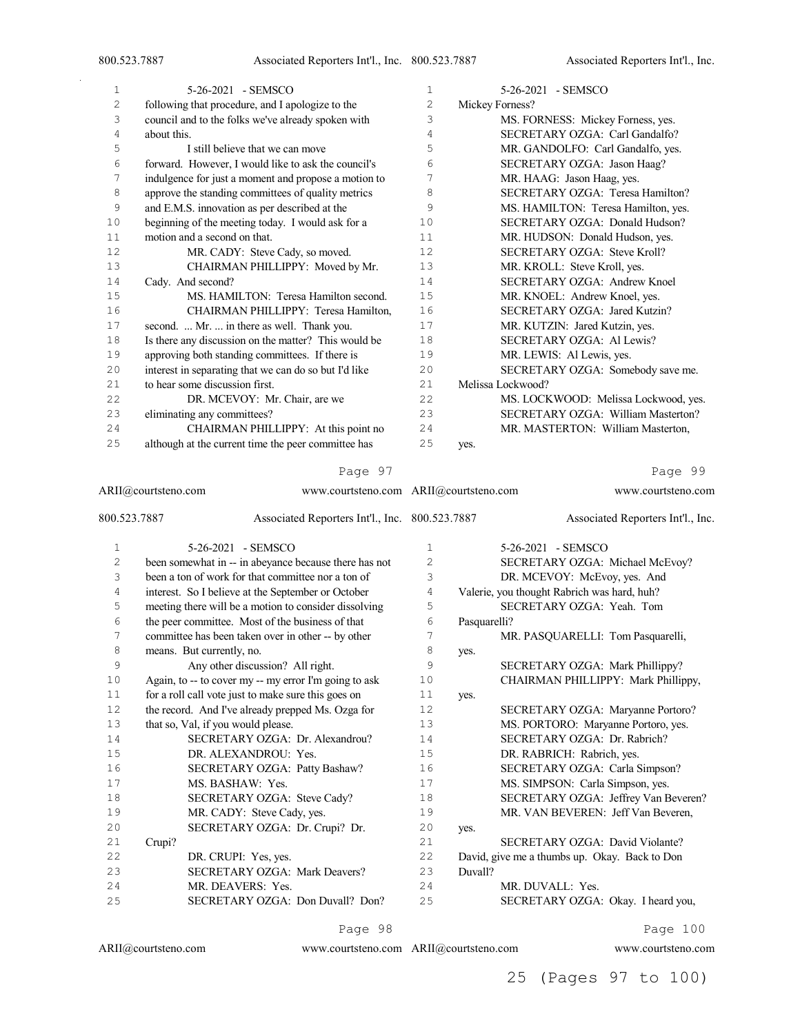following that procedure, and I apologize to the council and to the folks we've already spoken with about this.

I still believe that we can move forward. However, I would like to ask the council's indulgence for just a moment and propose a motion to approve the standing committees of quality metrics and E.M.S. innovation as per described at the beginning of the meeting today. I would ask for a motion and a second on that.

MR. CADY: Steve Cady, so moved.

CHAIRMAN PHILLIPPY: Moved by Mr. Cady. And second?

MS. HAMILTON: Teresa Hamilton second.

CHAIRMAN PHILLIPPY: Teresa Hamilton, second. ... Mr. ... in there as well. Thank you. Is there any discussion on the matter? This would be approving both standing committees. If there is interest in separating that we can do so but I'd like to hear some discussion first.

DR. MCEVOY: Mr. Chair, are we eliminating any committees?

CHAIRMAN PHILLIPPY: At this point no although at the current time the peer committee has been somewhat in -- in abeyance because there has not been a ton of work for that committee nor a ton of interest. So I believe at the September or October meeting there will be a motion to consider dissolving the peer committee. Most of the business of that committee has been taken over in other -- by other means. But currently, no.

Any other discussion? All right. Again, to -- to cover my -- my error I'm going to ask for a roll call vote just to make sure this goes on the record. And I've already prepped Ms. Ozga for that so, Val, if you would please.

SECRETARY OZGA: Dr. Alexandrou?

DR. ALEXANDROU: Yes.

SECRETARY OZGA: Patty Bashaw?

MS. BASHAW: Yes.

SECRETARY OZGA: Steve Cady?

MR. CADY: Steve Cady, yes.

SECRETARY OZGA: Dr. Crupi? Dr. Crupi?

DR. CRUPI: Yes, yes.

SECRETARY OZGA: Mark Deavers?

MR. DEAVERS: Yes.

SECRETARY OZGA: Don Duvall? Don? Mickey Forness?

MS. FORNESS: Mickey Forness, yes.

SECRETARY OZGA: Carl Gandalfo?

MR. GANDOLFO: Carl Gandalfo, yes.

SECRETARY OZGA: Jason Haag?

MR. HAAG: Jason Haag, yes.

SECRETARY OZGA: Teresa Hamilton?

MS. HAMILTON: Teresa Hamilton, yes.

SECRETARY OZGA: Donald Hudson?

MR. HUDSON: Donald Hudson, yes.

SECRETARY OZGA: Steve Kroll?

MR. KROLL: Steve Kroll, yes.

SECRETARY OZGA: Andrew Knoel

MR. KNOEL: Andrew Knoel, yes.

SECRETARY OZGA: Jared Kutzin?

MR. KUTZIN: Jared Kutzin, yes.

SECRETARY OZGA: Al Lewis?

MR. LEWIS: Al Lewis, yes.

SECRETARY OZGA: Somebody save me. Melissa Lockwood?

MS. LOCKWOOD: Melissa Lockwood, yes.

SECRETARY OZGA: William Masterton?

MR. MASTERTON: William Masterton, yes.

SECRETARY OZGA: Michael McEvoy?

DR. MCEVOY: McEvoy, yes. And Valerie, you thought Rabrich was hard, huh?

SECRETARY OZGA: Yeah. Tom Pasquarelli?

MR. PASQUARELLI: Tom Pasquarelli, yes.

SECRETARY OZGA: Mark Phillippy?

CHAIRMAN PHILLIPPY: Mark Phillippy, yes.

SECRETARY OZGA: Maryanne Portoro?

MS. PORTORO: Maryanne Portoro, yes.

SECRETARY OZGA: Dr. Rabrich?

DR. RABRICH: Rabrich, yes.

SECRETARY OZGA: Carla Simpson?

MS. SIMPSON: Carla Simpson, yes.

SECRETARY OZGA: Jeffrey Van Beveren?

MR. VAN BEVEREN: Jeff Van Beveren, yes.

SECRETARY OZGA: David Violante? David, give me a thumbs up. Okay. Back to Don Duvall?

MR. DUVALL: Yes.

SECRETARY OZGA: Okay. I heard you,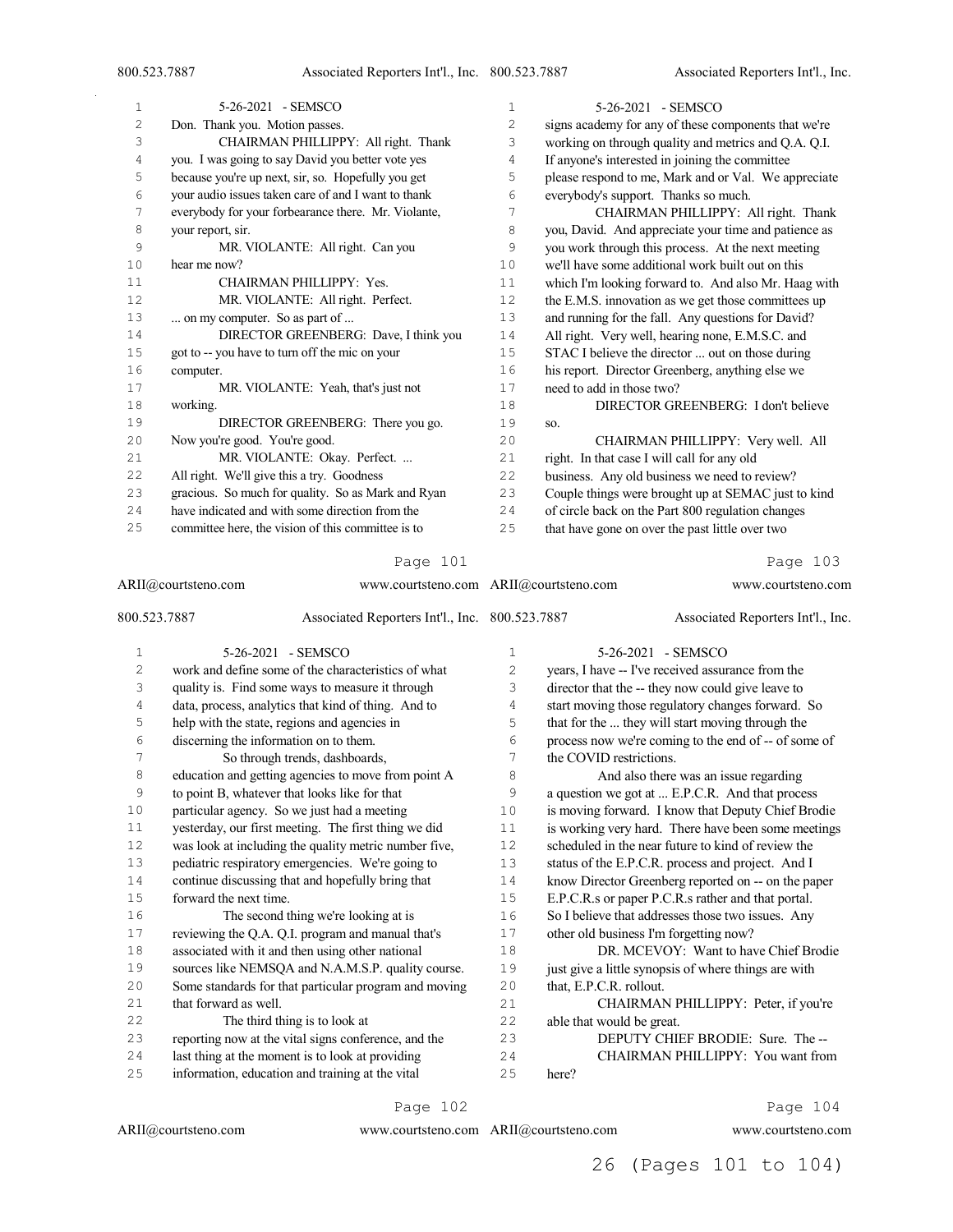Don. Thank you. Motion passes.

CHAIRMAN PHILLIPPY: All right. Thank you. I was going to say David you better vote yes because you're up next, sir, so. Hopefully you get your audio issues taken care of and I want to thank everybody for your forbearance there. Mr. Violante, your report, sir.

MR. VIOLANTE: All right. Can you hear me now?

CHAIRMAN PHILLIPPY: Yes.

MR. VIOLANTE: All right. Perfect. ... on my computer. So as part of ...

DIRECTOR GREENBERG: Dave, I think you got to -- you have to turn off the mic on your computer.

MR. VIOLANTE: Yeah, that's just not working.

DIRECTOR GREENBERG: There you go. Now you're good. You're good.

MR. VIOLANTE: Okay. Perfect. ... All right. We'll give this a try. Goodness gracious. So much for quality. So as Mark and Ryan have indicated and with some direction from the committee here, the vision of this committee is to work and define some of the characteristics of what quality is. Find some ways to measure it through data, process, analytics that kind of thing. And to help with the state, regions and agencies in discerning the information on to them.

So through trends, dashboards, education and getting agencies to move from point A to point B, whatever that looks like for that particular agency. So we just had a meeting yesterday, our first meeting. The first thing we did was look at including the quality metric number five, pediatric respiratory emergencies. We're going to continue discussing that and hopefully bring that forward the next time.

The second thing we're looking at is reviewing the Q.A. Q.I. program and manual that's associated with it and then using other national sources like NEMSQA and N.A.M.S.P. quality course. Some standards for that particular program and moving that forward as well.

The third thing is to look at reporting now at the vital signs conference, and the last thing at the moment is to look at providing information, education and training at the vital signs academy for any of these components that we're working on through quality and metrics and Q.A. Q.I. If anyone's interested in joining the committee please respond to me, Mark and or Val. We appreciate everybody's support. Thanks so much.

CHAIRMAN PHILLIPPY: All right. Thank you, David. And appreciate your time and patience as you work through this process. At the next meeting we'll have some additional work built out on this which I'm looking forward to. And also Mr. Haag with the E.M.S. innovation as we get those committees up and running for the fall. Any questions for David? All right. Very well, hearing none, E.M.S.C. and STAC I believe the director ... out on those during his report. Director Greenberg, anything else we need to add in those two?

DIRECTOR GREENBERG: I don't believe so.

CHAIRMAN PHILLIPPY: Very well. All right. In that case I will call for any old business. Any old business we need to review? Couple things were brought up at SEMAC just to kind of circle back on the Part 800 regulation changes that have gone on over the past little over two years, I have -- I've received assurance from the director that the -- they now could give leave to start moving those regulatory changes forward. So that for the ... they will start moving through the process now we're coming to the end of -- of some of the COVID restrictions.

And also there was an issue regarding a question we got at ... E.P.C.R. And that process is moving forward. I know that Deputy Chief Brodie is working very hard. There have been some meetings scheduled in the near future to kind of review the status of the E.P.C.R. process and project. And I know Director Greenberg reported on -- on the paper E.P.C.R.s or paper P.C.R.s rather and that portal. So I believe that addresses those two issues. Any other old business I'm forgetting now?

DR. MCEVOY: Want to have Chief Brodie just give a little synopsis of where things are with that, E.P.C.R. rollout.

CHAIRMAN PHILLIPPY: Peter, if you're able that would be great.

DEPUTY CHIEF BRODIE: Sure. The --

CHAIRMAN PHILLIPPY: You want from here?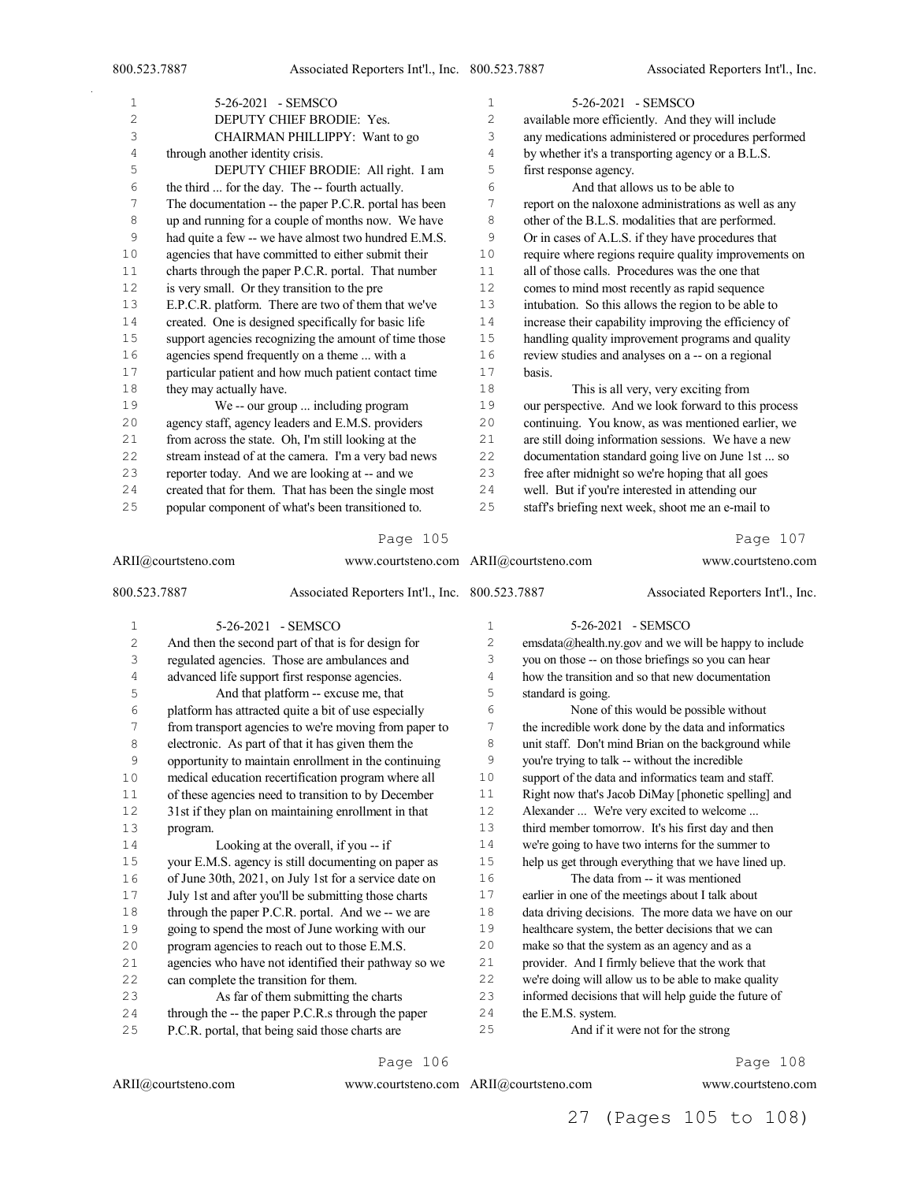DEPUTY CHIEF BRODIE: Yes.

CHAIRMAN PHILLIPPY: Want to go through another identity crisis.

DEPUTY CHIEF BRODIE: All right. I am the third ... for the day. The -- fourth actually. The documentation -- the paper P.C.R. portal has been up and running for a couple of months now. We have had quite a few -- we have almost two hundred E.M.S. agencies that have committed to either submit their charts through the paper P.C.R. portal. That number is very small. Or they transition to the pre E.P.C.R. platform. There are two of them that we've created. One is designed specifically for basic life support agencies recognizing the amount of time those agencies spend frequently on a theme ... with a particular patient and how much patient contact time they may actually have.

We -- our group ... including program agency staff, agency leaders and E.M.S. providers from across the state. Oh, I'm still looking at the stream instead of at the camera. I'm a very bad news reporter today. And we are looking at -- and we created that for them. That has been the single most popular component of what's been transitioned to.

And then the second part of that is for design for regulated agencies. Those are ambulances and advanced life support first response agencies.

And that platform -- excuse me, that platform has attracted quite a bit of use especially from transport agencies to we're moving from paper to electronic. As part of that it has given them the opportunity to maintain enrollment in the continuing medical education recertification program where all of these agencies need to transition to by December 31st if they plan on maintaining enrollment in that program.

Looking at the overall, if you -- if your E.M.S. agency is still documenting on paper as of June 30th, 2021, on July 1st for a service date on July 1st and after you'll be submitting those charts through the paper P.C.R. portal. And we -- we are going to spend the most of June working with our program agencies to reach out to those E.M.S. agencies who have not identified their pathway so we can complete the transition for them.

As far of them submitting the charts through the -- the paper P.C.R.s through the paper P.C.R. portal, that being said those charts are available more efficiently. And they will include any medications administered or procedures performed by whether it's a transporting agency or a B.L.S. first response agency.

And that allows us to be able to report on the naloxone administrations as well as any other of the B.L.S. modalities that are performed. Or in cases of A.L.S. if they have procedures that require where regions require quality improvements on all of those calls. Procedures was the one that comes to mind most recently as rapid sequence intubation. So this allows the region to be able to increase their capability improving the efficiency of handling quality improvement programs and quality review studies and analyses on a -- on a regional basis.

This is all very, very exciting from our perspective. And we look forward to this process continuing. You know, as was mentioned earlier, we are still doing information sessions. We have a new documentation standard going live on June 1st ... so free after midnight so we're hoping that all goes well. But if you're interested in attending our staff's briefing next week, shoot me an e-mail to emsdata@health.ny.gov and we will be happy to include you on those -- on those briefings so you can hear how the transition and so that new documentation standard is going.

None of this would be possible without the incredible work done by the data and informatics unit staff. Don't mind Brian on the background while you're trying to talk -- without the incredible support of the data and informatics team and staff. Right now that's Jacob DiMay [phonetic spelling] and Alexander ... We're very excited to welcome ... third member tomorrow. It's his first day and then we're going to have two interns for the summer to help us get through everything that we have lined up.

The data from -- it was mentioned earlier in one of the meetings about I talk about data driving decisions. The more data we have on our healthcare system, the better decisions that we can make so that the system as an agency and as a provider. And I firmly believe that the work that we're doing will allow us to be able to make quality informed decisions that will help guide the future of the E.M.S. system.

And if it were not for the strong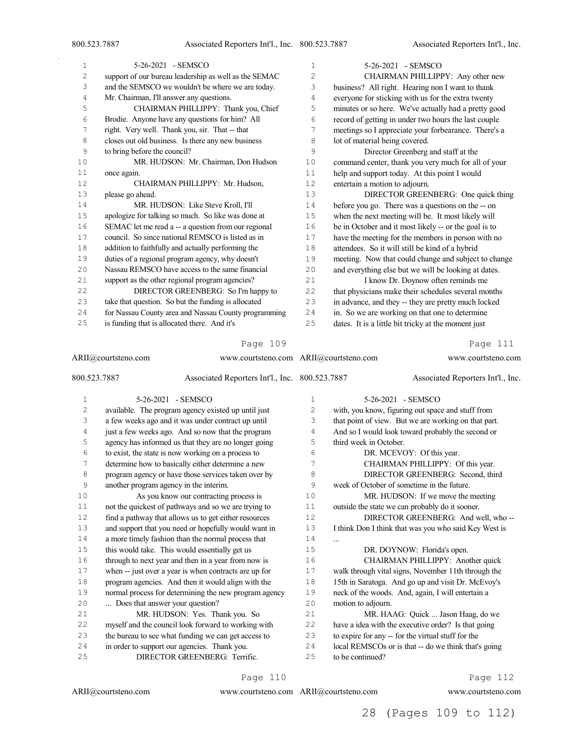support of our bureau leadership as well as the SEMAC and the SEMSCO we wouldn't be where we are today. Mr. Chairman, I'll answer any questions.

CHAIRMAN PHILLIPPY: Thank you, Chief Brodie. Anyone have any questions for him? All right. Very well. Thank you, sir. That -- that closes out old business. Is there any new business to bring before the council?

MR. HUDSON: Mr. Chairman, Don Hudson once again.

CHAIRMAN PHILLIPPY: Mr. Hudson, please go ahead.

MR. HUDSON: Like Steve Kroll, I'll apologize for talking so much. So like was done at SEMAC let me read a -- a question from our regional council. So since national REMSCO is listed as in addition to faithfully and actually performing the duties of a regional program agency, why doesn't Nassau REMSCO have access to the same financial support as the other regional program agencies?

DIRECTOR GREENBERG: So I'm happy to take that question. So but the funding is allocated for Nassau County area and Nassau County programming is funding that is allocated there. And it's available. The program agency existed up until just a few weeks ago and it was under contract up until just a few weeks ago. And so now that the program agency has informed us that they are no longer going to exist, the state is now working on a process to determine how to basically either determine a new program agency or have those services taken over by another program agency in the interim.

As you know our contracting process is not the quickest of pathways and so we are trying to find a pathway that allows us to get either resources and support that you need or hopefully would want in a more timely fashion than the normal process that this would take. This would essentially get us through to next year and then in a year from now is when -- just over a year is when contracts are up for program agencies. And then it would align with the normal process for determining the new program agency ... Does that answer your question?

MR. HUDSON: Yes. Thank you. So myself and the council look forward to working with the bureau to see what funding we can get access to in order to support our agencies. Thank you.

DIRECTOR GREENBERG: Terrific.

CHAIRMAN PHILLIPPY: Any other new business? All right. Hearing non I want to thank everyone for sticking with us for the extra twenty minutes or so here. We've actually had a pretty good record of getting in under two hours the last couple meetings so I appreciate your forbearance. There's a lot of material being covered.

Director Greenberg and staff at the command center, thank you very much for all of your help and support today. At this point I would entertain a motion to adjourn.

DIRECTOR GREENBERG: One quick thing before you go. There was a questions on the -- on when the next meeting will be. It most likely will be in October and it most likely -- or the goal is to have the meeting for the members in person with no attendees. So it will still be kind of a hybrid meeting. Now that could change and subject to change and everything else but we will be looking at dates.

I know Dr. Doynow often reminds me that physicians make their schedules several months in advance, and they -- they are pretty much locked in. So we are working on that one to determine dates. It is a little bit tricky at the moment just with, you know, figuring out space and stuff from that point of view. But we are working on that part. And so I would look toward probably the second or third week in October.

DR. MCEVOY: Of this year.

CHAIRMAN PHILLIPPY: Of this year.

DIRECTOR GREENBERG: Second, third week of October of sometime in the future.

MR. HUDSON: If we move the meeting outside the state we can probably do it sooner.

DIRECTOR GREENBERG: And well, who -- I think Don I think that was you who said Key West is ...

DR. DOYNOW: Florida's open.

CHAIRMAN PHILLIPPY: Another quick walk through vital signs, November 11th through the 15th in Saratoga. And go up and visit Dr. McEvoy's neck of the woods. And, again, I will entertain a motion to adjourn.

MR. HAAG: Quick ... Jason Haag, do we have a idea with the executive order? Is that going to expire for any -- for the virtual stuff for the local REMSCOs or is that -- do we think that's going to be continued?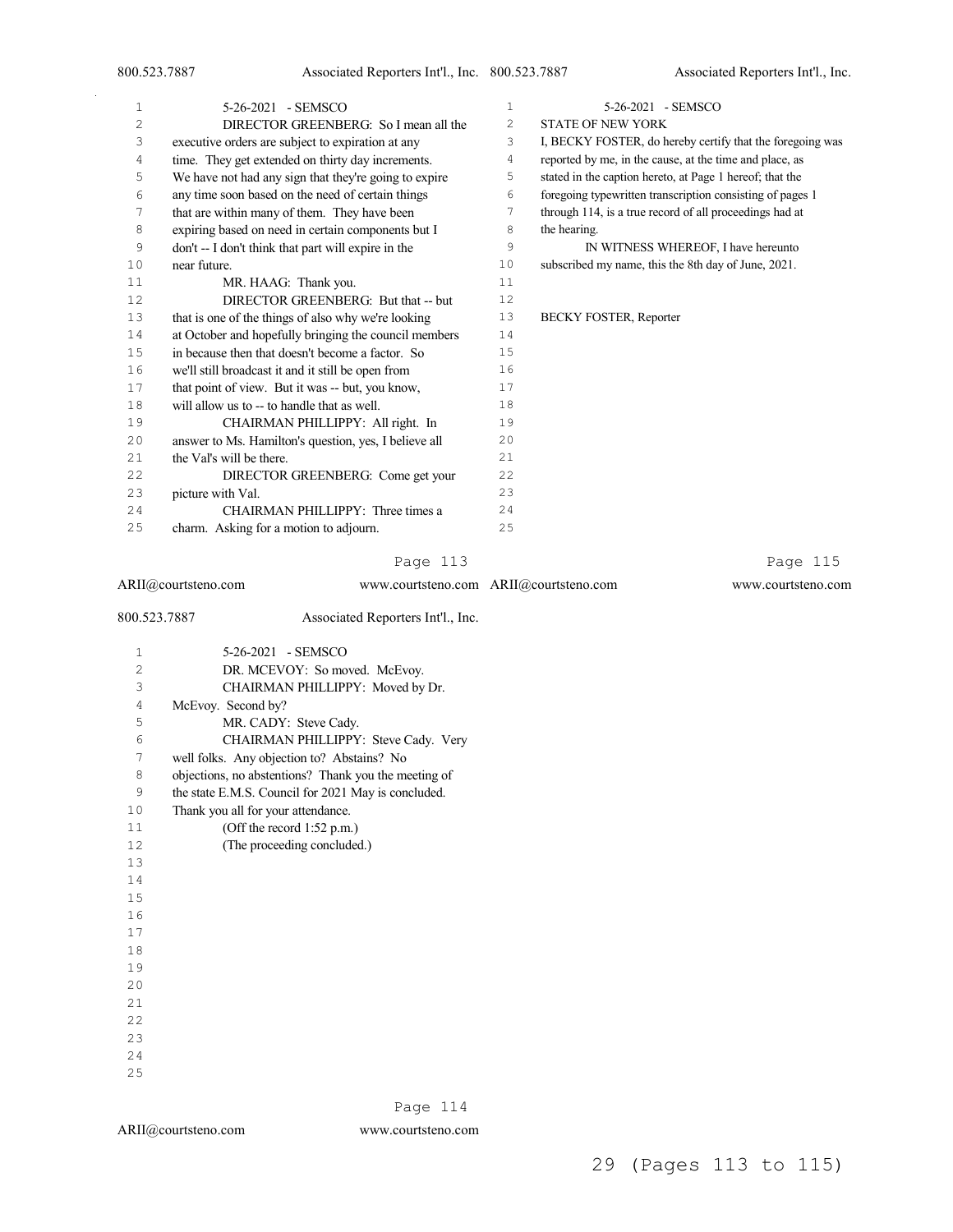5-26-2021 - SEMSCO

DIRECTOR GREENBERG: So I mean all the executive orders are subject to expiration at any time. They get extended on thirty day increments. We have not had any sign that they're going to expire any time soon based on the need of certain things that are within many of them. They have been expiring based on need in certain components but I don't -- I don't think that part will expire in the near future.

MR. HAAG: Thank you.

DIRECTOR GREENBERG: But that -- but that is one of the things of also why we're looking at October and hopefully bringing the council members in because then that doesn't become a factor. So we'll still broadcast it and it still be open from that point of view. But it was -- but, you know, will allow us to -- to handle that as well.

CHAIRMAN PHILLIPPY: All right. In answer to Ms. Hamilton's question, yes, I believe all the Val's will be there.

DIRECTOR GREENBERG: Come get your picture with Val.

CHAIRMAN PHILLIPPY: Three times a charm. Asking for a motion to adjourn.

Page 113

5-26-2021 - SEMSCO

DR. MCEVOY: So moved. McEvoy.

CHAIRMAN PHILLIPPY: Moved by Dr. McEvoy. Second by?

MR. CADY: Steve Cady.

CHAIRMAN PHILLIPPY: Steve Cady. Very well folks. Any objection to? Abstains? No objections, no abstentions? Thank you the meeting of the state E.M.S. Council for 2021 May is concluded. Thank you all for your attendance.

(Off the record 1:52 p.m.)

(The proceeding concluded.)

Page 114

5-26-2021 - SEMSCO

STATE OF NEW YORK

I, BECKY FOSTER, do hereby certify that the foregoing was reported by me, in the cause, at the time and place, as stated in the caption hereto, at Page 1 hereof; that the foregoing typewritten transcription consisting of pages 1 through 114, is a true record of all proceedings had at the hearing.

IN WITNESS WHEREOF, I have hereunto subscribed my name, this the 8th day of June, 2021.

BECKY FOSTER, Reporter

Page 115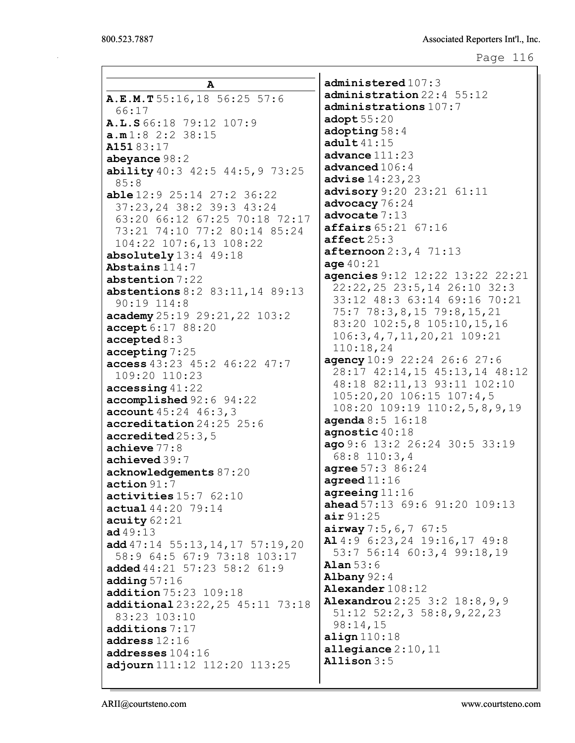## A

**A.E.M.T** 55:16,18 56:25 57:6 66:17
**A.L.S** 66:18 79:12 107:9
**a.m** 1:8 2:2 38:15
**A151** 83:17
**abeyance** 98:2
**ability** 40:3 42:5 44:5,9 73:25 85:8
**able** 12:9 25:14 27:2 36:22 37:23,24 38:2 39:3 43:24 63:20 66:12 67:25 70:18 72:17 73:21 74:10 77:2 80:14 85:24 104:22 107:6,13 108:22
**absolutely** 13:4 49:18
**Abstains** 114:7
**abstention** 7:22
**abstentions** 8:2 83:11,14 89:13 90:19 114:8
**academy** 25:19 29:21,22 103:2
**accept** 6:17 88:20
**accepted** 8:3
**accepting** 7:25
**access** 43:23 45:2 46:22 47:7 109:20 110:23
**accessing** 41:22
**accomplished** 92:6 94:22
**account** 45:24 46:3,3
**accreditation** 24:25 25:6
**accredited** 25:3,5
**achieve** 77:8
**achieved** 39:7
**acknowledgements** 87:20
**action** 91:7
**activities** 15:7 62:10
**actual** 44:20 79:14
**acuity** 62:21
**ad** 49:13
**add** 47:14 55:13,14,17 57:19,20 58:9 64:5 67:9 73:18 103:17
**added** 44:21 57:23 58:2 61:9
**adding** 57:16
**addition** 75:23 109:18
**additional** 23:22,25 45:11 73:18 83:23 103:10
**additions** 7:17
**address** 12:16
**addresses** 104:16
**adjourn** 111:12 112:20 113:25
**administered** 107:3
**administration** 22:4 55:12
**administrations** 107:7
**adopt** 55:20
**adopting** 58:4
**adult** 41:15
**advance** 111:23
**advanced** 106:4
**advise** 14:23,23
**advisory** 9:20 23:21 61:11
**advocacy** 76:24
**advocate** 7:13
**affairs** 65:21 67:16
**affect** 25:3
**afternoon** 2:3,4 71:13
**age** 40:21
**agencies** 9:12 12:22 13:22 22:21 22:22,25 23:5,14 26:10 32:3 33:12 48:3 63:14 69:16 70:21 75:7 78:3,8,15 79:8,15,21 83:20 102:5,8 105:10,15,16 106:3,4,7,11,20,21 109:21 110:18,24
**agency** 10:9 22:24 26:6 27:6 28:17 42:14,15 45:13,14 48:12 48:18 82:11,13 93:11 102:10 105:20,20 106:15 107:4,5 108:20 109:19 110:2,5,8,9,19
**agenda** 8:5 16:18
**agnostic** 40:18
**ago** 9:6 13:2 26:24 30:5 33:19 68:8 110:3,4
**agree** 57:3 86:24
**agreed** 11:16
**agreeing** 11:16
**ahead** 57:13 69:6 91:20 109:13
**air** 91:25
**airway** 7:5,6,7 67:5
**Al** 4:9 6:23,24 19:16,17 49:8 53:7 56:14 60:3,4 99:18,19
**Alan** 53:6
**Albany** 92:4
**Alexander** 108:12
**Alexandrou** 2:25 3:2 18:8,9,9 51:12 52:2,3 58:8,9,22,23 98:14,15
**align** 110:18
**allegiance** 2:10,11
**Allison** 3:5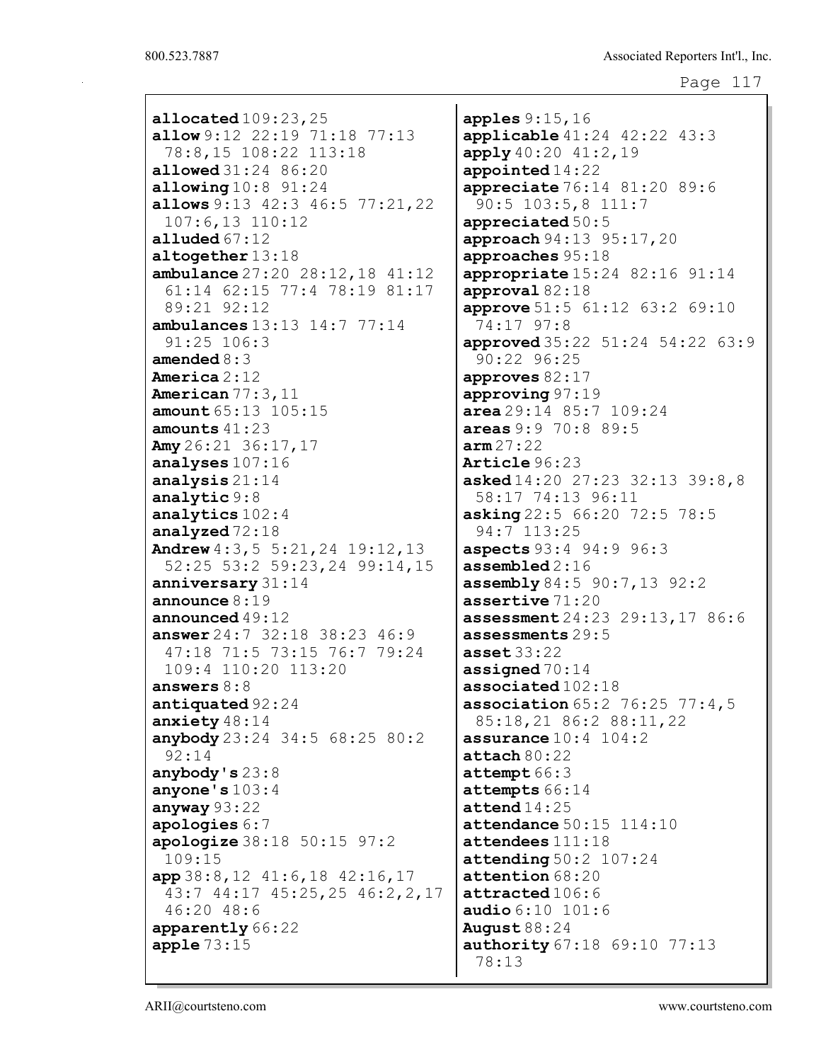**allocated** 109:23,25
**allow** 9:12 22:19 71:18 77:13 78:8,15 108:22 113:18
**allowed** 31:24 86:20
**allowing** 10:8 91:24
**allows** 9:13 42:3 46:5 77:21,22 107:6,13 110:12
**alluded** 67:12
**altogether** 13:18
**ambulance** 27:20 28:12,18 41:12 61:14 62:15 77:4 78:19 81:17 89:21 92:12
**ambulances** 13:13 14:7 77:14 91:25 106:3
**amended** 8:3
**America** 2:12
**American** 77:3,11
**amount** 65:13 105:15
**amounts** 41:23
**Amy** 26:21 36:17,17
**analyses** 107:16
**analysis** 21:14
**analytic** 9:8
**analytics** 102:4
**analyzed** 72:18
**Andrew** 4:3,5 5:21,24 19:12,13 52:25 53:2 59:23,24 99:14,15
**anniversary** 31:14
**announce** 8:19
**announced** 49:12
**answer** 24:7 32:18 38:23 46:9 47:18 71:5 73:15 76:7 79:24 109:4 110:20 113:20
**answers** 8:8
**antiquated** 92:24
**anxiety** 48:14
**anybody** 23:24 34:5 68:25 80:2 92:14
**anybody's** 23:8
**anyone's** 103:4
**anyway** 93:22
**apologies** 6:7
**apologize** 38:18 50:15 97:2 109:15
**app** 38:8,12 41:6,18 42:16,17 43:7 44:17 45:25,25 46:2,2,17 46:20 48:6
**apparently** 66:22
**apple** 73:15
**apples** 9:15,16
**applicable** 41:24 42:22 43:3
**apply** 40:20 41:2,19
**appointed** 14:22
**appreciate** 76:14 81:20 89:6 90:5 103:5,8 111:7
**appreciated** 50:5
**approach** 94:13 95:17,20
**approaches** 95:18
**appropriate** 15:24 82:16 91:14
**approval** 82:18
**approve** 51:5 61:12 63:2 69:10 74:17 97:8
**approved** 35:22 51:24 54:22 63:9 90:22 96:25
**approves** 82:17
**approving** 97:19
**area** 29:14 85:7 109:24
**areas** 9:9 70:8 89:5
**arm** 27:22
**Article** 96:23
**asked** 14:20 27:23 32:13 39:8,8 58:17 74:13 96:11
**asking** 22:5 66:20 72:5 78:5 94:7 113:25
**aspects** 93:4 94:9 96:3
**assembled** 2:16
**assembly** 84:5 90:7,13 92:2
**assertive** 71:20
**assessment** 24:23 29:13,17 86:6
**assessments** 29:5
**asset** 33:22
**assigned** 70:14
**associated** 102:18
**association** 65:2 76:25 77:4,5 85:18,21 86:2 88:11,22
**assurance** 10:4 104:2
**attach** 80:22
**attempt** 66:3
**attempts** 66:14
**attend** 14:25
**attendance** 50:15 114:10
**attendees** 111:18
**attending** 50:2 107:24
**attention** 68:20
**attracted** 106:6
**audio** 6:10 101:6
**August** 88:24
**authority** 67:18 69:10 77:13 78:13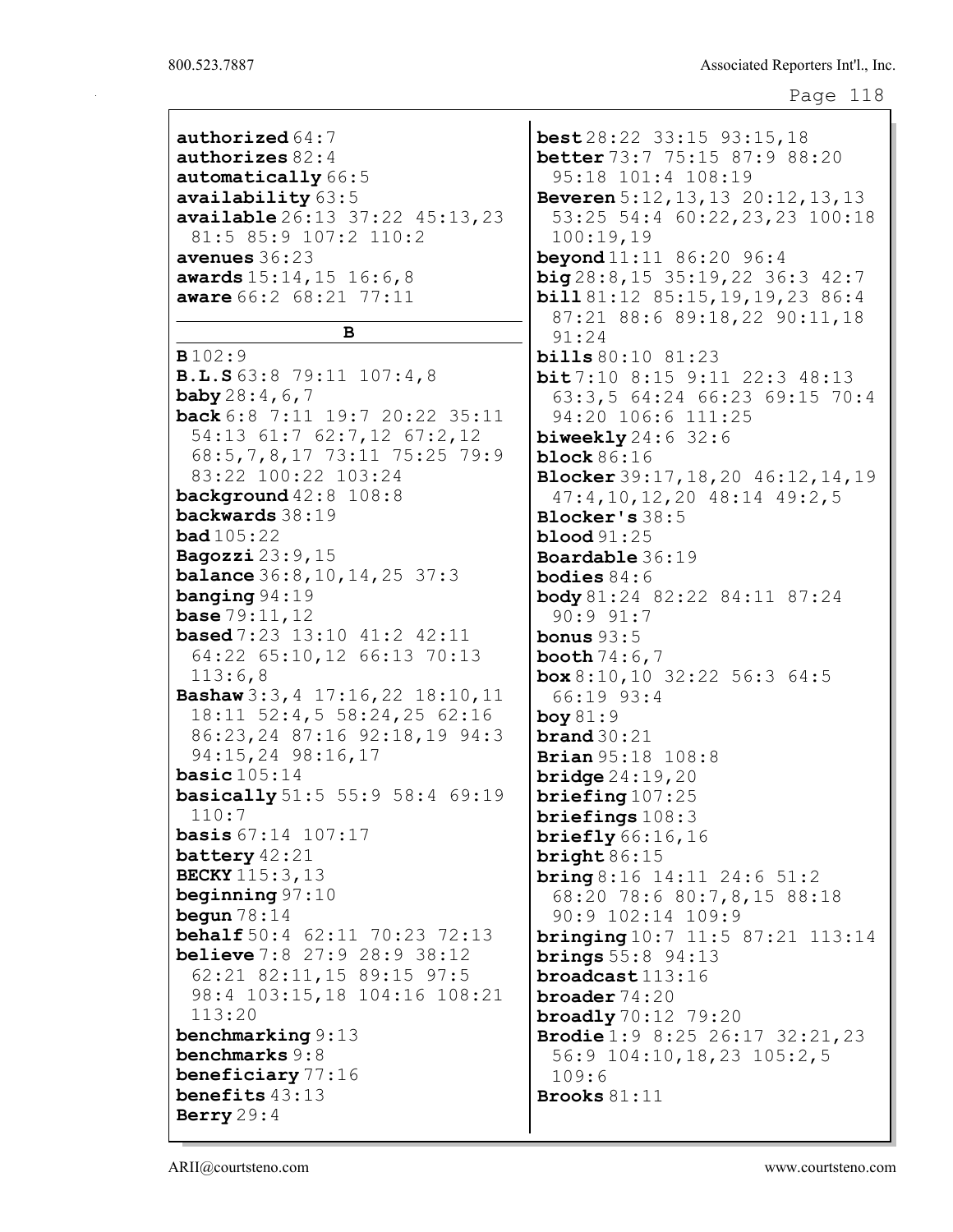**authorized** 64:7
**authorizes** 82:4
**automatically** 66:5
**availability** 63:5
**available** 26:13 37:22 45:13,23 81:5 85:9 107:2 110:2
**avenues** 36:23
**awards** 15:14,15 16:6,8
**aware** 66:2 68:21 77:11

## B

**B** 102:9
**B.L.S** 63:8 79:11 107:4,8
**baby** 28:4,6,7
**back** 6:8 7:11 19:7 20:22 35:11 54:13 61:7 62:7,12 67:2,12 68:5,7,8,17 73:11 75:25 79:9 83:22 100:22 103:24
**background** 42:8 108:8
**backwards** 38:19
**bad** 105:22
**Bagozzi** 23:9,15
**balance** 36:8,10,14,25 37:3
**banging** 94:19
**base** 79:11,12
**based** 7:23 13:10 41:2 42:11 64:22 65:10,12 66:13 70:13 113:6,8
**Bashaw** 3:3,4 17:16,22 18:10,11 18:11 52:4,5 58:24,25 62:16 86:23,24 87:16 92:18,19 94:3 94:15,24 98:16,17
**basic** 105:14
**basically** 51:5 55:9 58:4 69:19 110:7
**basis** 67:14 107:17
**battery** 42:21
**BECKY** 115:3,13
**beginning** 97:10
**begun** 78:14
**behalf** 50:4 62:11 70:23 72:13
**believe** 7:8 27:9 28:9 38:12 62:21 82:11,15 89:15 97:5 98:4 103:15,18 104:16 108:21 113:20
**benchmarking** 9:13
**benchmarks** 9:8
**beneficiary** 77:16
**benefits** 43:13
**Berry** 29:4
**best** 28:22 33:15 93:15,18
**better** 73:7 75:15 87:9 88:20 95:18 101:4 108:19
**Beveren** 5:12,13,13 20:12,13,13 53:25 54:4 60:22,23,23 100:18 100:19,19
**beyond** 11:11 86:20 96:4
**big** 28:8,15 35:19,22 36:3 42:7
**bill** 81:12 85:15,19,19,23 86:4 87:21 88:6 89:18,22 90:11,18 91:24
**bills** 80:10 81:23
**bit** 7:10 8:15 9:11 22:3 48:13 63:3,5 64:24 66:23 69:15 70:4 94:20 106:6 111:25
**biweekly** 24:6 32:6
**block** 86:16
**Blocker** 39:17,18,20 46:12,14,19 47:4,10,12,20 48:14 49:2,5
**Blocker's** 38:5
**blood** 91:25
**Boardable** 36:19
**bodies** 84:6
**body** 81:24 82:22 84:11 87:24 90:9 91:7
**bonus** 93:5
**booth** 74:6,7
**box** 8:10,10 32:22 56:3 64:5 66:19 93:4
**boy** 81:9
**brand** 30:21
**Brian** 95:18 108:8
**bridge** 24:19,20
**briefing** 107:25
**briefings** 108:3
**briefly** 66:16,16
**bright** 86:15
**bring** 8:16 14:11 24:6 51:2 68:20 78:6 80:7,8,15 88:18 90:9 102:14 109:9
**bringing** 10:7 11:5 87:21 113:14
**brings** 55:8 94:13
**broadcast** 113:16
**broader** 74:20
**broadly** 70:12 79:20
**Brodie** 1:9 8:25 26:17 32:21,23 56:9 104:10,18,23 105:2,5 109:6
**Brooks** 81:11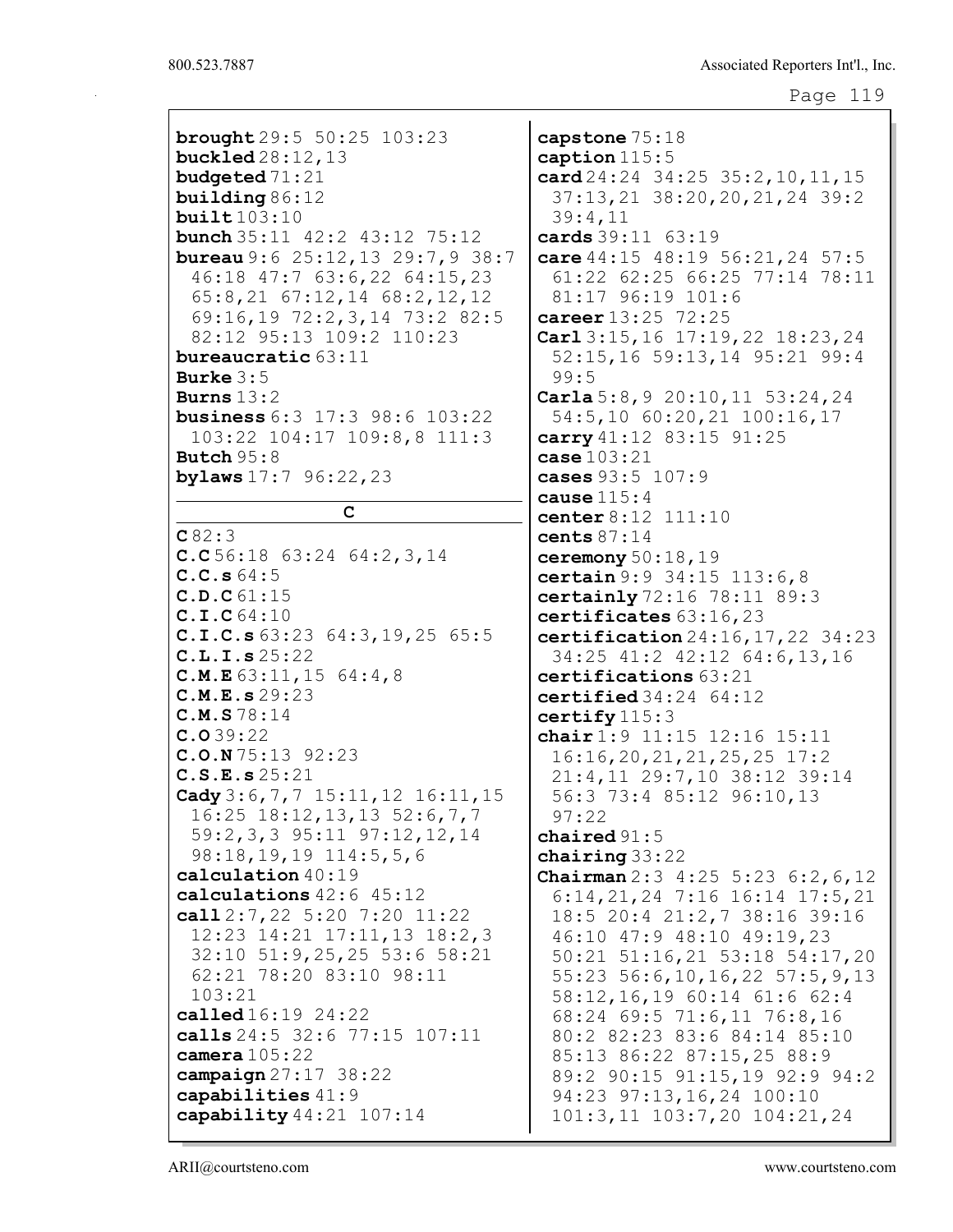**brought** 29:5 50:25 103:23
**buckled** 28:12,13
**budgeted** 71:21
**building** 86:12
**built** 103:10
**bunch** 35:11 42:2 43:12 75:12
**bureau** 9:6 25:12,13 29:7,9 38:7 46:18 47:7 63:6,22 64:15,23 65:8,21 67:12,14 68:2,12,12 69:16,19 72:2,3,14 73:2 82:5 82:12 95:13 109:2 110:23
**bureaucratic** 63:11
**Burke** 3:5
**Burns** 13:2
**business** 6:3 17:3 98:6 103:22 103:22 104:17 109:8,8 111:3
**Butch** 95:8
**bylaws** 17:7 96:22,23

## C

**C** 82:3
**C.C** 56:18 63:24 64:2,3,14
**C.C.s** 64:5
**C.D.C** 61:15
**C.I.C** 64:10
**C.I.C.s** 63:23 64:3,19,25 65:5
**C.L.I.s** 25:22
**C.M.E** 63:11,15 64:4,8
**C.M.E.s** 29:23
**C.M.S** 78:14
**C.O** 39:22
**C.O.N** 75:13 92:23
**C.S.E.s** 25:21
**Cady** 3:6,7,7 15:11,12 16:11,15 16:25 18:12,13,13 52:6,7,7 59:2,3,3 95:11 97:12,12,14 98:18,19,19 114:5,5,6
**calculation** 40:19
**calculations** 42:6 45:12
**call** 2:7,22 5:20 7:20 11:22 12:23 14:21 17:11,13 18:2,3 32:10 51:9,25,25 53:6 58:21 62:21 78:20 83:10 98:11 103:21
**called** 16:19 24:22
**calls** 24:5 32:6 77:15 107:11
**camera** 105:22
**campaign** 27:17 38:22
**capabilities** 41:9
**capability** 44:21 107:14
**capstone** 75:18
**caption** 115:5
**card** 24:24 34:25 35:2,10,11,15 37:13,21 38:20,20,21,24 39:2 39:4,11
**cards** 39:11 63:19
**care** 44:15 48:19 56:21,24 57:5 61:22 62:25 66:25 77:14 78:11 81:17 96:19 101:6
**career** 13:25 72:25
**Carl** 3:15,16 17:19,22 18:23,24 52:15,16 59:13,14 95:21 99:4 99:5
**Carla** 5:8,9 20:10,11 53:24,24 54:5,10 60:20,21 100:16,17
**carry** 41:12 83:15 91:25
**case** 103:21
**cases** 93:5 107:9
**cause** 115:4
**center** 8:12 111:10
**cents** 87:14
**ceremony** 50:18,19
**certain** 9:9 34:15 113:6,8
**certainly** 72:16 78:11 89:3
**certificates** 63:16,23
**certification** 24:16,17,22 34:23 34:25 41:2 42:12 64:6,13,16
**certifications** 63:21
**certified** 34:24 64:12
**certify** 115:3
**chair** 1:9 11:15 12:16 15:11 16:16,20,21,21,25,25 17:2 21:4,11 29:7,10 38:12 39:14 56:3 73:4 85:12 96:10,13 97:22
**chaired** 91:5
**chairing** 33:22
**Chairman** 2:3 4:25 5:23 6:2,6,12 6:14,21,24 7:16 16:14 17:5,21 18:5 20:4 21:2,7 38:16 39:16 46:10 47:9 48:10 49:19,23 50:21 51:16,21 53:18 54:17,20 55:23 56:6,10,16,22 57:5,9,13 58:12,16,19 60:14 61:6 62:4 68:24 69:5 71:6,11 76:8,16 80:2 82:23 83:6 84:14 85:10 85:13 86:22 87:15,25 88:9 89:2 90:15 91:15,19 92:9 94:2 94:23 97:13,16,24 100:10 101:3,11 103:7,20 104:21,24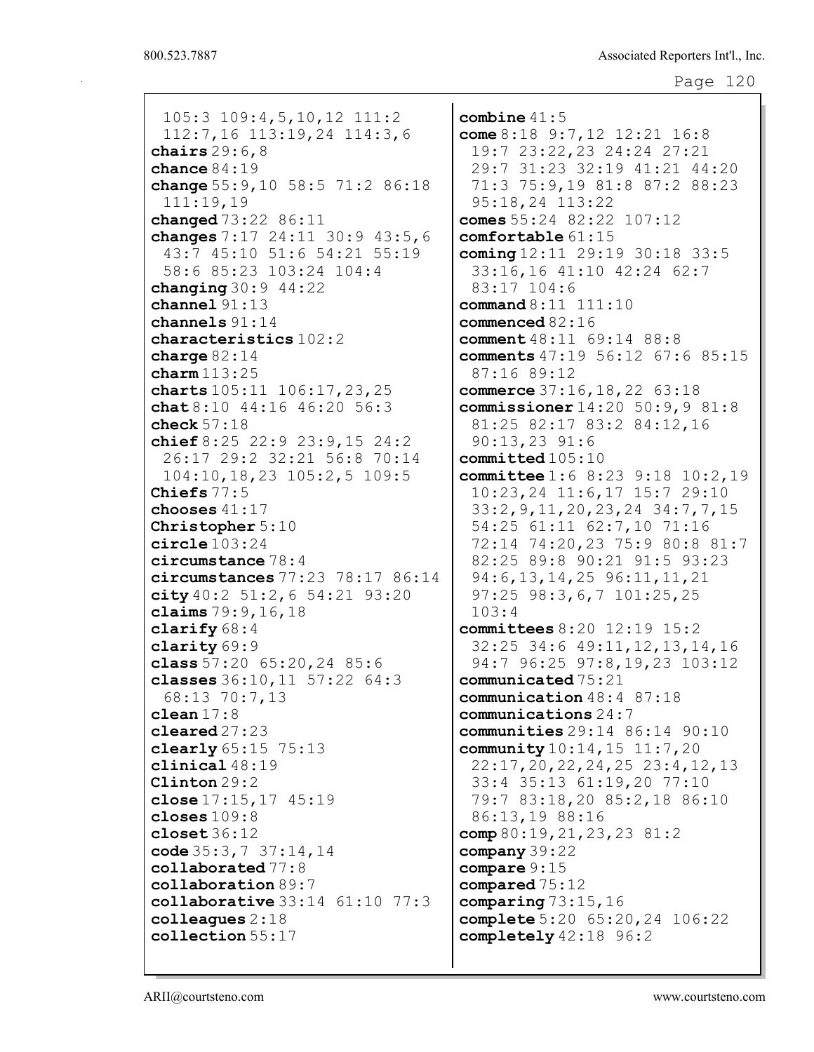105:3 109:4,5,10,12 111:2 112:7,16 113:19,24 114:3,6
**chairs** 29:6,8
**chance** 84:19
**change** 55:9,10 58:5 71:2 86:18 111:19,19
**changed** 73:22 86:11
**changes** 7:17 24:11 30:9 43:5,6 43:7 45:10 51:6 54:21 55:19 58:6 85:23 103:24 104:4
**changing** 30:9 44:22
**channel** 91:13
**channels** 91:14
**characteristics** 102:2
**charge** 82:14
**charm** 113:25
**charts** 105:11 106:17,23,25
**chat** 8:10 44:16 46:20 56:3
**check** 57:18
**chief** 8:25 22:9 23:9,15 24:2 26:17 29:2 32:21 56:8 70:14 104:10,18,23 105:2,5 109:5
**Chiefs** 77:5
**chooses** 41:17
**Christopher** 5:10
**circle** 103:24
**circumstance** 78:4
**circumstances** 77:23 78:17 86:14
**city** 40:2 51:2,6 54:21 93:20
**claims** 79:9,16,18
**clarify** 68:4
**clarity** 69:9
**class** 57:20 65:20,24 85:6
**classes** 36:10,11 57:22 64:3 68:13 70:7,13
**clean** 17:8
**cleared** 27:23
**clearly** 65:15 75:13
**clinical** 48:19
**Clinton** 29:2
**close** 17:15,17 45:19
**closes** 109:8
**closet** 36:12
**code** 35:3,7 37:14,14
**collaborated** 77:8
**collaboration** 89:7
**collaborative** 33:14 61:10 77:3
**colleagues** 2:18
**collection** 55:17
**combine** 41:5
**come** 8:18 9:7,12 12:21 16:8 19:7 23:22,23 24:24 27:21 29:7 31:23 32:19 41:21 44:20 71:3 75:9,19 81:8 87:2 88:23 95:18,24 113:22
**comes** 55:24 82:22 107:12
**comfortable** 61:15
**coming** 12:11 29:19 30:18 33:5 33:16,16 41:10 42:24 62:7 83:17 104:6
**command** 8:11 111:10
**commenced** 82:16
**comment** 48:11 69:14 88:8
**comments** 47:19 56:12 67:6 85:15 87:16 89:12
**commerce** 37:16,18,22 63:18
**commissioner** 14:20 50:9,9 81:8 81:25 82:17 83:2 84:12,16 90:13,23 91:6
**committed** 105:10
**committee** 1:6 8:23 9:18 10:2,19 10:23,24 11:6,17 15:7 29:10 33:2,9,11,20,23,24 34:7,7,15 54:25 61:11 62:7,10 71:16 72:14 74:20,23 75:9 80:8 81:7 82:25 89:8 90:21 91:5 93:23 94:6,13,14,25 96:11,11,21 97:25 98:3,6,7 101:25,25 103:4
**committees** 8:20 12:19 15:2 32:25 34:6 49:11,12,13,14,16 94:7 96:25 97:8,19,23 103:12
**communicated** 75:21
**communication** 48:4 87:18
**communications** 24:7
**communities** 29:14 86:14 90:10
**community** 10:14,15 11:7,20 22:17,20,22,24,25 23:4,12,13 33:4 35:13 61:19,20 77:10 79:7 83:18,20 85:2,18 86:10 86:13,19 88:16
**comp** 80:19,21,23,23 81:2
**company** 39:22
**compare** 9:15
**compared** 75:12
**comparing** 73:15,16
**complete** 5:20 65:20,24 106:22
**completely** 42:18 96:2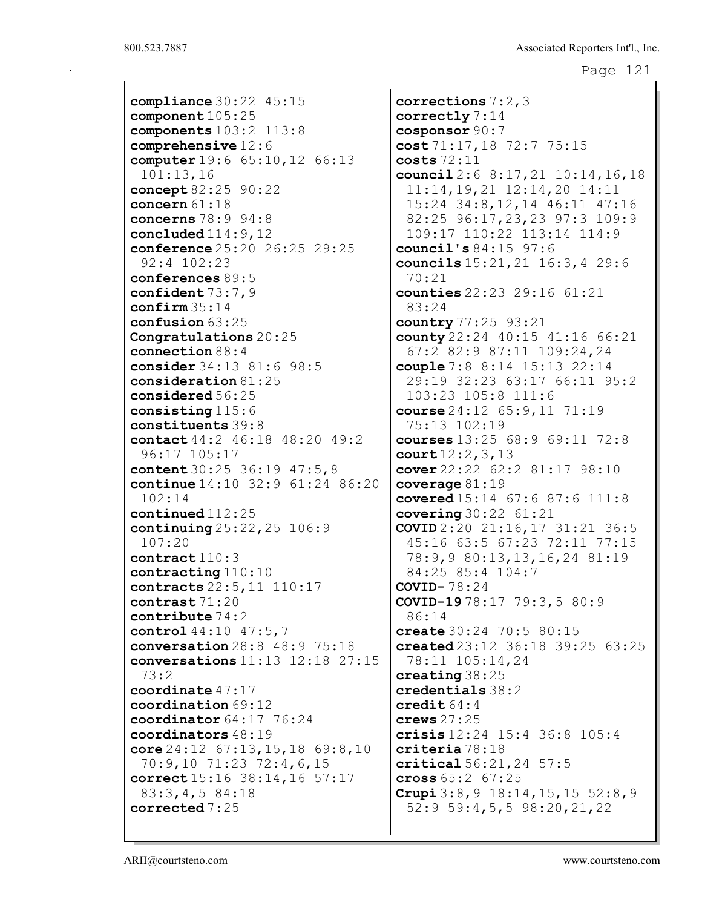**compliance** 30:22 45:15
**component** 105:25
**components** 103:2 113:8
**comprehensive** 12:6
**computer** 19:6 65:10,12 66:13 101:13,16
**concept** 82:25 90:22
**concern** 61:18
**concerns** 78:9 94:8
**concluded** 114:9,12
**conference** 25:20 26:25 29:25 92:4 102:23
**conferences** 89:5
**confident** 73:7,9
**confirm** 35:14
**confusion** 63:25
**Congratulations** 20:25
**connection** 88:4
**consider** 34:13 81:6 98:5
**consideration** 81:25
**considered** 56:25
**consisting** 115:6
**constituents** 39:8
**contact** 44:2 46:18 48:20 49:2 96:17 105:17
**content** 30:25 36:19 47:5,8
**continue** 14:10 32:9 61:24 86:20 102:14
**continued** 112:25
**continuing** 25:22,25 106:9 107:20
**contract** 110:3
**contracting** 110:10
**contracts** 22:5,11 110:17
**contrast** 71:20
**contribute** 74:2
**control** 44:10 47:5,7
**conversation** 28:8 48:9 75:18
**conversations** 11:13 12:18 27:15 73:2
**coordinate** 47:17
**coordination** 69:12
**coordinator** 64:17 76:24
**coordinators** 48:19
**core** 24:12 67:13,15,18 69:8,10 70:9,10 71:23 72:4,6,15
**correct** 15:16 38:14,16 57:17 83:3,4,5 84:18
**corrected** 7:25
**corrections** 7:2,3
**correctly** 7:14
**cosponsor** 90:7
**cost** 71:17,18 72:7 75:15
**costs** 72:11
**council** 2:6 8:17,21 10:14,16,18 11:14,19,21 12:14,20 14:11 15:24 34:8,12,14 46:11 47:16 82:25 96:17,23,23 97:3 109:9 109:17 110:22 113:14 114:9
**council's** 84:15 97:6
**councils** 15:21,21 16:3,4 29:6 70:21
**counties** 22:23 29:16 61:21 83:24
**country** 77:25 93:21
**county** 22:24 40:15 41:16 66:21 67:2 82:9 87:11 109:24,24
**couple** 7:8 8:14 15:13 22:14 29:19 32:23 63:17 66:11 95:2 103:23 105:8 111:6
**course** 24:12 65:9,11 71:19 75:13 102:19
**courses** 13:25 68:9 69:11 72:8
**court** 12:2,3,13
**cover** 22:22 62:2 81:17 98:10
**coverage** 81:19
**covered** 15:14 67:6 87:6 111:8
**covering** 30:22 61:21
**COVID** 2:20 21:16,17 31:21 36:5 45:16 63:5 67:23 72:11 77:15 78:9,9 80:13,13,16,24 81:19 84:25 85:4 104:7
**COVID-** 78:24
**COVID-19** 78:17 79:3,5 80:9 86:14
**create** 30:24 70:5 80:15
**created** 23:12 36:18 39:25 63:25 78:11 105:14,24
**creating** 38:25
**credentials** 38:2
**credit** 64:4
**crews** 27:25
**crisis** 12:24 15:4 36:8 105:4
**criteria** 78:18
**critical** 56:21,24 57:5
**cross** 65:2 67:25
**Crupi** 3:8,9 18:14,15,15 52:8,9 52:9 59:4,5,5 98:20,21,22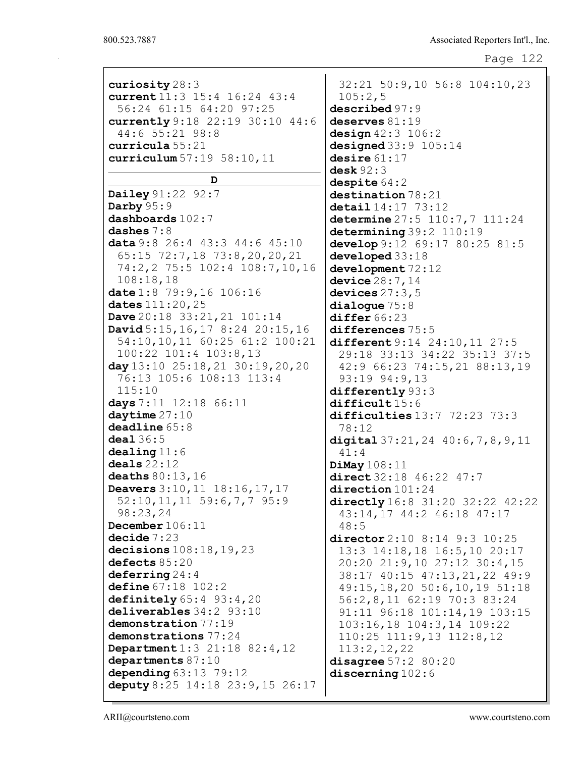**curiosity** 28:3
**current** 11:3 15:4 16:24 43:4 56:24 61:15 64:20 97:25
**currently** 9:18 22:19 30:10 44:6 44:6 55:21 98:8
**curricula** 55:21
**curriculum** 57:19 58:10,11

**D**

**Dailey** 91:22 92:7
**Darby** 95:9
**dashboards** 102:7
**dashes** 7:8
**data** 9:8 26:4 43:3 44:6 45:10 65:15 72:7,18 73:8,20,20,21 74:2,2 75:5 102:4 108:7,10,16 108:18,18
**date** 1:8 79:9,16 106:16
**dates** 111:20,25
**Dave** 20:18 33:21,21 101:14
**David** 5:15,16,17 8:24 20:15,16 54:10,10,11 60:25 61:2 100:21 100:22 101:4 103:8,13
**day** 13:10 25:18,21 30:19,20,20 76:13 105:6 108:13 113:4 115:10
**days** 7:11 12:18 66:11
**daytime** 27:10
**deadline** 65:8
**deal** 36:5
**dealing** 11:6
**deals** 22:12
**deaths** 80:13,16
**Deavers** 3:10,11 18:16,17,17 52:10,11,11 59:6,7,7 95:9 98:23,24
**December** 106:11
**decide** 7:23
**decisions** 108:18,19,23
**defects** 85:20
**deferring** 24:4
**define** 67:18 102:2
**definitely** 65:4 93:4,20
**deliverables** 34:2 93:10
**demonstration** 77:19
**demonstrations** 77:24
**Department** 1:3 21:18 82:4,12
**departments** 87:10
**depending** 63:13 79:12
**deputy** 8:25 14:18 23:9,15 26:17 32:21 50:9,10 56:8 104:10,23 105:2,5
**described** 97:9
**deserves** 81:19
**design** 42:3 106:2
**designed** 33:9 105:14
**desire** 61:17
**desk** 92:3
**despite** 64:2
**destination** 78:21
**detail** 14:17 73:12
**determine** 27:5 110:7,7 111:24
**determining** 39:2 110:19
**develop** 9:12 69:17 80:25 81:5
**developed** 33:18
**development** 72:12
**device** 28:7,14
**devices** 27:3,5
**dialogue** 75:8
**differ** 66:23
**differences** 75:5
**different** 9:14 24:10,11 27:5 29:18 33:13 34:22 35:13 37:5 42:9 66:23 74:15,21 88:13,19 93:19 94:9,13
**differently** 93:3
**difficult** 15:6
**difficulties** 13:7 72:23 73:3 78:12
**digital** 37:21,24 40:6,7,8,9,11 41:4
**DiMay** 108:11
**direct** 32:18 46:22 47:7
**direction** 101:24
**directly** 16:8 31:20 32:22 42:22 43:14,17 44:2 46:18 47:17 48:5
**director** 2:10 8:14 9:3 10:25 13:3 14:18,18 16:5,10 20:17 20:20 21:9,10 27:12 30:4,15 38:17 40:15 47:13,21,22 49:9 49:15,18,20 50:6,10,19 51:18 56:2,8,11 62:19 70:3 83:24 91:11 96:18 101:14,19 103:15 103:16,18 104:3,14 109:22 110:25 111:9,13 112:8,12 113:2,12,22
**disagree** 57:2 80:20
**discerning** 102:6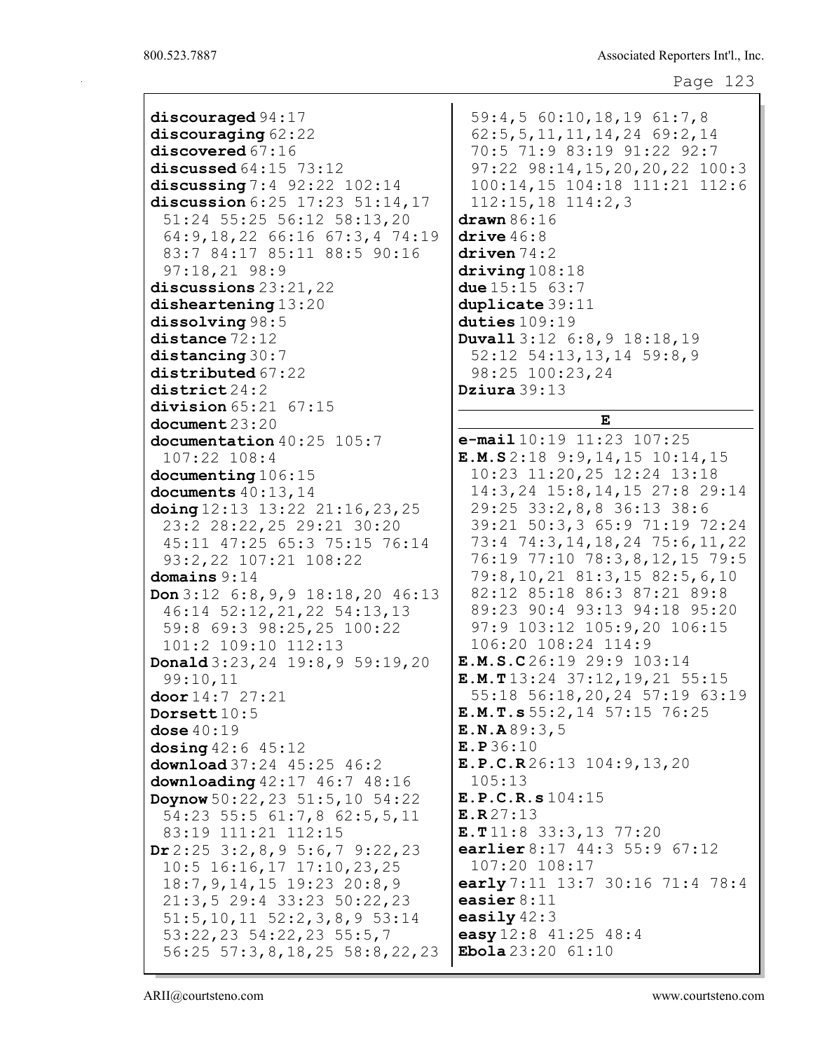**discouraged** 94:17
**discouraging** 62:22
**discovered** 67:16
**discussed** 64:15 73:12
**discussing** 7:4 92:22 102:14
**discussion** 6:25 17:23 51:14,17 51:24 55:25 56:12 58:13,20 64:9,18,22 66:16 67:3,4 74:19 83:7 84:17 85:11 88:5 90:16 97:18,21 98:9
**discussions** 23:21,22
**disheartening** 13:20
**dissolving** 98:5
**distance** 72:12
**distancing** 30:7
**distributed** 67:22
**district** 24:2
**division** 65:21 67:15
**document** 23:20
**documentation** 40:25 105:7 107:22 108:4
**documenting** 106:15
**documents** 40:13,14
**doing** 12:13 13:22 21:16,23,25 23:2 28:22,25 29:21 30:20 45:11 47:25 65:3 75:15 76:14 93:2,22 107:21 108:22
**domains** 9:14
**Don** 3:12 6:8,9,9 18:18,20 46:13 46:14 52:12,21,22 54:13,13 59:8 69:3 98:25,25 100:22 101:2 109:10 112:13
**Donald** 3:23,24 19:8,9 59:19,20 99:10,11
**door** 14:7 27:21
**Dorsett** 10:5
**dose** 40:19
**dosing** 42:6 45:12
**download** 37:24 45:25 46:2
**downloading** 42:17 46:7 48:16
**Doynow** 50:22,23 51:5,10 54:22 54:23 55:5 61:7,8 62:5,5,11 83:19 111:21 112:15
**Dr** 2:25 3:2,8,9 5:6,7 9:22,23 10:5 16:16,17 17:10,23,25 18:7,9,14,15 19:23 20:8,9 21:3,5 29:4 33:23 50:22,23 51:5,10,11 52:2,3,8,9 53:14 53:22,23 54:22,23 55:5,7 56:25 57:3,8,18,25 58:8,22,23 59:4,5 60:10,18,19 61:7,8 62:5,5,11,11,14,24 69:2,14 70:5 71:9 83:19 91:22 92:7 97:22 98:14,15,20,20,22 100:3 100:14,15 104:18 111:21 112:6 112:15,18 114:2,3
**drawn** 86:16
**drive** 46:8
**driven** 74:2
**driving** 108:18
**due** 15:15 63:7
**duplicate** 39:11
**duties** 109:19
**Duvall** 3:12 6:8,9 18:18,19 52:12 54:13,13,14 59:8,9 98:25 100:23,24
**Dziura** 39:13

**E**

**e-mail** 10:19 11:23 107:25
**E.M.S** 2:18 9:9,14,15 10:14,15 10:23 11:20,25 12:24 13:18 14:3,24 15:8,14,15 27:8 29:14 29:25 33:2,8,8 36:13 38:6 39:21 50:3,3 65:9 71:19 72:24 73:4 74:3,14,18,24 75:6,11,22 76:19 77:10 78:3,8,12,15 79:5 79:8,10,21 81:3,15 82:5,6,10 82:12 85:18 86:3 87:21 89:8 89:23 90:4 93:13 94:18 95:20 97:9 103:12 105:9,20 106:15 106:20 108:24 114:9
**E.M.S.C** 26:19 29:9 103:14
**E.M.T** 13:24 37:12,19,21 55:15 55:18 56:18,20,24 57:19 63:19
**E.M.T.s** 55:2,14 57:15 76:25
**E.N.A** 89:3,5
**E.P** 36:10
**E.P.C.R** 26:13 104:9,13,20 105:13
**E.P.C.R.s** 104:15
**E.R** 27:13
**E.T** 11:8 33:3,13 77:20
**earlier** 8:17 44:3 55:9 67:12 107:20 108:17
**early** 7:11 13:7 30:16 71:4 78:4
**easier** 8:11
**easily** 42:3
**easy** 12:8 41:25 48:4
**Ebola** 23:20 61:10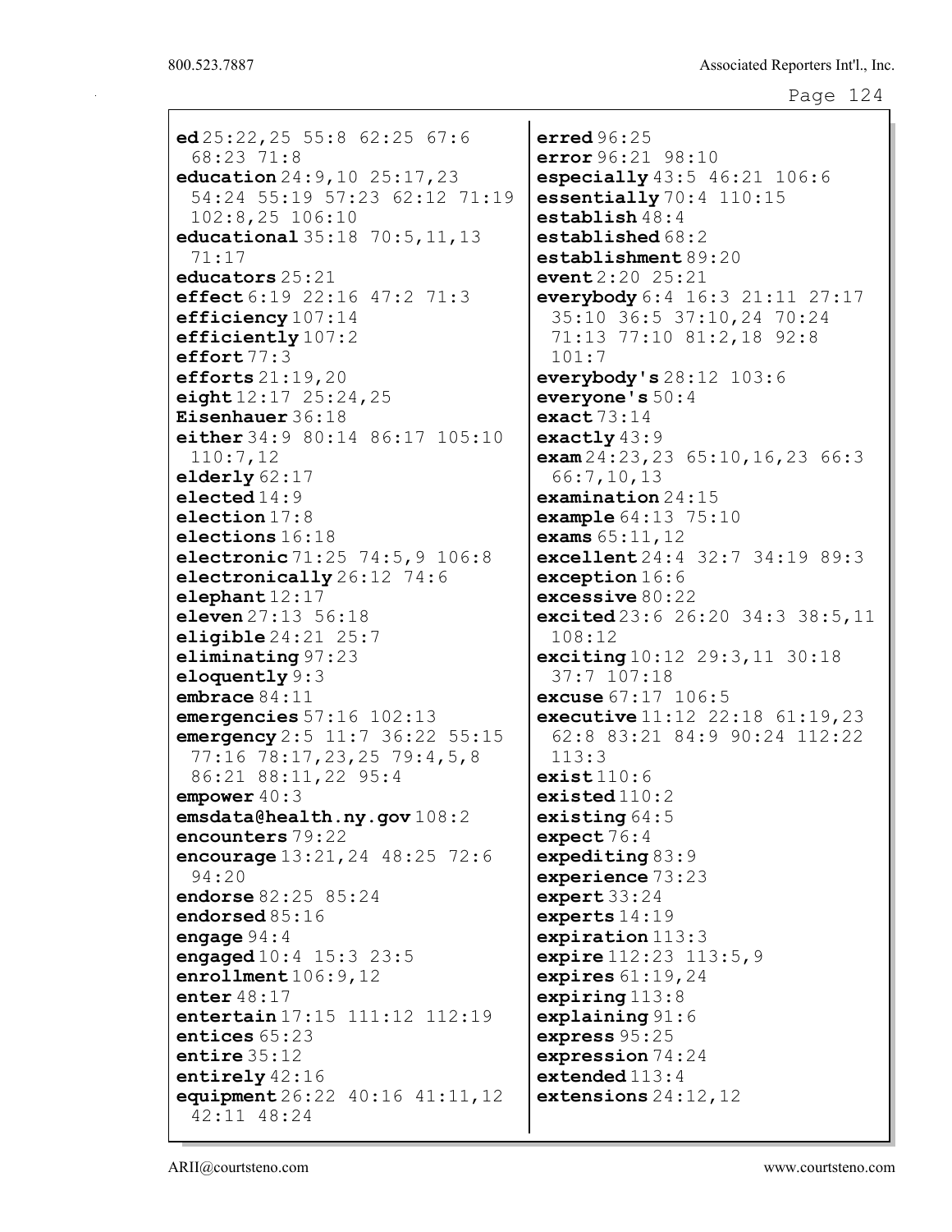**ed** 25:22,25 55:8 62:25 67:6 68:23 71:8
**education** 24:9,10 25:17,23 54:24 55:19 57:23 62:12 71:19 102:8,25 106:10
**educational** 35:18 70:5,11,13 71:17
**educators** 25:21
**effect** 6:19 22:16 47:2 71:3
**efficiency** 107:14
**efficiently** 107:2
**effort** 77:3
**efforts** 21:19,20
**eight** 12:17 25:24,25
**Eisenhauer** 36:18
**either** 34:9 80:14 86:17 105:10 110:7,12
**elderly** 62:17
**elected** 14:9
**election** 17:8
**elections** 16:18
**electronic** 71:25 74:5,9 106:8
**electronically** 26:12 74:6
**elephant** 12:17
**eleven** 27:13 56:18
**eligible** 24:21 25:7
**eliminating** 97:23
**eloquently** 9:3
**embrace** 84:11
**emergencies** 57:16 102:13
**emergency** 2:5 11:7 36:22 55:15 77:16 78:17,23,25 79:4,5,8 86:21 88:11,22 95:4
**empower** 40:3
**emsdata@health.ny.gov** 108:2
**encounters** 79:22
**encourage** 13:21,24 48:25 72:6 94:20
**endorse** 82:25 85:24
**endorsed** 85:16
**engage** 94:4
**engaged** 10:4 15:3 23:5
**enrollment** 106:9,12
**enter** 48:17
**entertain** 17:15 111:12 112:19
**entices** 65:23
**entire** 35:12
**entirely** 42:16
**equipment** 26:22 40:16 41:11,12 42:11 48:24
**erred** 96:25
**error** 96:21 98:10
**especially** 43:5 46:21 106:6
**essentially** 70:4 110:15
**establish** 48:4
**established** 68:2
**establishment** 89:20
**event** 2:20 25:21
**everybody** 6:4 16:3 21:11 27:17 35:10 36:5 37:10,24 70:24 71:13 77:10 81:2,18 92:8 101:7
**everybody's** 28:12 103:6
**everyone's** 50:4
**exact** 73:14
**exactly** 43:9
**exam** 24:23,23 65:10,16,23 66:3 66:7,10,13
**examination** 24:15
**example** 64:13 75:10
**exams** 65:11,12
**excellent** 24:4 32:7 34:19 89:3
**exception** 16:6
**excessive** 80:22
**excited** 23:6 26:20 34:3 38:5,11 108:12
**exciting** 10:12 29:3,11 30:18 37:7 107:18
**excuse** 67:17 106:5
**executive** 11:12 22:18 61:19,23 62:8 83:21 84:9 90:24 112:22 113:3
**exist** 110:6
**existed** 110:2
**existing** 64:5
**expect** 76:4
**expediting** 83:9
**experience** 73:23
**expert** 33:24
**experts** 14:19
**expiration** 113:3
**expire** 112:23 113:5,9
**expires** 61:19,24
**expiring** 113:8
**explaining** 91:6
**express** 95:25
**expression** 74:24
**extended** 113:4
**extensions** 24:12,12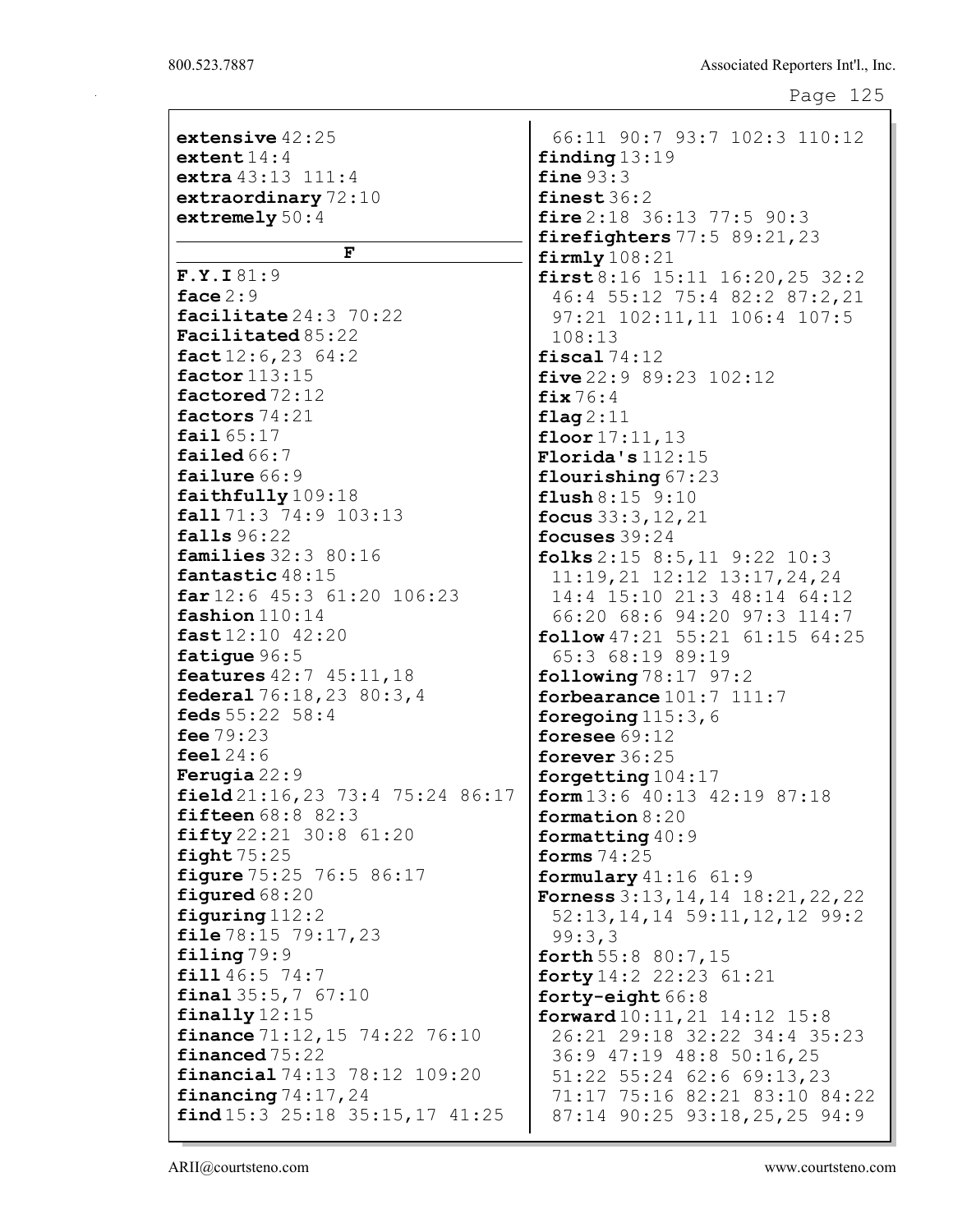**extensive** 42:25
**extent** 14:4
**extra** 43:13 111:4
**extraordinary** 72:10
**extremely** 50:4

## F

**F.Y.I** 81:9
**face** 2:9
**facilitate** 24:3 70:22
**Facilitated** 85:22
**fact** 12:6,23 64:2
**factor** 113:15
**factored** 72:12
**factors** 74:21
**fail** 65:17
**failed** 66:7
**failure** 66:9
**faithfully** 109:18
**fall** 71:3 74:9 103:13
**falls** 96:22
**families** 32:3 80:16
**fantastic** 48:15
**far** 12:6 45:3 61:20 106:23
**fashion** 110:14
**fast** 12:10 42:20
**fatigue** 96:5
**features** 42:7 45:11,18
**federal** 76:18,23 80:3,4
**feds** 55:22 58:4
**fee** 79:23
**feel** 24:6
**Ferugia** 22:9
**field** 21:16,23 73:4 75:24 86:17
**fifteen** 68:8 82:3
**fifty** 22:21 30:8 61:20
**fight** 75:25
**figure** 75:25 76:5 86:17
**figured** 68:20
**figuring** 112:2
**file** 78:15 79:17,23
**filing** 79:9
**fill** 46:5 74:7
**final** 35:5,7 67:10
**finally** 12:15
**finance** 71:12,15 74:22 76:10
**financed** 75:22
**financial** 74:13 78:12 109:20
**financing** 74:17,24
**find** 15:3 25:18 35:15,17 41:25 66:11 90:7 93:7 102:3 110:12
**finding** 13:19
**fine** 93:3
**finest** 36:2
**fire** 2:18 36:13 77:5 90:3
**firefighters** 77:5 89:21,23
**firmly** 108:21
**first** 8:16 15:11 16:20,25 32:2 46:4 55:12 75:4 82:2 87:2,21 97:21 102:11,11 106:4 107:5 108:13
**fiscal** 74:12
**five** 22:9 89:23 102:12
**fix** 76:4
**flag** 2:11
**floor** 17:11,13
**Florida's** 112:15
**flourishing** 67:23
**flush** 8:15 9:10
**focus** 33:3,12,21
**focuses** 39:24
**folks** 2:15 8:5,11 9:22 10:3 11:19,21 12:12 13:17,24,24 14:4 15:10 21:3 48:14 64:12 66:20 68:6 94:20 97:3 114:7
**follow** 47:21 55:21 61:15 64:25 65:3 68:19 89:19
**following** 78:17 97:2
**forbearance** 101:7 111:7
**foregoing** 115:3,6
**foresee** 69:12
**forever** 36:25
**forgetting** 104:17
**form** 13:6 40:13 42:19 87:18
**formation** 8:20
**formatting** 40:9
**forms** 74:25
**formulary** 41:16 61:9
**Forness** 3:13,14,14 18:21,22,22 52:13,14,14 59:11,12,12 99:2 99:3,3
**forth** 55:8 80:7,15
**forty** 14:2 22:23 61:21
**forty-eight** 66:8
**forward** 10:11,21 14:12 15:8 26:21 29:18 32:22 34:4 35:23 36:9 47:19 48:8 50:16,25 51:22 55:24 62:6 69:13,23 71:17 75:16 82:21 83:10 84:22 87:14 90:25 93:18,25,25 94:9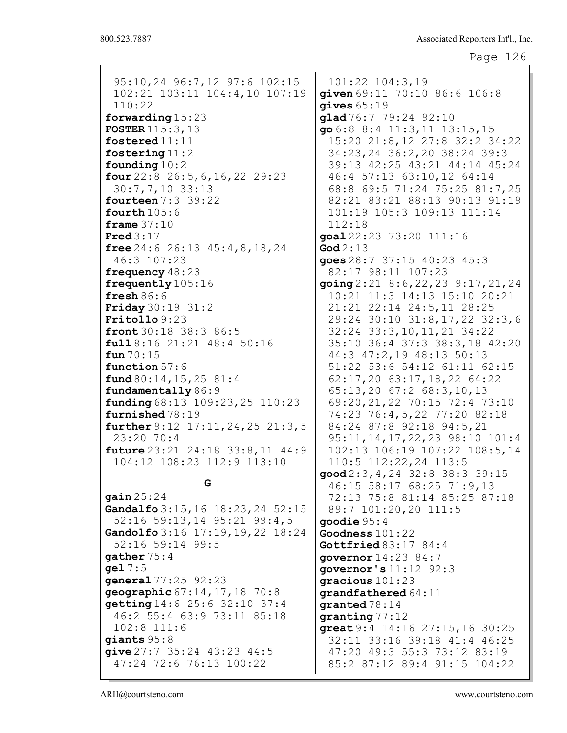95:10,24 96:7,12 97:6 102:15 102:21 103:11 104:4,10 107:19 110:22
**forwarding** 15:23
**FOSTER** 115:3,13
**fostered** 11:11
**fostering** 11:2
**founding** 10:2
**four** 22:8 26:5,6,16,22 29:23 30:7,7,10 33:13
**fourteen** 7:3 39:22
**fourth** 105:6
**frame** 37:10
**Fred** 3:17
**free** 24:6 26:13 45:4,8,18,24 46:3 107:23
**frequency** 48:23
**frequently** 105:16
**fresh** 86:6
**Friday** 30:19 31:2
**Fritollo** 9:23
**front** 30:18 38:3 86:5
**full** 8:16 21:21 48:4 50:16
**fun** 70:15
**function** 57:6
**fund** 80:14,15,25 81:4
**fundamentally** 86:9
**funding** 68:13 109:23,25 110:23
**furnished** 78:19
**further** 9:12 17:11,24,25 21:3,5 23:20 70:4
**future** 23:21 24:18 33:8,11 44:9 104:12 108:23 112:9 113:10

## G

**gain** 25:24
**Gandalfo** 3:15,16 18:23,24 52:15 52:16 59:13,14 95:21 99:4,5
**Gandolfo** 3:16 17:19,19,22 18:24 52:16 59:14 99:5
**gather** 75:4
**gel** 7:5
**general** 77:25 92:23
**geographic** 67:14,17,18 70:8
**getting** 14:6 25:6 32:10 37:4 46:2 55:4 63:9 73:11 85:18 102:8 111:6
**giants** 95:8
**give** 27:7 35:24 43:23 44:5 47:24 72:6 76:13 100:22 101:22 104:3,19
**given** 69:11 70:10 86:6 106:8
**gives** 65:19
**glad** 76:7 79:24 92:10
**go** 6:8 8:4 11:3,11 13:15,15 15:20 21:8,12 27:8 32:2 34:22 34:23,24 36:2,20 38:24 39:3 39:13 42:25 43:21 44:14 45:24 46:4 57:13 63:10,12 64:14 68:8 69:5 71:24 75:25 81:7,25 82:21 83:21 88:13 90:13 91:19 101:19 105:3 109:13 111:14 112:18
**goal** 22:23 73:20 111:16
**God** 2:13
**goes** 28:7 37:15 40:23 45:3 82:17 98:11 107:23
**going** 2:21 8:6,22,23 9:17,21,24 10:21 11:3 14:13 15:10 20:21 21:21 22:14 24:5,11 28:25 29:24 30:10 31:8,17,22 32:3,6 32:24 33:3,10,11,21 34:22 35:10 36:4 37:3 38:3,18 42:20 44:3 47:2,19 48:13 50:13 51:22 53:6 54:12 61:11 62:15 62:17,20 63:17,18,22 64:22 65:13,20 67:2 68:3,10,13 69:20,21,22 70:15 72:4 73:10 74:23 76:4,5,22 77:20 82:18 84:24 87:8 92:18 94:5,21 95:11,14,17,22,23 98:10 101:4 102:13 106:19 107:22 108:5,14 110:5 112:22,24 113:5
**good** 2:3,4,24 32:8 38:3 39:15 46:15 58:17 68:25 71:9,13 72:13 75:8 81:14 85:25 87:18 89:7 101:20,20 111:5
**goodie** 95:4
**Goodness** 101:22
**Gottfried** 83:17 84:4
**governor** 14:23 84:7
**governor's** 11:12 92:3
**gracious** 101:23
**grandfathered** 64:11
**granted** 78:14
**granting** 77:12
**great** 9:4 14:16 27:15,16 30:25 32:11 33:16 39:18 41:4 46:25 47:20 49:3 55:3 73:12 83:19 85:2 87:12 89:4 91:15 104:22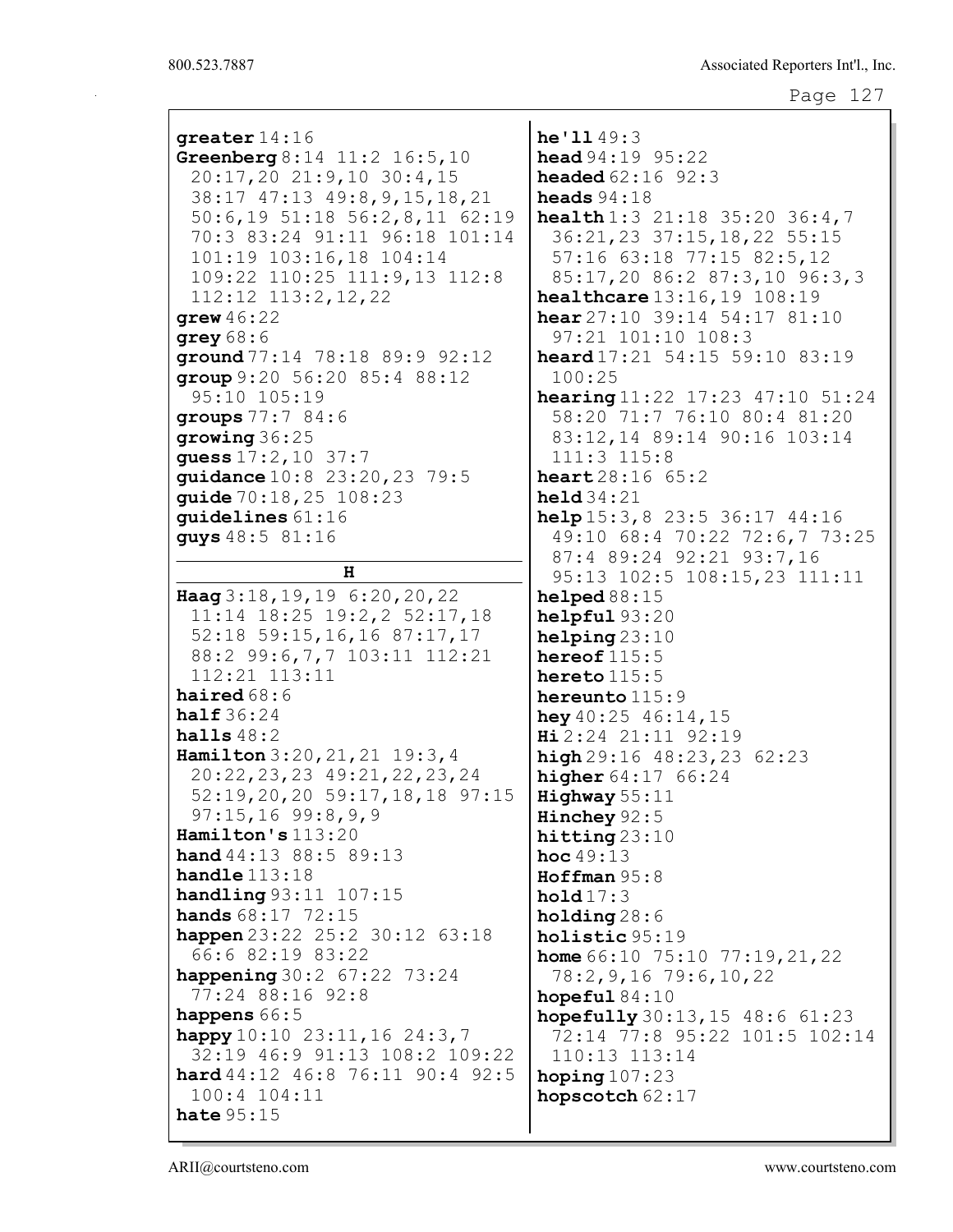**greater** 14:16
**Greenberg** 8:14 11:2 16:5,10 20:17,20 21:9,10 30:4,15 38:17 47:13 49:8,9,15,18,21 50:6,19 51:18 56:2,8,11 62:19 70:3 83:24 91:11 96:18 101:14 101:19 103:16,18 104:14 109:22 110:25 111:9,13 112:8 112:12 113:2,12,22
**grew** 46:22
**grey** 68:6
**ground** 77:14 78:18 89:9 92:12
**group** 9:20 56:20 85:4 88:12 95:10 105:19
**groups** 77:7 84:6
**growing** 36:25
**guess** 17:2,10 37:7
**guidance** 10:8 23:20,23 79:5
**guide** 70:18,25 108:23
**guidelines** 61:16
**guys** 48:5 81:16

**H**

**Haag** 3:18,19,19 6:20,20,22 11:14 18:25 19:2,2 52:17,18 52:18 59:15,16,16 87:17,17 88:2 99:6,7,7 103:11 112:21 112:21 113:11
**haired** 68:6
**half** 36:24
**halls** 48:2
**Hamilton** 3:20,21,21 19:3,4 20:22,23,23 49:21,22,23,24 52:19,20,20 59:17,18,18 97:15 97:15,16 99:8,9,9
**Hamilton's** 113:20
**hand** 44:13 88:5 89:13
**handle** 113:18
**handling** 93:11 107:15
**hands** 68:17 72:15
**happen** 23:22 25:2 30:12 63:18 66:6 82:19 83:22
**happening** 30:2 67:22 73:24 77:24 88:16 92:8
**happens** 66:5
**happy** 10:10 23:11,16 24:3,7 32:19 46:9 91:13 108:2 109:22
**hard** 44:12 46:8 76:11 90:4 92:5 100:4 104:11
**hate** 95:15
**he'll** 49:3
**head** 94:19 95:22
**headed** 62:16 92:3
**heads** 94:18
**health** 1:3 21:18 35:20 36:4,7 36:21,23 37:15,18,22 55:15 57:16 63:18 77:15 82:5,12 85:17,20 86:2 87:3,10 96:3,3
**healthcare** 13:16,19 108:19
**hear** 27:10 39:14 54:17 81:10 97:21 101:10 108:3
**heard** 17:21 54:15 59:10 83:19 100:25
**hearing** 11:22 17:23 47:10 51:24 58:20 71:7 76:10 80:4 81:20 83:12,14 89:14 90:16 103:14 111:3 115:8
**heart** 28:16 65:2
**held** 34:21
**help** 15:3,8 23:5 36:17 44:16 49:10 68:4 70:22 72:6,7 73:25 87:4 89:24 92:21 93:7,16 95:13 102:5 108:15,23 111:11
**helped** 88:15
**helpful** 93:20
**helping** 23:10
**hereof** 115:5
**hereto** 115:5
**hereunto** 115:9
**hey** 40:25 46:14,15
**Hi** 2:24 21:11 92:19
**high** 29:16 48:23,23 62:23
**higher** 64:17 66:24
**Highway** 55:11
**Hinchey** 92:5
**hitting** 23:10
**hoc** 49:13
**Hoffman** 95:8
**hold** 17:3
**holding** 28:6
**holistic** 95:19
**home** 66:10 75:10 77:19,21,22 78:2,9,16 79:6,10,22
**hopeful** 84:10
**hopefully** 30:13,15 48:6 61:23 72:14 77:8 95:22 101:5 102:14 110:13 113:14
**hoping** 107:23
**hopscotch** 62:17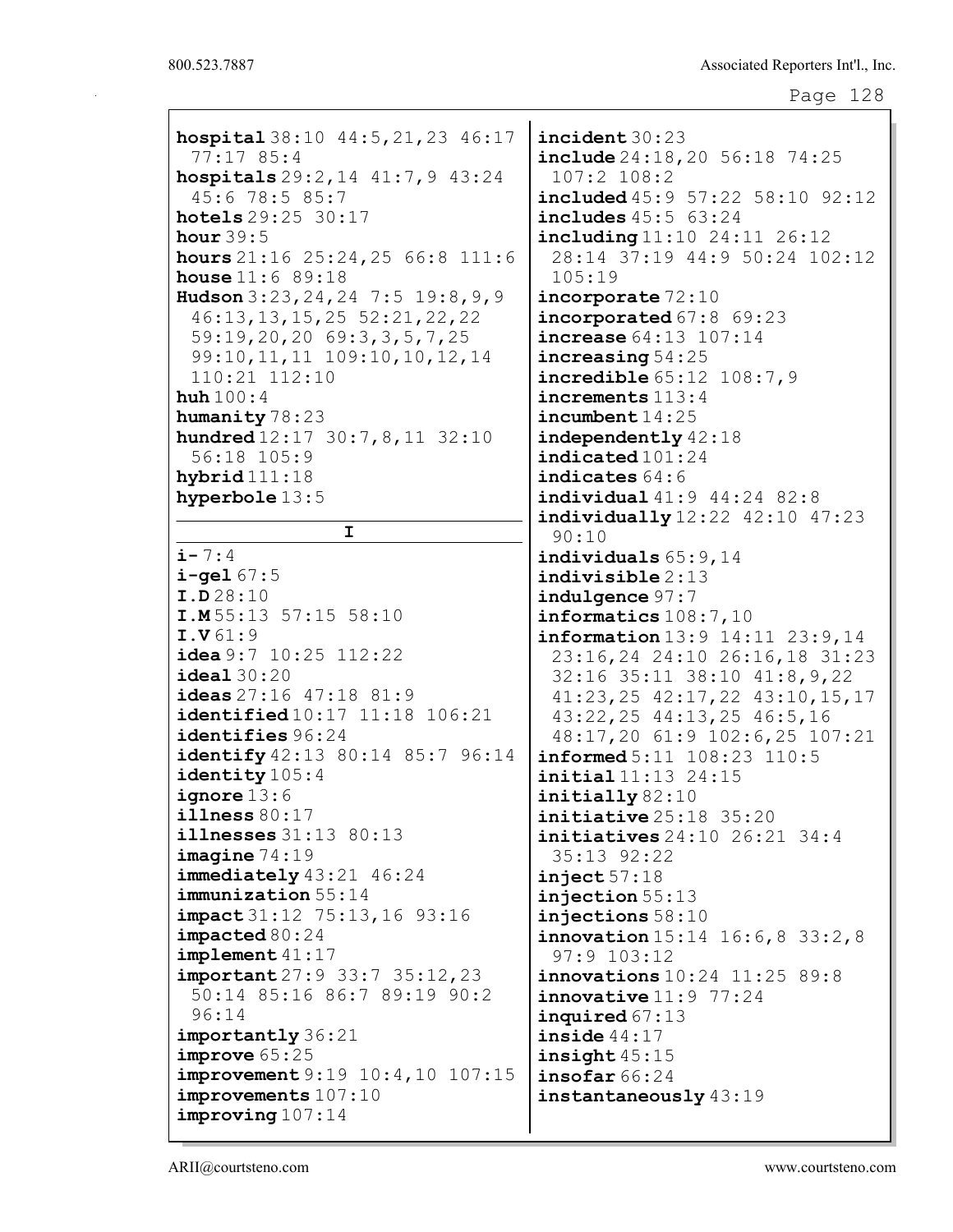**hospital** 38:10 44:5,21,23 46:17 77:17 85:4
**hospitals** 29:2,14 41:7,9 43:24 45:6 78:5 85:7
**hotels** 29:25 30:17
**hour** 39:5
**hours** 21:16 25:24,25 66:8 111:6
**house** 11:6 89:18
**Hudson** 3:23,24,24 7:5 19:8,9,9 46:13,13,15,25 52:21,22,22 59:19,20,20 69:3,3,5,7,25 99:10,11,11 109:10,10,12,14 110:21 112:10
**huh** 100:4
**humanity** 78:23
**hundred** 12:17 30:7,8,11 32:10 56:18 105:9
**hybrid** 111:18
**hyperbole** 13:5

## I

**i-** 7:4
**i-gel** 67:5
**I.D** 28:10
**I.M** 55:13 57:15 58:10
**I.V** 61:9
**idea** 9:7 10:25 112:22
**ideal** 30:20
**ideas** 27:16 47:18 81:9
**identified** 10:17 11:18 106:21
**identifies** 96:24
**identify** 42:13 80:14 85:7 96:14
**identity** 105:4
**ignore** 13:6
**illness** 80:17
**illnesses** 31:13 80:13
**imagine** 74:19
**immediately** 43:21 46:24
**immunization** 55:14
**impact** 31:12 75:13,16 93:16
**impacted** 80:24
**implement** 41:17
**important** 27:9 33:7 35:12,23 50:14 85:16 86:7 89:19 90:2 96:14
**importantly** 36:21
**improve** 65:25
**improvement** 9:19 10:4,10 107:15
**improvements** 107:10
**improving** 107:14
**incident** 30:23
**include** 24:18,20 56:18 74:25 107:2 108:2
**included** 45:9 57:22 58:10 92:12
**includes** 45:5 63:24
**including** 11:10 24:11 26:12 28:14 37:19 44:9 50:24 102:12 105:19
**incorporate** 72:10
**incorporated** 67:8 69:23
**increase** 64:13 107:14
**increasing** 54:25
**incredible** 65:12 108:7,9
**increments** 113:4
**incumbent** 14:25
**independently** 42:18
**indicated** 101:24
**indicates** 64:6
**individual** 41:9 44:24 82:8
**individually** 12:22 42:10 47:23 90:10
**individuals** 65:9,14
**indivisible** 2:13
**indulgence** 97:7
**informatics** 108:7,10
**information** 13:9 14:11 23:9,14 23:16,24 24:10 26:16,18 31:23 32:16 35:11 38:10 41:8,9,22 41:23,25 42:17,22 43:10,15,17 43:22,25 44:13,25 46:5,16 48:17,20 61:9 102:6,25 107:21
**informed** 5:11 108:23 110:5
**initial** 11:13 24:15
**initially** 82:10
**initiative** 25:18 35:20
**initiatives** 24:10 26:21 34:4 35:13 92:22
**inject** 57:18
**injection** 55:13
**injections** 58:10
**innovation** 15:14 16:6,8 33:2,8 97:9 103:12
**innovations** 10:24 11:25 89:8
**innovative** 11:9 77:24
**inquired** 67:13
**inside** 44:17
**insight** 45:15
**insofar** 66:24
**instantaneously** 43:19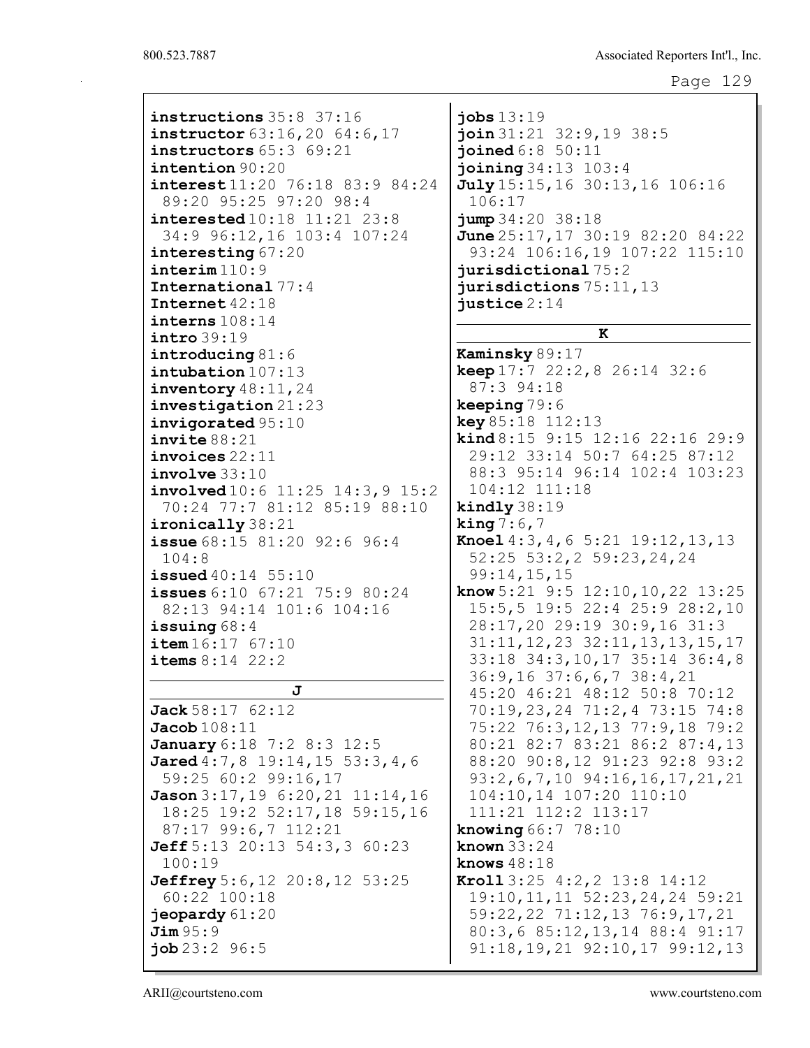**instructions** 35:8 37:16
**instructor** 63:16,20 64:6,17
**instructors** 65:3 69:21
**intention** 90:20
**interest** 11:20 76:18 83:9 84:24 89:20 95:25 97:20 98:4
**interested** 10:18 11:21 23:8 34:9 96:12,16 103:4 107:24
**interesting** 67:20
**interim** 110:9
**International** 77:4
**Internet** 42:18
**interns** 108:14
**intro** 39:19
**introducing** 81:6
**intubation** 107:13
**inventory** 48:11,24
**investigation** 21:23
**invigorated** 95:10
**invite** 88:21
**invoices** 22:11
**involve** 33:10
**involved** 10:6 11:25 14:3,9 15:2 70:24 77:7 81:12 85:19 88:10
**ironically** 38:21
**issue** 68:15 81:20 92:6 96:4 104:8
**issued** 40:14 55:10
**issues** 6:10 67:21 75:9 80:24 82:13 94:14 101:6 104:16
**issuing** 68:4
**item** 16:17 67:10
**items** 8:14 22:2

## J

**Jack** 58:17 62:12
**Jacob** 108:11
**January** 6:18 7:2 8:3 12:5
**Jared** 4:7,8 19:14,15 53:3,4,6 59:25 60:2 99:16,17
**Jason** 3:17,19 6:20,21 11:14,16 18:25 19:2 52:17,18 59:15,16 87:17 99:6,7 112:21
**Jeff** 5:13 20:13 54:3,3 60:23 100:19
**Jeffrey** 5:6,12 20:8,12 53:25 60:22 100:18
**jeopardy** 61:20
**Jim** 95:9
**job** 23:2 96:5
**jobs** 13:19
**join** 31:21 32:9,19 38:5
**joined** 6:8 50:11
**joining** 34:13 103:4
**July** 15:15,16 30:13,16 106:16 106:17
**jump** 34:20 38:18
**June** 25:17,17 30:19 82:20 84:22 93:24 106:16,19 107:22 115:10
**jurisdictional** 75:2
**jurisdictions** 75:11,13
**justice** 2:14

## K

**Kaminsky** 89:17
**keep** 17:7 22:2,8 26:14 32:6 87:3 94:18
**keeping** 79:6
**key** 85:18 112:13
**kind** 8:15 9:15 12:16 22:16 29:9 29:12 33:14 50:7 64:25 87:12 88:3 95:14 96:14 102:4 103:23 104:12 111:18
**kindly** 38:19
**king** 7:6,7
**Knoel** 4:3,4,6 5:21 19:12,13,13 52:25 53:2,2 59:23,24,24 99:14,15,15
**know** 5:21 9:5 12:10,10,22 13:25 15:5,5 19:5 22:4 25:9 28:2,10 28:17,20 29:19 30:9,16 31:3 31:11,12,23 32:11,13,13,15,17 33:18 34:3,10,17 35:14 36:4,8 36:9,16 37:6,6,7 38:4,21 45:20 46:21 48:12 50:8 70:12 70:19,23,24 71:2,4 73:15 74:8 75:22 76:3,12,13 77:9,18 79:2 80:21 82:7 83:21 86:2 87:4,13 88:20 90:8,12 91:23 92:8 93:2 93:2,6,7,10 94:16,16,17,21,21 104:10,14 107:20 110:10 111:21 112:2 113:17
**knowing** 66:7 78:10
**known** 33:24
**knows** 48:18
**Kroll** 3:25 4:2,2 13:8 14:12 19:10,11,11 52:23,24,24 59:21 59:22,22 71:12,13 76:9,17,21 80:3,6 85:12,13,14 88:4 91:17 91:18,19,21 92:10,17 99:12,13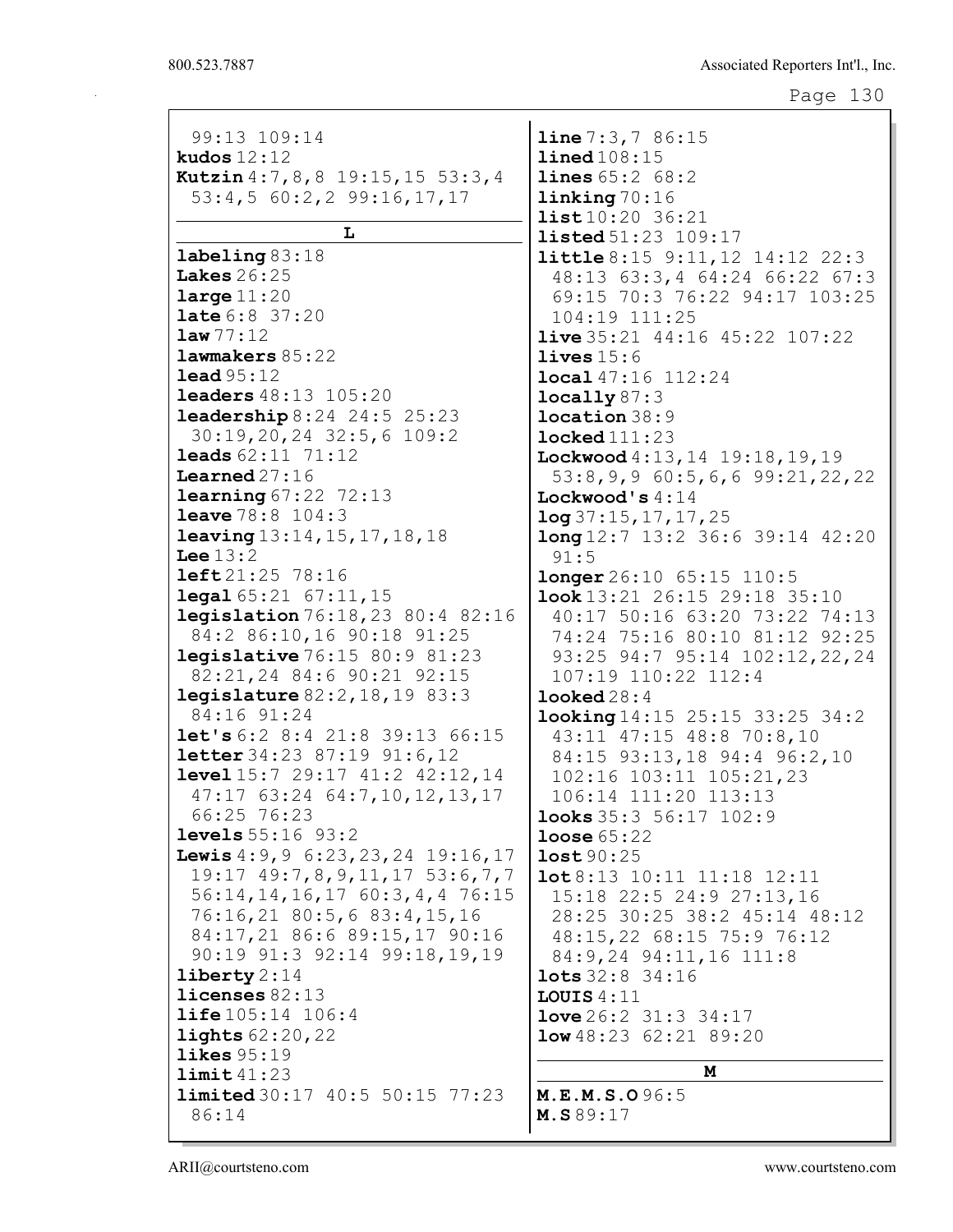99:13 109:14

**kudos** 12:12

**Kutzin** 4:7,8,8 19:15,15 53:3,4 53:4,5 60:2,2 99:16,17,17

## L

**labeling** 83:18

**Lakes** 26:25

**large** 11:20

**late** 6:8 37:20

**law** 77:12

**lawmakers** 85:22

**lead** 95:12

**leaders** 48:13 105:20

**leadership** 8:24 24:5 25:23 30:19,20,24 32:5,6 109:2

**leads** 62:11 71:12

**Learned** 27:16

**learning** 67:22 72:13

**leave** 78:8 104:3

**leaving** 13:14,15,17,18,18

**Lee** 13:2

**left** 21:25 78:16

**legal** 65:21 67:11,15

**legislation** 76:18,23 80:4 82:16 84:2 86:10,16 90:18 91:25

**legislative** 76:15 80:9 81:23 82:21,24 84:6 90:21 92:15

**legislature** 82:2,18,19 83:3 84:16 91:24

**let's** 6:2 8:4 21:8 39:13 66:15

**letter** 34:23 87:19 91:6,12

**level** 15:7 29:17 41:2 42:12,14 47:17 63:24 64:7,10,12,13,17 66:25 76:23

**levels** 55:16 93:2

**Lewis** 4:9,9 6:23,23,24 19:16,17 19:17 49:7,8,9,11,17 53:6,7,7 56:14,14,16,17 60:3,4,4 76:15 76:16,21 80:5,6 83:4,15,16 84:17,21 86:6 89:15,17 90:16 90:19 91:3 92:14 99:18,19,19

**liberty** 2:14

**licenses** 82:13

**life** 105:14 106:4

**lights** 62:20,22

**likes** 95:19

**limit** 41:23

**limited** 30:17 40:5 50:15 77:23 86:14

**line** 7:3,7 86:15

**lined** 108:15

**lines** 65:2 68:2

**linking** 70:16

**list** 10:20 36:21

**listed** 51:23 109:17

**little** 8:15 9:11,12 14:12 22:3 48:13 63:3,4 64:24 66:22 67:3 69:15 70:3 76:22 94:17 103:25 104:19 111:25

**live** 35:21 44:16 45:22 107:22

**lives** 15:6

**local** 47:16 112:24

**locally** 87:3

**location** 38:9

**locked** 111:23

**Lockwood** 4:13,14 19:18,19,19 53:8,9,9 60:5,6,6 99:21,22,22

**Lockwood's** 4:14

**log** 37:15,17,17,25

**long** 12:7 13:2 36:6 39:14 42:20 91:5

**longer** 26:10 65:15 110:5

**look** 13:21 26:15 29:18 35:10 40:17 50:16 63:20 73:22 74:13 74:24 75:16 80:10 81:12 92:25 93:25 94:7 95:14 102:12,22,24 107:19 110:22 112:4

**looked** 28:4

**looking** 14:15 25:15 33:25 34:2 43:11 47:15 48:8 70:8,10 84:15 93:13,18 94:4 96:2,10 102:16 103:11 105:21,23 106:14 111:20 113:13

**looks** 35:3 56:17 102:9

**loose** 65:22

**lost** 90:25

**lot** 8:13 10:11 11:18 12:11 15:18 22:5 24:9 27:13,16 28:25 30:25 38:2 45:14 48:12 48:15,22 68:15 75:9 76:12 84:9,24 94:11,16 111:8

**lots** 32:8 34:16

**LOUIS** 4:11

**love** 26:2 31:3 34:17

**low** 48:23 62:21 89:20

## M

**M.E.M.S.O** 96:5

**M.S** 89:17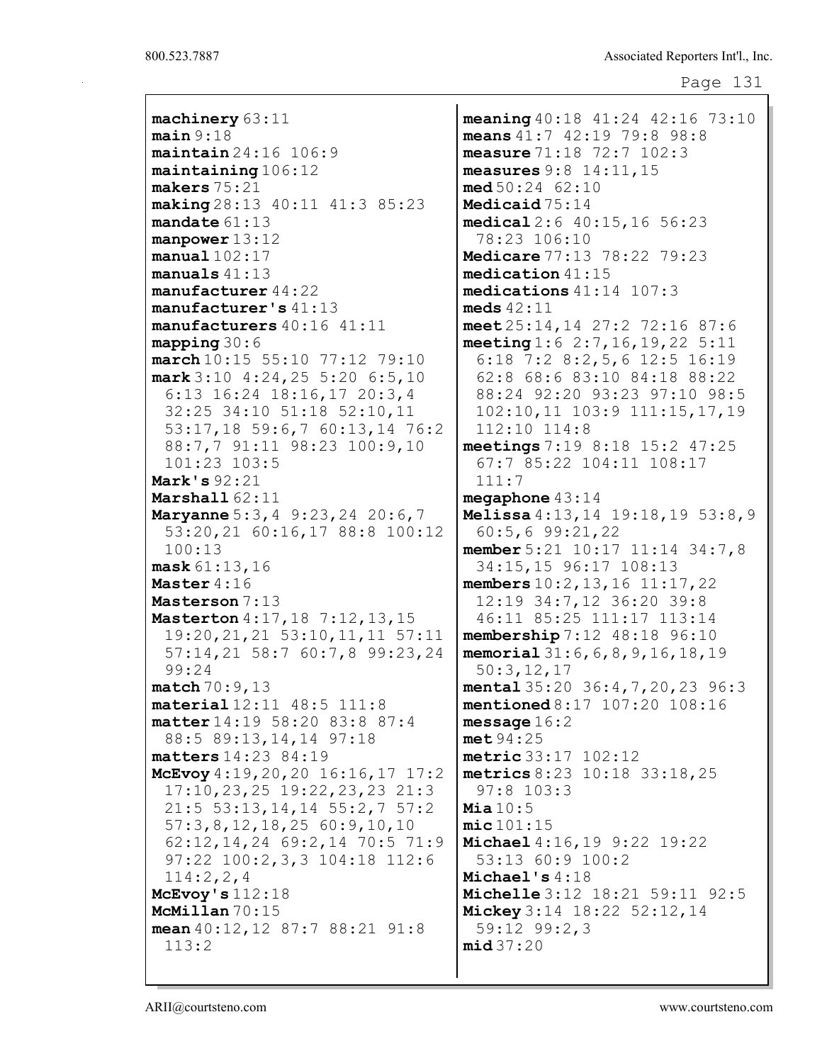**machinery** 63:11
**main** 9:18
**maintain** 24:16 106:9
**maintaining** 106:12
**makers** 75:21
**making** 28:13 40:11 41:3 85:23
**mandate** 61:13
**manpower** 13:12
**manual** 102:17
**manuals** 41:13
**manufacturer** 44:22
**manufacturer's** 41:13
**manufacturers** 40:16 41:11
**mapping** 30:6
**march** 10:15 55:10 77:12 79:10
**mark** 3:10 4:24,25 5:20 6:5,10 6:13 16:24 18:16,17 20:3,4 32:25 34:10 51:18 52:10,11 53:17,18 59:6,7 60:13,14 76:2 88:7,7 91:11 98:23 100:9,10 101:23 103:5
**Mark's** 92:21
**Marshall** 62:11
**Maryanne** 5:3,4 9:23,24 20:6,7 53:20,21 60:16,17 88:8 100:12 100:13
**mask** 61:13,16
**Master** 4:16
**Masterson** 7:13
**Masterton** 4:17,18 7:12,13,15 19:20,21,21 53:10,11,11 57:11 57:14,21 58:7 60:7,8 99:23,24 99:24
**match** 70:9,13
**material** 12:11 48:5 111:8
**matter** 14:19 58:20 83:8 87:4 88:5 89:13,14,14 97:18
**matters** 14:23 84:19
**McEvoy** 4:19,20,20 16:16,17 17:2 17:10,23,25 19:22,23,23 21:3 21:5 53:13,14,14 55:2,7 57:2 57:3,8,12,18,25 60:9,10,10 62:12,14,24 69:2,14 70:5 71:9 97:22 100:2,3,3 104:18 112:6 114:2,2,4
**McEvoy's** 112:18
**McMillan** 70:15
**mean** 40:12,12 87:7 88:21 91:8 113:2
**meaning** 40:18 41:24 42:16 73:10
**means** 41:7 42:19 79:8 98:8
**measure** 71:18 72:7 102:3
**measures** 9:8 14:11,15
**med** 50:24 62:10
**Medicaid** 75:14
**medical** 2:6 40:15,16 56:23 78:23 106:10
**Medicare** 77:13 78:22 79:23
**medication** 41:15
**medications** 41:14 107:3
**meds** 42:11
**meet** 25:14,14 27:2 72:16 87:6
**meeting** 1:6 2:7,16,19,22 5:11 6:18 7:2 8:2,5,6 12:5 16:19 62:8 68:6 83:10 84:18 88:22 88:24 92:20 93:23 97:10 98:5 102:10,11 103:9 111:15,17,19 112:10 114:8
**meetings** 7:19 8:18 15:2 47:25 67:7 85:22 104:11 108:17 111:7
**megaphone** 43:14
**Melissa** 4:13,14 19:18,19 53:8,9 60:5,6 99:21,22
**member** 5:21 10:17 11:14 34:7,8 34:15,15 96:17 108:13
**members** 10:2,13,16 11:17,22 12:19 34:7,12 36:20 39:8 46:11 85:25 111:17 113:14
**membership** 7:12 48:18 96:10
**memorial** 31:6,6,8,9,16,18,19 50:3,12,17
**mental** 35:20 36:4,7,20,23 96:3
**mentioned** 8:17 107:20 108:16
**message** 16:2
**met** 94:25
**metric** 33:17 102:12
**metrics** 8:23 10:18 33:18,25 97:8 103:3
**Mia** 10:5
**mic** 101:15
**Michael** 4:16,19 9:22 19:22 53:13 60:9 100:2
**Michael's** 4:18
**Michelle** 3:12 18:21 59:11 92:5
**Mickey** 3:14 18:22 52:12,14 59:12 99:2,3
**mid** 37:20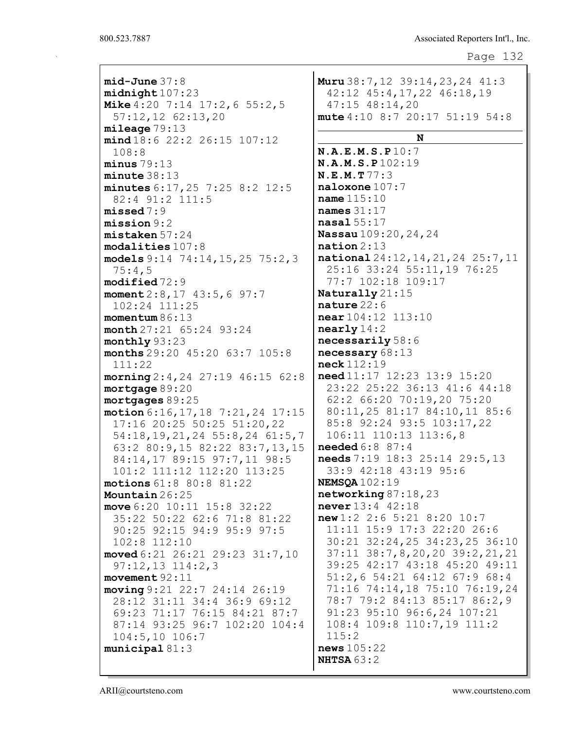**mid-June** 37:8
**midnight** 107:23
**Mike** 4:20 7:14 17:2,6 55:2,5 57:12,12 62:13,20
**mileage** 79:13
**mind** 18:6 22:2 26:15 107:12 108:8
**minus** 79:13
**minute** 38:13
**minutes** 6:17,25 7:25 8:2 12:5 82:4 91:2 111:5
**missed** 7:9
**mission** 9:2
**mistaken** 57:24
**modalities** 107:8
**models** 9:14 74:14,15,25 75:2,3 75:4,5
**modified** 72:9
**moment** 2:8,17 43:5,6 97:7 102:24 111:25
**momentum** 86:13
**month** 27:21 65:24 93:24
**monthly** 93:23
**months** 29:20 45:20 63:7 105:8 111:22
**morning** 2:4,24 27:19 46:15 62:8
**mortgage** 89:20
**mortgages** 89:25
**motion** 6:16,17,18 7:21,24 17:15 17:16 20:25 50:25 51:20,22 54:18,19,21,24 55:8,24 61:5,7 63:2 80:9,15 82:22 83:7,13,15 84:14,17 89:15 97:7,11 98:5 101:2 111:12 112:20 113:25
**motions** 61:8 80:8 81:22
**Mountain** 26:25
**move** 6:20 10:11 15:8 32:22 35:22 50:22 62:6 71:8 81:22 90:25 92:15 94:9 95:9 97:5 102:8 112:10
**moved** 6:21 26:21 29:23 31:7,10 97:12,13 114:2,3
**movement** 92:11
**moving** 9:21 22:7 24:14 26:19 28:12 31:11 34:4 36:9 69:12 69:23 71:17 76:15 84:21 87:7 87:14 93:25 96:7 102:20 104:4 104:5,10 106:7
**municipal** 81:3
**Muru** 38:7,12 39:14,23,24 41:3 42:12 45:4,17,22 46:18,19 47:15 48:14,20
**mute** 4:10 8:7 20:17 51:19 54:8

**N**

**N.A.E.M.S.P** 10:7
**N.A.M.S.P** 102:19
**N.E.M.T** 77:3
**naloxone** 107:7
**name** 115:10
**names** 31:17
**nasal** 55:17
**Nassau** 109:20,24,24
**nation** 2:13
**national** 24:12,14,21,24 25:7,11 25:16 33:24 55:11,19 76:25 77:7 102:18 109:17
**Naturally** 21:15
**nature** 22:6
**near** 104:12 113:10
**nearly** 14:2
**necessarily** 58:6
**necessary** 68:13
**neck** 112:19
**need** 11:17 12:23 13:9 15:20 23:22 25:22 36:13 41:6 44:18 62:2 66:20 70:19,20 75:20 80:11,25 81:17 84:10,11 85:6 85:8 92:24 93:5 103:17,22 106:11 110:13 113:6,8
**needed** 6:8 87:4
**needs** 7:19 18:3 25:14 29:5,13 33:9 42:18 43:19 95:6
**NEMSQA** 102:19
**networking** 87:18,23
**never** 13:4 42:18
**new** 1:2 2:6 5:21 8:20 10:7 11:11 15:9 17:3 22:20 26:6 30:21 32:24,25 34:23,25 36:10 37:11 38:7,8,20,20 39:2,21,21 39:25 42:17 43:18 45:20 49:11 51:2,6 54:21 64:12 67:9 68:4 71:16 74:14,18 75:10 76:19,24 78:7 79:2 84:13 85:17 86:2,9 91:23 95:10 96:6,24 107:21 108:4 109:8 110:7,19 111:2 115:2
**news** 105:22
**NHTSA** 63:2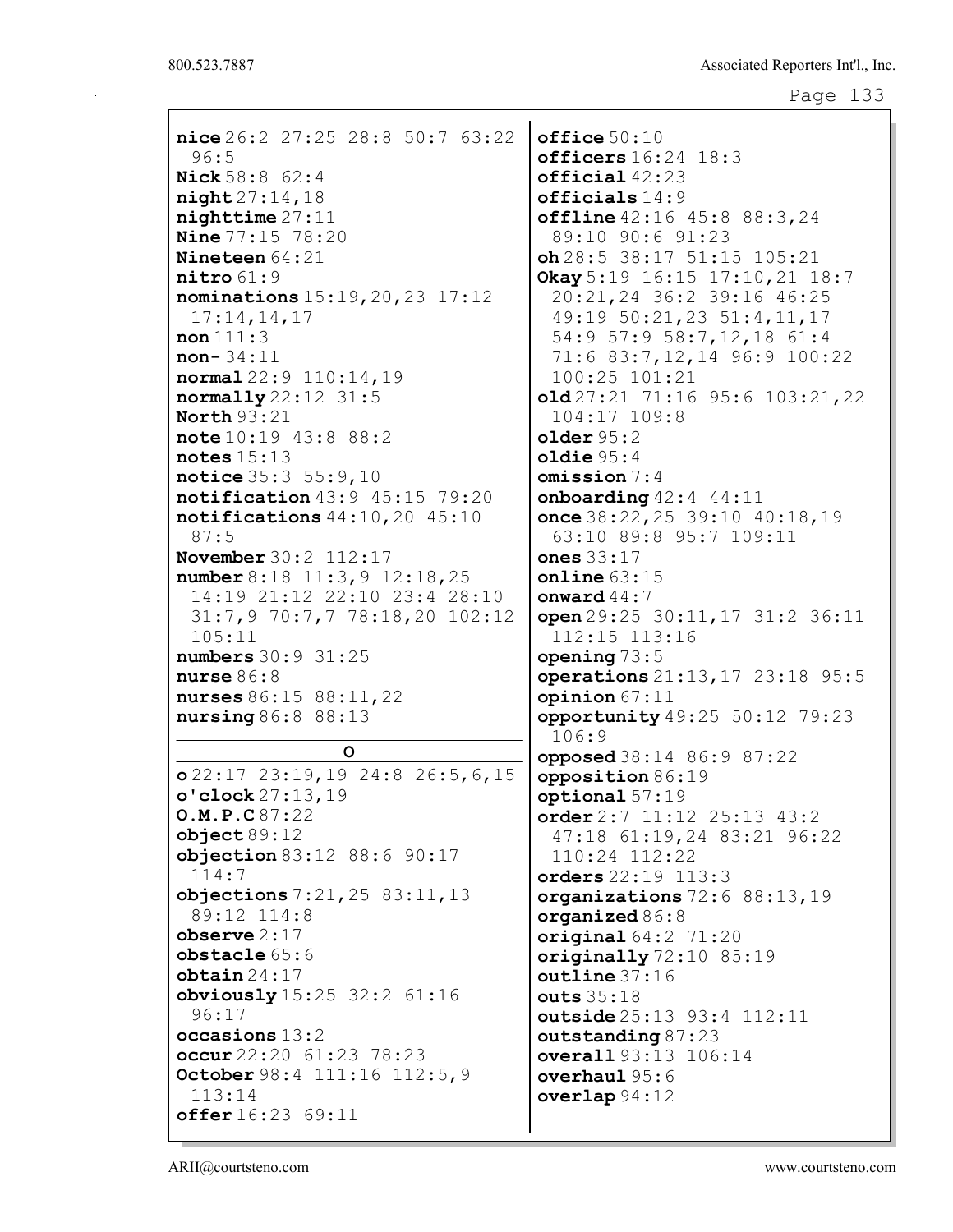**nice** 26:2 27:25 28:8 50:7 63:22 96:5
**Nick** 58:8 62:4
**night** 27:14,18
**nighttime** 27:11
**Nine** 77:15 78:20
**Nineteen** 64:21
**nitro** 61:9
**nominations** 15:19,20,23 17:12 17:14,14,17
**non** 111:3
**non-** 34:11
**normal** 22:9 110:14,19
**normally** 22:12 31:5
**North** 93:21
**note** 10:19 43:8 88:2
**notes** 15:13
**notice** 35:3 55:9,10
**notification** 43:9 45:15 79:20
**notifications** 44:10,20 45:10 87:5
**November** 30:2 112:17
**number** 8:18 11:3,9 12:18,25 14:19 21:12 22:10 23:4 28:10 31:7,9 70:7,7 78:18,20 102:12 105:11
**numbers** 30:9 31:25
**nurse** 86:8
**nurses** 86:15 88:11,22
**nursing** 86:8 88:13

## O

**o** 22:17 23:19,19 24:8 26:5,6,15
**o'clock** 27:13,19
**O.M.P.C** 87:22
**object** 89:12
**objection** 83:12 88:6 90:17 114:7
**objections** 7:21,25 83:11,13 89:12 114:8
**observe** 2:17
**obstacle** 65:6
**obtain** 24:17
**obviously** 15:25 32:2 61:16 96:17
**occasions** 13:2
**occur** 22:20 61:23 78:23
**October** 98:4 111:16 112:5,9 113:14
**offer** 16:23 69:11
**office** 50:10
**officers** 16:24 18:3
**official** 42:23
**officials** 14:9
**offline** 42:16 45:8 88:3,24 89:10 90:6 91:23
**oh** 28:5 38:17 51:15 105:21
**Okay** 5:19 16:15 17:10,21 18:7 20:21,24 36:2 39:16 46:25 49:19 50:21,23 51:4,11,17 54:9 57:9 58:7,12,18 61:4 71:6 83:7,12,14 96:9 100:22 100:25 101:21
**old** 27:21 71:16 95:6 103:21,22 104:17 109:8
**older** 95:2
**oldie** 95:4
**omission** 7:4
**onboarding** 42:4 44:11
**once** 38:22,25 39:10 40:18,19 63:10 89:8 95:7 109:11
**ones** 33:17
**online** 63:15
**onward** 44:7
**open** 29:25 30:11,17 31:2 36:11 112:15 113:16
**opening** 73:5
**operations** 21:13,17 23:18 95:5
**opinion** 67:11
**opportunity** 49:25 50:12 79:23 106:9
**opposed** 38:14 86:9 87:22
**opposition** 86:19
**optional** 57:19
**order** 2:7 11:12 25:13 43:2 47:18 61:19,24 83:21 96:22 110:24 112:22
**orders** 22:19 113:3
**organizations** 72:6 88:13,19
**organized** 86:8
**original** 64:2 71:20
**originally** 72:10 85:19
**outline** 37:16
**outs** 35:18
**outside** 25:13 93:4 112:11
**outstanding** 87:23
**overall** 93:13 106:14
**overhaul** 95:6
**overlap** 94:12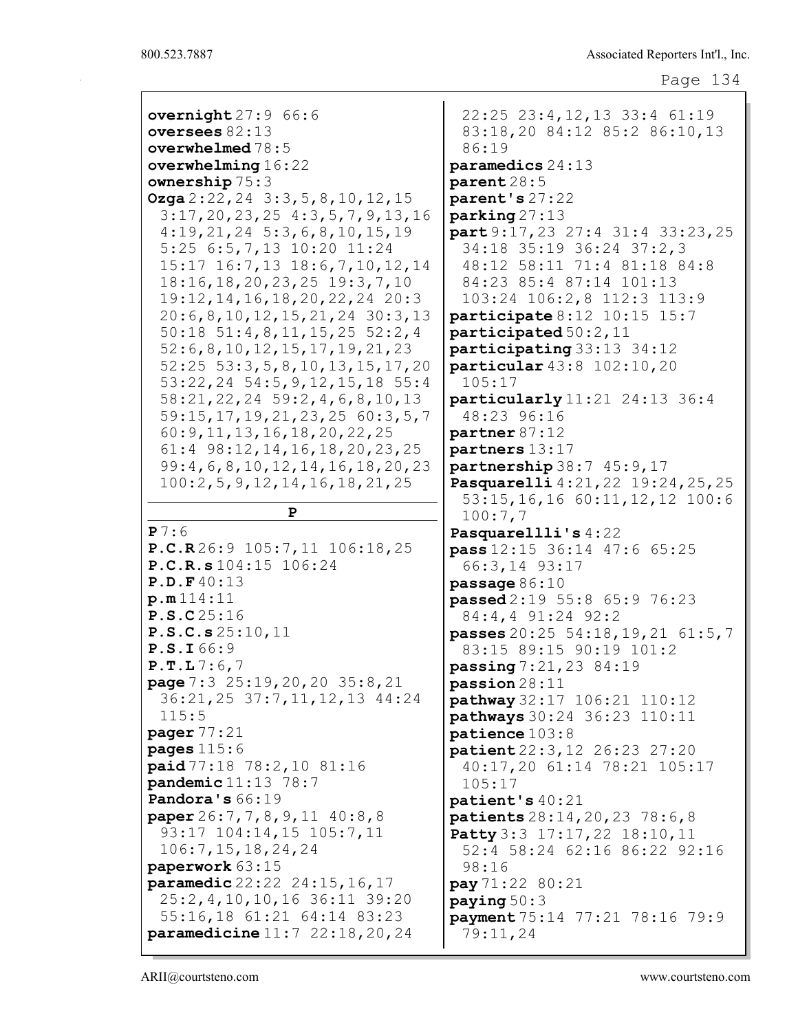**overnight** 27:9 66:6
**oversees** 82:13
**overwhelmed** 78:5
**overwhelming** 16:22
**ownership** 75:3
**Ozga** 2:22,24 3:3,5,8,10,12,15 3:17,20,23,25 4:3,5,7,9,13,16 4:19,21,24 5:3,6,8,10,15,19 5:25 6:5,7,13 10:20 11:24 15:17 16:7,13 18:6,7,10,12,14 18:16,18,20,23,25 19:3,7,10 19:12,14,16,18,20,22,24 20:3 20:6,8,10,12,15,21,24 30:3,13 50:18 51:4,8,11,15,25 52:2,4 52:6,8,10,12,15,17,19,21,23 52:25 53:3,5,8,10,13,15,17,20 53:22,24 54:5,9,12,15,18 55:4 58:21,22,24 59:2,4,6,8,10,13 59:15,17,19,21,23,25 60:3,5,7 60:9,11,13,16,18,20,22,25 61:4 98:12,14,16,18,20,23,25 99:4,6,8,10,12,14,16,18,20,23 100:2,5,9,12,14,16,18,21,25

## P

**P** 7:6
**P.C.R** 26:9 105:7,11 106:18,25
**P.C.R.s** 104:15 106:24
**P.D.F** 40:13
**p.m** 114:11
**P.S.C** 25:16
**P.S.C.s** 25:10,11
**P.S.I** 66:9
**P.T.L** 7:6,7
**page** 7:3 25:19,20,20 35:8,21 36:21,25 37:7,11,12,13 44:24 115:5
**pager** 77:21
**pages** 115:6
**paid** 77:18 78:2,10 81:16
**pandemic** 11:13 78:7
**Pandora's** 66:19
**paper** 26:7,7,8,9,11 40:8,8 93:17 104:14,15 105:7,11 106:7,15,18,24,24
**paperwork** 63:15
**paramedic** 22:22 24:15,16,17 25:2,4,10,10,16 36:11 39:20 55:16,18 61:21 64:14 83:23
**paramedicine** 11:7 22:18,20,24 22:25 23:4,12,13 33:4 61:19 83:18,20 84:12 85:2 86:10,13 86:19
**paramedics** 24:13
**parent** 28:5
**parent's** 27:22
**parking** 27:13
**part** 9:17,23 27:4 31:4 33:23,25 34:18 35:19 36:24 37:2,3 48:12 58:11 71:4 81:18 84:8 84:23 85:4 87:14 101:13 103:24 106:2,8 112:3 113:9
**participate** 8:12 10:15 15:7
**participated** 50:2,11
**participating** 33:13 34:12
**particular** 43:8 102:10,20 105:17
**particularly** 11:21 24:13 36:4 48:23 96:16
**partner** 87:12
**partners** 13:17
**partnership** 38:7 45:9,17
**Pasquarelli** 4:21,22 19:24,25,25 53:15,16,16 60:11,12,12 100:6 100:7,7
**Pasquarellli's** 4:22
**pass** 12:15 36:14 47:6 65:25 66:3,14 93:17
**passage** 86:10
**passed** 2:19 55:8 65:9 76:23 84:4,4 91:24 92:2
**passes** 20:25 54:18,19,21 61:5,7 83:15 89:15 90:19 101:2
**passing** 7:21,23 84:19
**passion** 28:11
**pathway** 32:17 106:21 110:12
**pathways** 30:24 36:23 110:11
**patience** 103:8
**patient** 22:3,12 26:23 27:20 40:17,20 61:14 78:21 105:17 105:17
**patient's** 40:21
**patients** 28:14,20,23 78:6,8
**Patty** 3:3 17:17,22 18:10,11 52:4 58:24 62:16 86:22 92:16 98:16
**pay** 71:22 80:21
**paying** 50:3
**payment** 75:14 77:21 78:16 79:9 79:11,24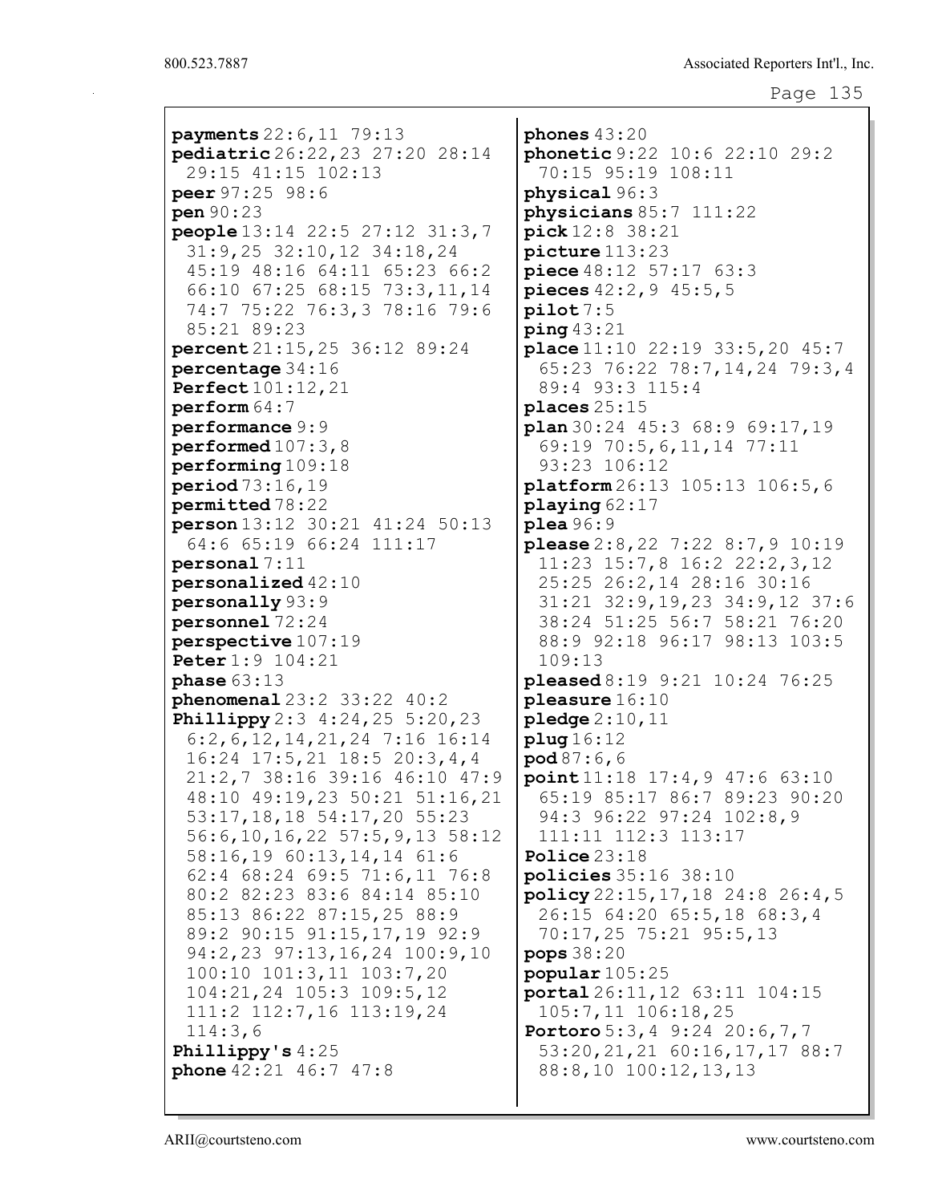**payments** 22:6,11 79:13
**pediatric** 26:22,23 27:20 28:14 29:15 41:15 102:13
**peer** 97:25 98:6
**pen** 90:23
**people** 13:14 22:5 27:12 31:3,7 31:9,25 32:10,12 34:18,24 45:19 48:16 64:11 65:23 66:2 66:10 67:25 68:15 73:3,11,14 74:7 75:22 76:3,3 78:16 79:6 85:21 89:23
**percent** 21:15,25 36:12 89:24
**percentage** 34:16
**Perfect** 101:12,21
**perform** 64:7
**performance** 9:9
**performed** 107:3,8
**performing** 109:18
**period** 73:16,19
**permitted** 78:22
**person** 13:12 30:21 41:24 50:13 64:6 65:19 66:24 111:17
**personal** 7:11
**personalized** 42:10
**personally** 93:9
**personnel** 72:24
**perspective** 107:19
**Peter** 1:9 104:21
**phase** 63:13
**phenomenal** 23:2 33:22 40:2
**Phillippy** 2:3 4:24,25 5:20,23 6:2,6,12,14,21,24 7:16 16:14 16:24 17:5,21 18:5 20:3,4,4 21:2,7 38:16 39:16 46:10 47:9 48:10 49:19,23 50:21 51:16,21 53:17,18,18 54:17,20 55:23 56:6,10,16,22 57:5,9,13 58:12 58:16,19 60:13,14,14 61:6 62:4 68:24 69:5 71:6,11 76:8 80:2 82:23 83:6 84:14 85:10 85:13 86:22 87:15,25 88:9 89:2 90:15 91:15,17,19 92:9 94:2,23 97:13,16,24 100:9,10 100:10 101:3,11 103:7,20 104:21,24 105:3 109:5,12 111:2 112:7,16 113:19,24 114:3,6
**Phillippy's** 4:25
**phone** 42:21 46:7 47:8
**phones** 43:20
**phonetic** 9:22 10:6 22:10 29:2 70:15 95:19 108:11
**physical** 96:3
**physicians** 85:7 111:22
**pick** 12:8 38:21
**picture** 113:23
**piece** 48:12 57:17 63:3
**pieces** 42:2,9 45:5,5
**pilot** 7:5
**ping** 43:21
**place** 11:10 22:19 33:5,20 45:7 65:23 76:22 78:7,14,24 79:3,4 89:4 93:3 115:4
**places** 25:15
**plan** 30:24 45:3 68:9 69:17,19 69:19 70:5,6,11,14 77:11 93:23 106:12
**platform** 26:13 105:13 106:5,6
**playing** 62:17
**plea** 96:9
**please** 2:8,22 7:22 8:7,9 10:19 11:23 15:7,8 16:2 22:2,3,12 25:25 26:2,14 28:16 30:16 31:21 32:9,19,23 34:9,12 37:6 38:24 51:25 56:7 58:21 76:20 88:9 92:18 96:17 98:13 103:5 109:13
**pleased** 8:19 9:21 10:24 76:25
**pleasure** 16:10
**pledge** 2:10,11
**plug** 16:12
**pod** 87:6,6
**point** 11:18 17:4,9 47:6 63:10 65:19 85:17 86:7 89:23 90:20 94:3 96:22 97:24 102:8,9 111:11 112:3 113:17
**Police** 23:18
**policies** 35:16 38:10
**policy** 22:15,17,18 24:8 26:4,5 26:15 64:20 65:5,18 68:3,4 70:17,25 75:21 95:5,13
**pops** 38:20
**popular** 105:25
**portal** 26:11,12 63:11 104:15 105:7,11 106:18,25
**Portoro** 5:3,4 9:24 20:6,7,7 53:20,21,21 60:16,17,17 88:7 88:8,10 100:12,13,13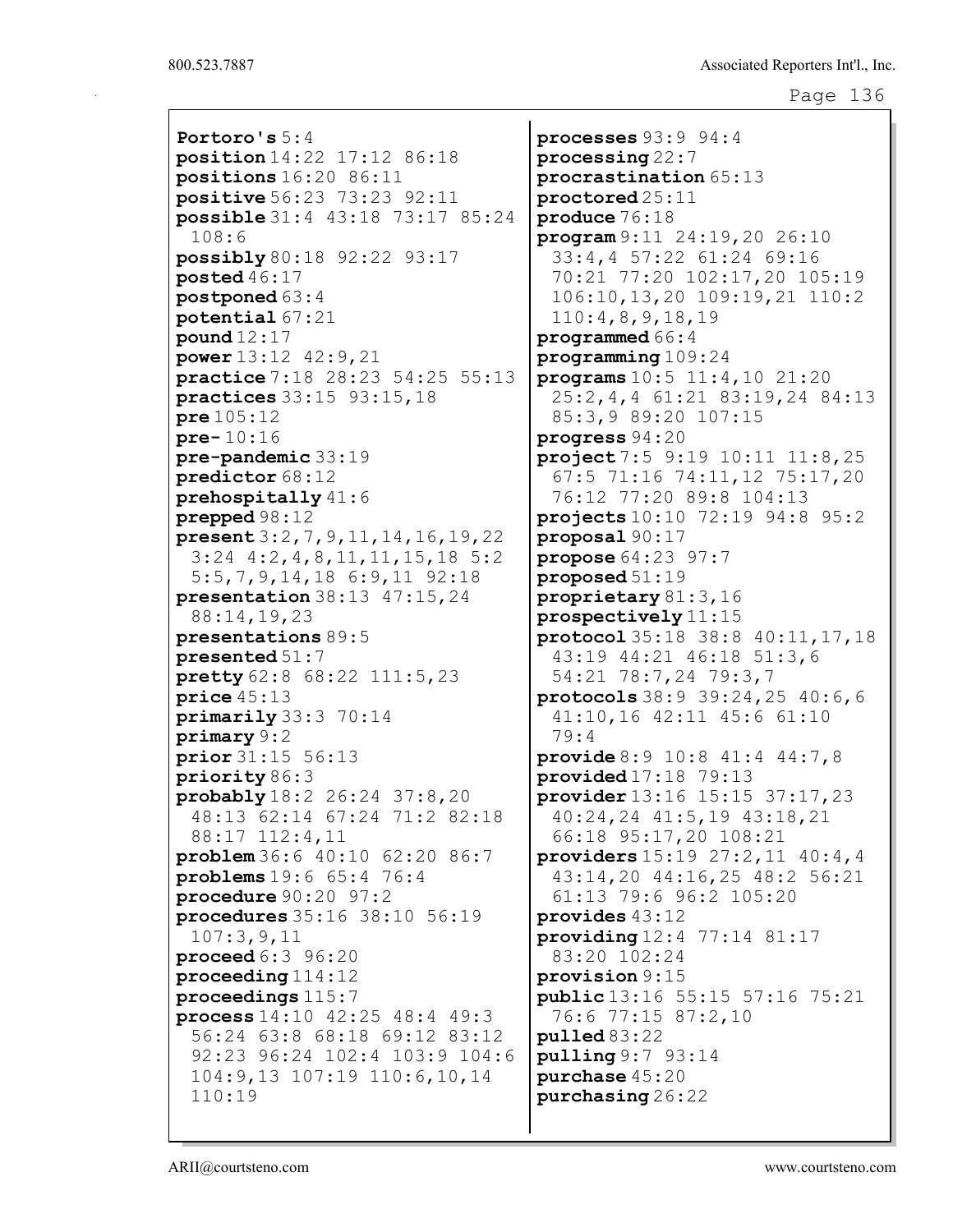**Portoro's** 5:4
**position** 14:22 17:12 86:18
**positions** 16:20 86:11
**positive** 56:23 73:23 92:11
**possible** 31:4 43:18 73:17 85:24 108:6
**possibly** 80:18 92:22 93:17
**posted** 46:17
**postponed** 63:4
**potential** 67:21
**pound** 12:17
**power** 13:12 42:9,21
**practice** 7:18 28:23 54:25 55:13
**practices** 33:15 93:15,18
**pre** 105:12
**pre-** 10:16
**pre-pandemic** 33:19
**predictor** 68:12
**prehospitally** 41:6
**prepped** 98:12
**present** 3:2,7,9,11,14,16,19,22 3:24 4:2,4,8,11,11,15,18 5:2 5:5,7,9,14,18 6:9,11 92:18
**presentation** 38:13 47:15,24 88:14,19,23
**presentations** 89:5
**presented** 51:7
**pretty** 62:8 68:22 111:5,23
**price** 45:13
**primarily** 33:3 70:14
**primary** 9:2
**prior** 31:15 56:13
**priority** 86:3
**probably** 18:2 26:24 37:8,20 48:13 62:14 67:24 71:2 82:18 88:17 112:4,11
**problem** 36:6 40:10 62:20 86:7
**problems** 19:6 65:4 76:4
**procedure** 90:20 97:2
**procedures** 35:16 38:10 56:19 107:3,9,11
**proceed** 6:3 96:20
**proceeding** 114:12
**proceedings** 115:7
**process** 14:10 42:25 48:4 49:3 56:24 63:8 68:18 69:12 83:12 92:23 96:24 102:4 103:9 104:6 104:9,13 107:19 110:6,10,14 110:19
**processes** 93:9 94:4
**processing** 22:7
**procrastination** 65:13
**proctored** 25:11
**produce** 76:18
**program** 9:11 24:19,20 26:10 33:4,4 57:22 61:24 69:16 70:21 77:20 102:17,20 105:19 106:10,13,20 109:19,21 110:2 110:4,8,9,18,19
**programmed** 66:4
**programming** 109:24
**programs** 10:5 11:4,10 21:20 25:2,4,4 61:21 83:19,24 84:13 85:3,9 89:20 107:15
**progress** 94:20
**project** 7:5 9:19 10:11 11:8,25 67:5 71:16 74:11,12 75:17,20 76:12 77:20 89:8 104:13
**projects** 10:10 72:19 94:8 95:2
**proposal** 90:17
**propose** 64:23 97:7
**proposed** 51:19
**proprietary** 81:3,16
**prospectively** 11:15
**protocol** 35:18 38:8 40:11,17,18 43:19 44:21 46:18 51:3,6 54:21 78:7,24 79:3,7
**protocols** 38:9 39:24,25 40:6,6 41:10,16 42:11 45:6 61:10 79:4
**provide** 8:9 10:8 41:4 44:7,8
**provided** 17:18 79:13
**provider** 13:16 15:15 37:17,23 40:24,24 41:5,19 43:18,21 66:18 95:17,20 108:21
**providers** 15:19 27:2,11 40:4,4 43:14,20 44:16,25 48:2 56:21 61:13 79:6 96:2 105:20
**provides** 43:12
**providing** 12:4 77:14 81:17 83:20 102:24
**provision** 9:15
**public** 13:16 55:15 57:16 75:21 76:6 77:15 87:2,10
**pulled** 83:22
**pulling** 9:7 93:14
**purchase** 45:20
**purchasing** 26:22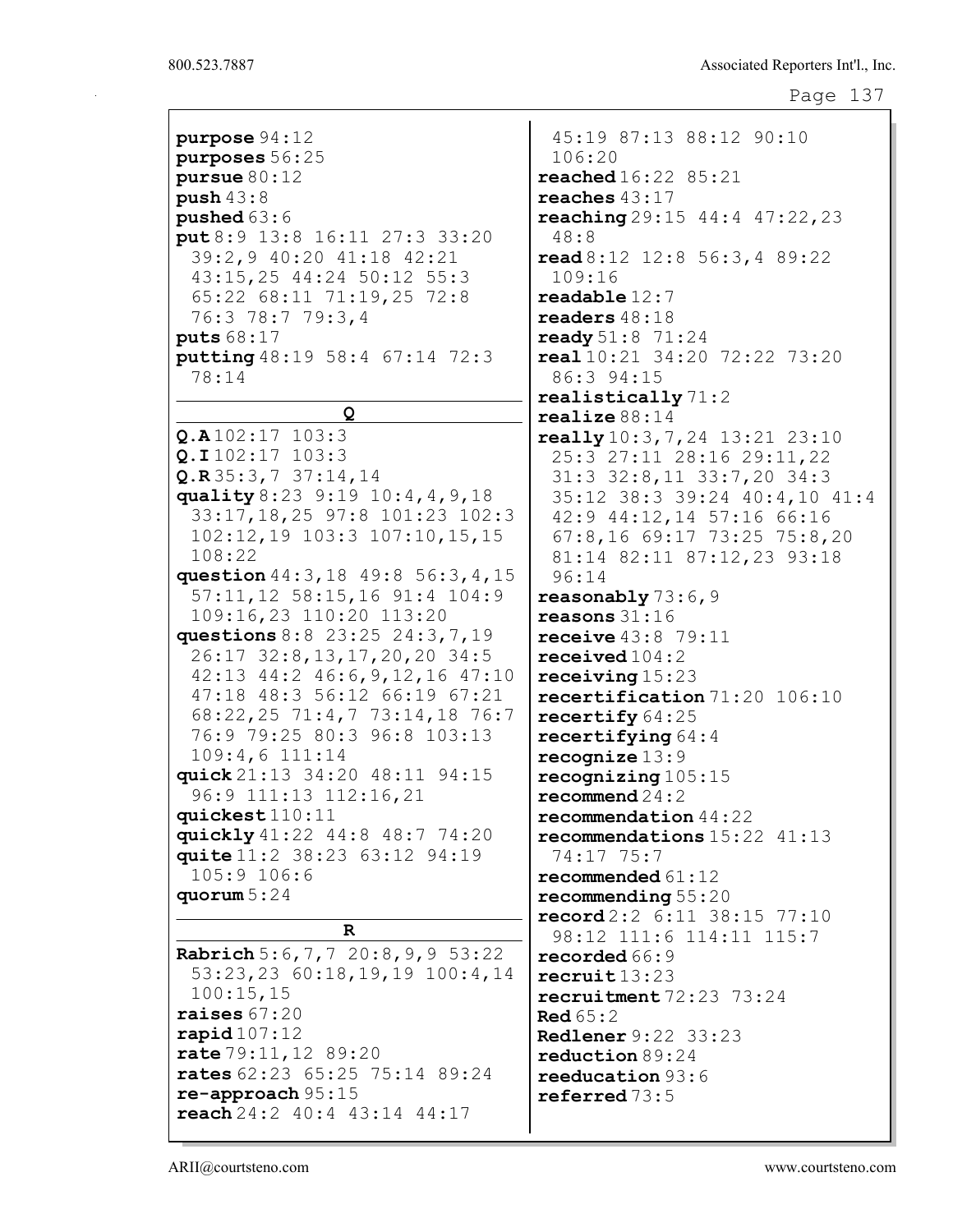**purpose** 94:12
**purposes** 56:25
**pursue** 80:12
**push** 43:8
**pushed** 63:6
**put** 8:9 13:8 16:11 27:3 33:20 39:2,9 40:20 41:18 42:21 43:15,25 44:24 50:12 55:3 65:22 68:11 71:19,25 72:8 76:3 78:7 79:3,4
**puts** 68:17
**putting** 48:19 58:4 67:14 72:3 78:14

## Q

**Q.A** 102:17 103:3
**Q.I** 102:17 103:3
**Q.R** 35:3,7 37:14,14
**quality** 8:23 9:19 10:4,4,9,18 33:17,18,25 97:8 101:23 102:3 102:12,19 103:3 107:10,15,15 108:22
**question** 44:3,18 49:8 56:3,4,15 57:11,12 58:15,16 91:4 104:9 109:16,23 110:20 113:20
**questions** 8:8 23:25 24:3,7,19 26:17 32:8,13,17,20,20 34:5 42:13 44:2 46:6,9,12,16 47:10 47:18 48:3 56:12 66:19 67:21 68:22,25 71:4,7 73:14,18 76:7 76:9 79:25 80:3 96:8 103:13 109:4,6 111:14
**quick** 21:13 34:20 48:11 94:15 96:9 111:13 112:16,21
**quickest** 110:11
**quickly** 41:22 44:8 48:7 74:20
**quite** 11:2 38:23 63:12 94:19 105:9 106:6
**quorum** 5:24

## R

**Rabrich** 5:6,7,7 20:8,9,9 53:22 53:23,23 60:18,19,19 100:4,14 100:15,15
**raises** 67:20
**rapid** 107:12
**rate** 79:11,12 89:20
**rates** 62:23 65:25 75:14 89:24
**re-approach** 95:15
**reach** 24:2 40:4 43:14 44:17 45:19 87:13 88:12 90:10 106:20
**reached** 16:22 85:21
**reaches** 43:17
**reaching** 29:15 44:4 47:22,23 48:8
**read** 8:12 12:8 56:3,4 89:22 109:16
**readable** 12:7
**readers** 48:18
**ready** 51:8 71:24
**real** 10:21 34:20 72:22 73:20 86:3 94:15
**realistically** 71:2
**realize** 88:14
**really** 10:3,7,24 13:21 23:10 25:3 27:11 28:16 29:11,22 31:3 32:8,11 33:7,20 34:3 35:12 38:3 39:24 40:4,10 41:4 42:9 44:12,14 57:16 66:16 67:8,16 69:17 73:25 75:8,20 81:14 82:11 87:12,23 93:18 96:14
**reasonably** 73:6,9
**reasons** 31:16
**receive** 43:8 79:11
**received** 104:2
**receiving** 15:23
**recertification** 71:20 106:10
**recertify** 64:25
**recertifying** 64:4
**recognize** 13:9
**recognizing** 105:15
**recommend** 24:2
**recommendation** 44:22
**recommendations** 15:22 41:13 74:17 75:7
**recommended** 61:12
**recommending** 55:20
**record** 2:2 6:11 38:15 77:10 98:12 111:6 114:11 115:7
**recorded** 66:9
**recruit** 13:23
**recruitment** 72:23 73:24
**Red** 65:2
**Redlener** 9:22 33:23
**reduction** 89:24
**reeducation** 93:6
**referred** 73:5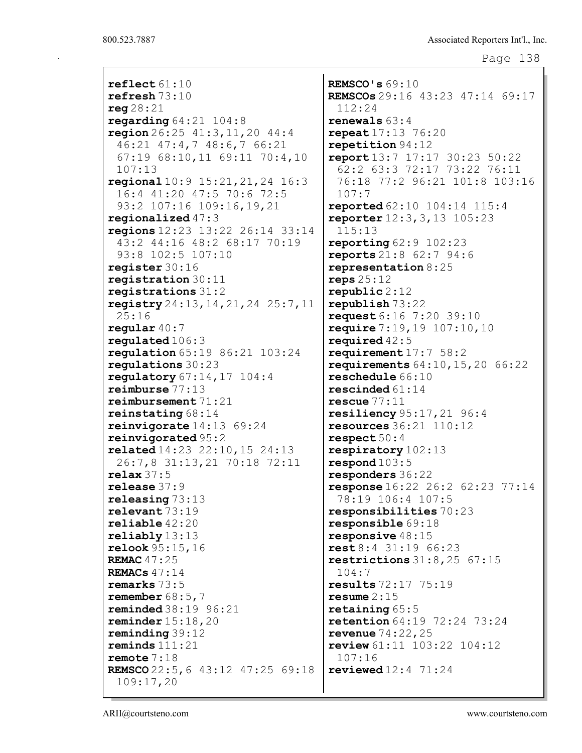**reflect** 61:10
**refresh** 73:10
**reg** 28:21
**regarding** 64:21 104:8
**region** 26:25 41:3,11,20 44:4 46:21 47:4,7 48:6,7 66:21 67:19 68:10,11 69:11 70:4,10 107:13
**regional** 10:9 15:21,21,24 16:3 16:4 41:20 47:5 70:6 72:5 93:2 107:16 109:16,19,21
**regionalized** 47:3
**regions** 12:23 13:22 26:14 33:14 43:2 44:16 48:2 68:17 70:19 93:8 102:5 107:10
**register** 30:16
**registration** 30:11
**registrations** 31:2
**registry** 24:13,14,21,24 25:7,11 25:16
**regular** 40:7
**regulated** 106:3
**regulation** 65:19 86:21 103:24
**regulations** 30:23
**regulatory** 67:14,17 104:4
**reimburse** 77:13
**reimbursement** 71:21
**reinstating** 68:14
**reinvigorate** 14:13 69:24
**reinvigorated** 95:2
**related** 14:23 22:10,15 24:13 26:7,8 31:13,21 70:18 72:11
**relax** 37:5
**release** 37:9
**releasing** 73:13
**relevant** 73:19
**reliable** 42:20
**reliably** 13:13
**relook** 95:15,16
**REMAC** 47:25
**REMACs** 47:14
**remarks** 73:5
**remember** 68:5,7
**reminded** 38:19 96:21
**reminder** 15:18,20
**reminding** 39:12
**reminds** 111:21
**remote** 7:18
**REMSCO** 22:5,6 43:12 47:25 69:18 109:17,20
**REMSCO's** 69:10
**REMSCOs** 29:16 43:23 47:14 69:17 112:24
**renewals** 63:4
**repeat** 17:13 76:20
**repetition** 94:12
**report** 13:7 17:17 30:23 50:22 62:2 63:3 72:17 73:22 76:11 76:18 77:2 96:21 101:8 103:16 107:7
**reported** 62:10 104:14 115:4
**reporter** 12:3,3,13 105:23 115:13
**reporting** 62:9 102:23
**reports** 21:8 62:7 94:6
**representation** 8:25
**reps** 25:12
**republic** 2:12
**republish** 73:22
**request** 6:16 7:20 39:10
**require** 7:19,19 107:10,10
**required** 42:5
**requirement** 17:7 58:2
**requirements** 64:10,15,20 66:22
**reschedule** 66:10
**rescinded** 61:14
**rescue** 77:11
**resiliency** 95:17,21 96:4
**resources** 36:21 110:12
**respect** 50:4
**respiratory** 102:13
**respond** 103:5
**responders** 36:22
**response** 16:22 26:2 62:23 77:14 78:19 106:4 107:5
**responsibilities** 70:23
**responsible** 69:18
**responsive** 48:15
**rest** 8:4 31:19 66:23
**restrictions** 31:8,25 67:15 104:7
**results** 72:17 75:19
**resume** 2:15
**retaining** 65:5
**retention** 64:19 72:24 73:24
**revenue** 74:22,25
**review** 61:11 103:22 104:12 107:16
**reviewed** 12:4 71:24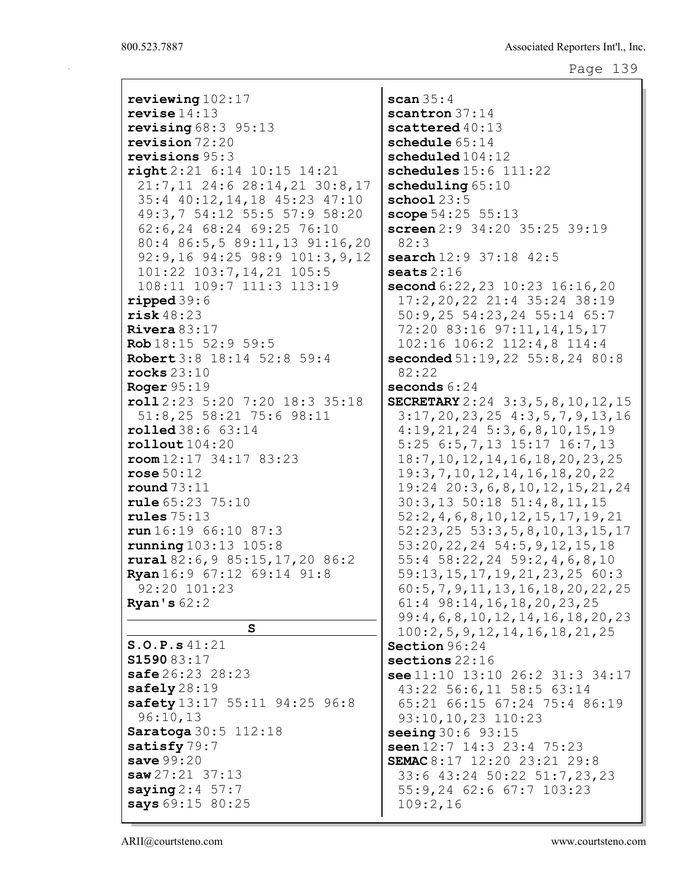**reviewing** 102:17
**revise** 14:13
**revising** 68:3 95:13
**revision** 72:20
**revisions** 95:3
**right** 2:21 6:14 10:15 14:21 21:7,11 24:6 28:14,21 30:8,17 35:4 40:12,14,18 45:23 47:10 49:3,7 54:12 55:5 57:9 58:20 62:6,24 68:24 69:25 76:10 80:4 86:5,5 89:11,13 91:16,20 92:9,16 94:25 98:9 101:3,9,12 101:22 103:7,14,21 105:5 108:11 109:7 111:3 113:19
**ripped** 39:6
**risk** 48:23
**Rivera** 83:17
**Rob** 18:15 52:9 59:5
**Robert** 3:8 18:14 52:8 59:4
**rocks** 23:10
**Roger** 95:19
**roll** 2:23 5:20 7:20 18:3 35:18 51:8,25 58:21 75:6 98:11
**rolled** 38:6 63:14
**rollout** 104:20
**room** 12:17 34:17 83:23
**rose** 50:12
**round** 73:11
**rule** 65:23 75:10
**rules** 75:13
**run** 16:19 66:10 87:3
**running** 103:13 105:8
**rural** 82:6,9 85:15,17,20 86:2
**Ryan** 16:9 67:12 69:14 91:8 92:20 101:23
**Ryan's** 62:2

## S

**S.O.P.s** 41:21
**S1590** 83:17
**safe** 26:23 28:23
**safely** 28:19
**safety** 13:17 55:11 94:25 96:8 96:10,13
**Saratoga** 30:5 112:18
**satisfy** 79:7
**save** 99:20
**saw** 27:21 37:13
**saying** 2:4 57:7
**says** 69:15 80:25
**scan** 35:4
**scantron** 37:14
**scattered** 40:13
**schedule** 65:14
**scheduled** 104:12
**schedules** 15:6 111:22
**scheduling** 65:10
**school** 23:5
**scope** 54:25 55:13
**screen** 2:9 34:20 35:25 39:19 82:3
**search** 12:9 37:18 42:5
**seats** 2:16
**second** 6:22,23 10:23 16:16,20 17:2,20,22 21:4 35:24 38:19 50:9,25 54:23,24 55:14 65:7 72:20 83:16 97:11,14,15,17 102:16 106:2 112:4,8 114:4
**seconded** 51:19,22 55:8,24 80:8 82:22
**seconds** 6:24
**SECRETARY** 2:24 3:3,5,8,10,12,15 3:17,20,23,25 4:3,5,7,9,13,16 4:19,21,24 5:3,6,8,10,15,19 5:25 6:5,7,13 15:17 16:7,13 18:7,10,12,14,16,18,20,23,25 19:3,7,10,12,14,16,18,20,22 19:24 20:3,6,8,10,12,15,21,24 30:3,13 50:18 51:4,8,11,15 52:2,4,6,8,10,12,15,17,19,21 52:23,25 53:3,5,8,10,13,15,17 53:20,22,24 54:5,9,12,15,18 55:4 58:22,24 59:2,4,6,8,10 59:13,15,17,19,21,23,25 60:3 60:5,7,9,11,13,16,18,20,22,25 61:4 98:14,16,18,20,23,25 99:4,6,8,10,12,14,16,18,20,23 100:2,5,9,12,14,16,18,21,25
**Section** 96:24
**sections** 22:16
**see** 11:10 13:10 26:2 31:3 34:17 43:22 56:6,11 58:5 63:14 65:21 66:15 67:24 75:4 86:19 93:10,10,23 110:23
**seeing** 30:6 93:15
**seen** 12:7 14:3 23:4 75:23
**SEMAC** 8:17 12:20 23:21 29:8 33:6 43:24 50:22 51:7,23,23 55:9,24 62:6 67:7 103:23 109:2,16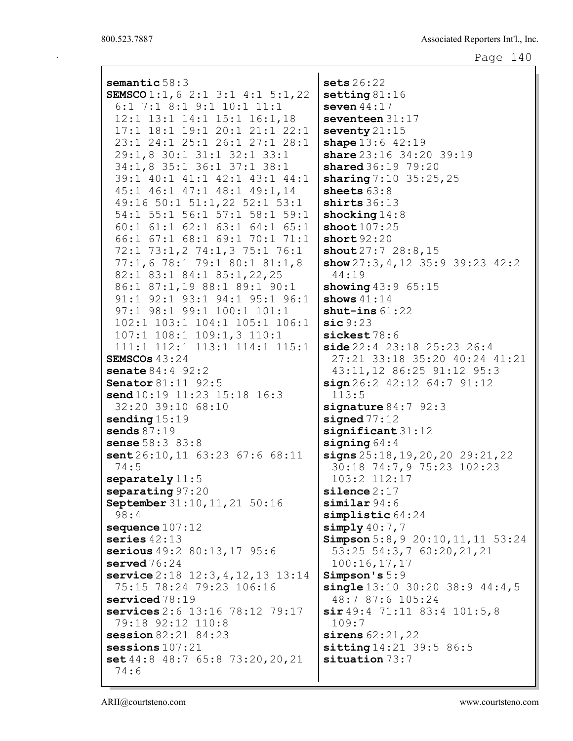**semantic** 58:3
**SEMSCO** 1:1,6 2:1 3:1 4:1 5:1,22 6:1 7:1 8:1 9:1 10:1 11:1 12:1 13:1 14:1 15:1 16:1,18 17:1 18:1 19:1 20:1 21:1 22:1 23:1 24:1 25:1 26:1 27:1 28:1 29:1,8 30:1 31:1 32:1 33:1 34:1,8 35:1 36:1 37:1 38:1 39:1 40:1 41:1 42:1 43:1 44:1 45:1 46:1 47:1 48:1 49:1,14 49:16 50:1 51:1,22 52:1 53:1 54:1 55:1 56:1 57:1 58:1 59:1 60:1 61:1 62:1 63:1 64:1 65:1 66:1 67:1 68:1 69:1 70:1 71:1 72:1 73:1,2 74:1,3 75:1 76:1 77:1,6 78:1 79:1 80:1 81:1,8 82:1 83:1 84:1 85:1,22,25 86:1 87:1,19 88:1 89:1 90:1 91:1 92:1 93:1 94:1 95:1 96:1 97:1 98:1 99:1 100:1 101:1 102:1 103:1 104:1 105:1 106:1 107:1 108:1 109:1,3 110:1 111:1 112:1 113:1 114:1 115:1
**SEMSCOs** 43:24
**senate** 84:4 92:2
**Senator** 81:11 92:5
**send** 10:19 11:23 15:18 16:3 32:20 39:10 68:10
**sending** 15:19
**sends** 87:19
**sense** 58:3 83:8
**sent** 26:10,11 63:23 67:6 68:11 74:5
**separately** 11:5
**separating** 97:20
**September** 31:10,11,21 50:16 98:4
**sequence** 107:12
**series** 42:13
**serious** 49:2 80:13,17 95:6
**served** 76:24
**service** 2:18 12:3,4,12,13 13:14 75:15 78:24 79:23 106:16
**serviced** 78:19
**services** 2:6 13:16 78:12 79:17 79:18 92:12 110:8
**session** 82:21 84:23
**sessions** 107:21
**set** 44:8 48:7 65:8 73:20,20,21 74:6
**sets** 26:22
**setting** 81:16
**seven** 44:17
**seventeen** 31:17
**seventy** 21:15
**shape** 13:6 42:19
**share** 23:16 34:20 39:19
**shared** 36:19 79:20
**sharing** 7:10 35:25,25
**sheets** 63:8
**shirts** 36:13
**shocking** 14:8
**shoot** 107:25
**short** 92:20
**shout** 27:7 28:8,15
**show** 27:3,4,12 35:9 39:23 42:2 44:19
**showing** 43:9 65:15
**shows** 41:14
**shut-ins** 61:22
**sic** 9:23
**sickest** 78:6
**side** 22:4 23:18 25:23 26:4 27:21 33:18 35:20 40:24 41:21 43:11,12 86:25 91:12 95:3
**sign** 26:2 42:12 64:7 91:12 113:5
**signature** 84:7 92:3
**signed** 77:12
**significant** 31:12
**signing** 64:4
**signs** 25:18,19,20,20 29:21,22 30:18 74:7,9 75:23 102:23 103:2 112:17
**silence** 2:17
**similar** 94:6
**simplistic** 64:24
**simply** 40:7,7
**Simpson** 5:8,9 20:10,11,11 53:24 53:25 54:3,7 60:20,21,21 100:16,17,17
**Simpson's** 5:9
**single** 13:10 30:20 38:9 44:4,5 48:7 87:6 105:24
**sir** 49:4 71:11 83:4 101:5,8 109:7
**sirens** 62:21,22
**sitting** 14:21 39:5 86:5
**situation** 73:7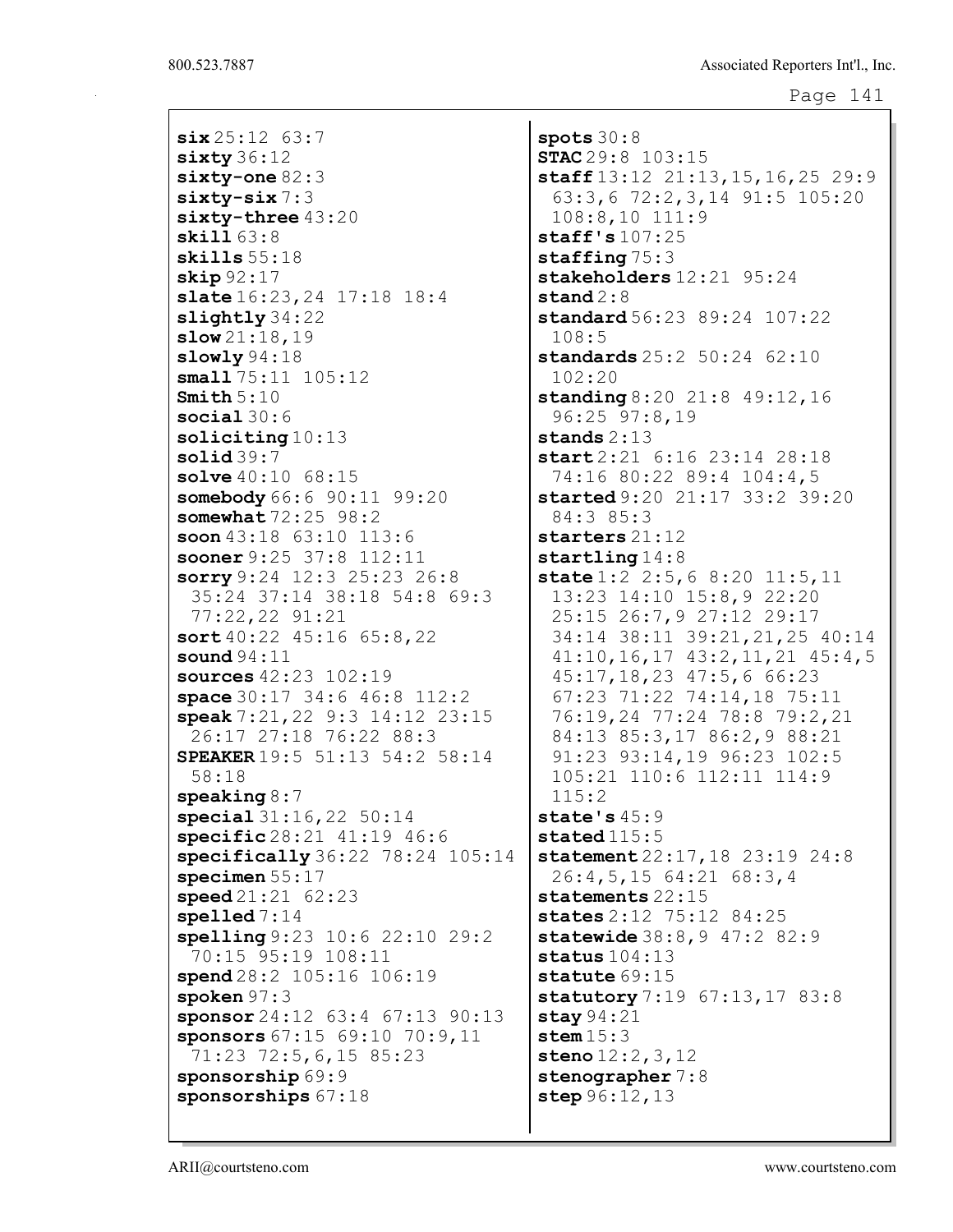**six** 25:12 63:7
**sixty** 36:12
**sixty-one** 82:3
**sixty-six** 7:3
**sixty-three** 43:20
**skill** 63:8
**skills** 55:18
**skip** 92:17
**slate** 16:23,24 17:18 18:4
**slightly** 34:22
**slow** 21:18,19
**slowly** 94:18
**small** 75:11 105:12
**Smith** 5:10
**social** 30:6
**soliciting** 10:13
**solid** 39:7
**solve** 40:10 68:15
**somebody** 66:6 90:11 99:20
**somewhat** 72:25 98:2
**soon** 43:18 63:10 113:6
**sooner** 9:25 112:11
**sorry** 9:24 12:3 25:23 26:8 35:24 37:14 38:18 54:8 69:3 77:22,22 91:21
**sort** 40:22 45:16 65:8,22
**sound** 94:11
**sources** 42:23 102:19
**space** 30:17 34:6 46:8 112:2
**speak** 7:21,22 9:3 14:12 23:15 26:17 27:18 76:22 88:3
**SPEAKER** 19:5 51:13 54:2 58:14 58:18
**speaking** 8:7
**special** 31:16,22 50:14
**specific** 28:21 41:19 46:6
**specifically** 36:22 78:24 105:14
**specimen** 55:17
**speed** 21:21 62:23
**spelled** 7:14
**spelling** 9:23 10:6 22:10 29:2 70:15 95:19 108:11
**spend** 28:2 105:16 106:19
**spoken** 97:3
**sponsor** 24:12 63:4 67:13 90:13
**sponsors** 67:15 69:10 70:9,11 71:23 72:5,6,15 85:23
**sponsorship** 69:9
**sponsorships** 67:18
**spots** 30:8
**STAC** 29:8 103:15
**staff** 13:12 21:13,15,16,25 29:9 63:3,6 72:2,3,14 91:5 105:20 108:8,10 111:9
**staff's** 107:25
**staffing** 75:3
**stakeholders** 12:21 95:24
**stand** 2:8
**standard** 56:23 89:24 107:22 108:5
**standards** 25:2 50:24 62:10 102:20
**standing** 8:20 21:8 49:12,16 96:25 97:8,19
**stands** 2:13
**start** 2:21 6:16 23:14 28:18 74:16 80:22 89:4 104:4,5
**started** 9:20 21:17 33:2 39:20 84:3 85:3
**starters** 21:12
**startling** 14:8
**state** 1:2 2:5,6 8:20 11:5,11 13:23 14:10 15:8,9 22:20 25:15 26:7,9 27:12 29:17 34:14 38:11 39:21,21,25 40:14 41:10,16,17 43:2,11,21 45:4,5 45:17,18,23 47:5,6 66:23 67:23 71:22 74:14,18 75:11 76:19,24 77:24 78:8 79:2,21 84:13 85:3,17 86:2,9 88:21 91:23 93:14,19 96:23 102:5 105:21 110:6 112:11 114:9 115:2
**state's** 45:9
**stated** 115:5
**statement** 22:17,18 23:19 24:8 26:4,5,15 64:21 68:3,4
**statements** 22:15
**states** 2:12 75:12 84:25
**statewide** 38:8,9 47:2 82:9
**status** 104:13
**statute** 69:15
**statutory** 7:19 67:13,17 83:8
**stay** 94:21
**stem** 15:3
**steno** 12:2,3,12
**stenographer** 7:8
**step** 96:12,13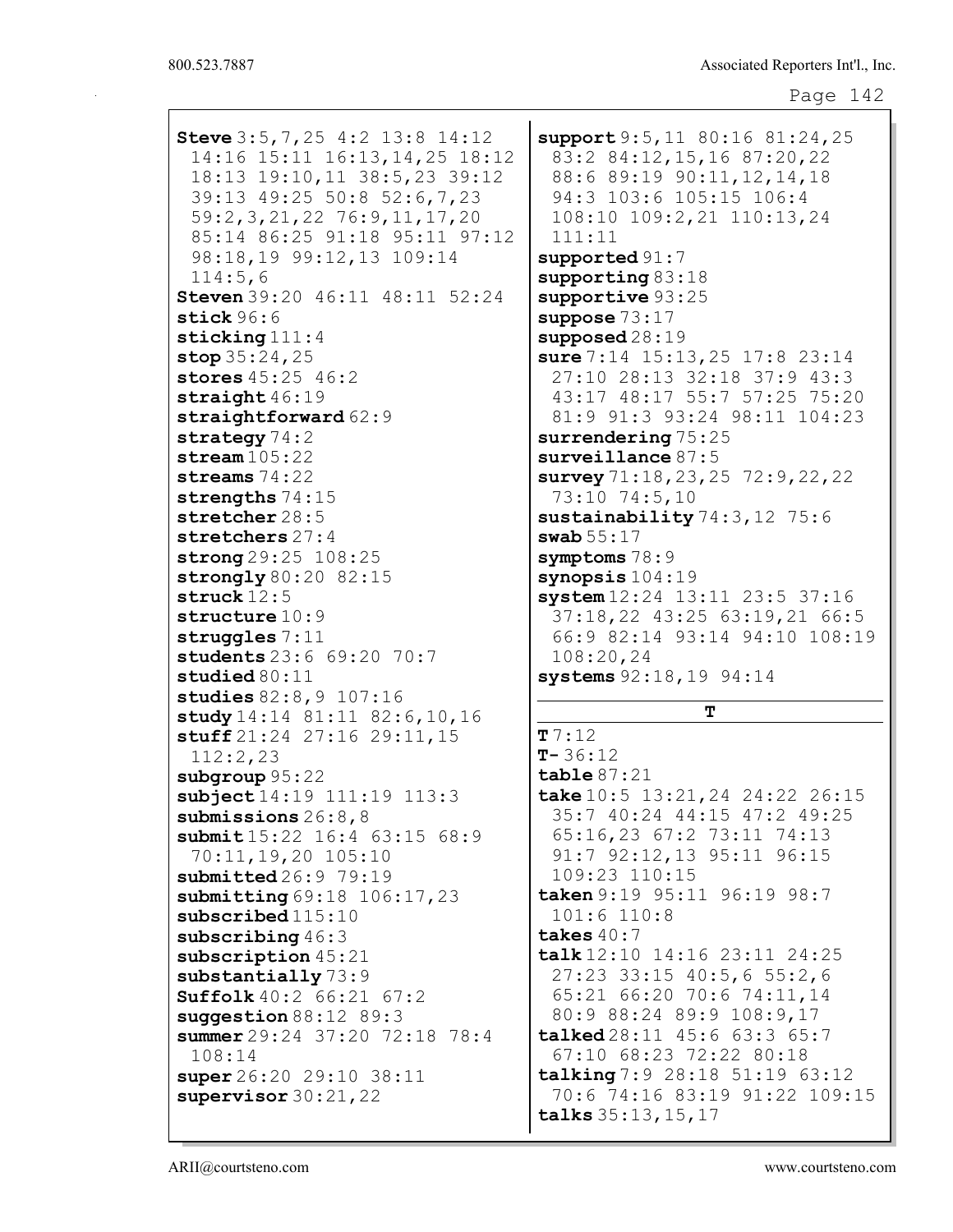**Steve** 3:5,7,25 4:2 13:8 14:12 14:16 15:11 16:13,14,25 18:12 18:13 19:10,11 38:5,23 39:12 39:13 49:25 50:8 52:6,7,23 59:2,3,21,22 76:9,11,17,20 85:14 86:25 91:18 95:11 97:12 98:18,19 99:12,13 109:14 114:5,6
**Steven** 39:20 46:11 48:11 52:24
**stick** 96:6
**sticking** 111:4
**stop** 35:24,25
**stores** 45:25 46:2
**straight** 46:19
**straightforward** 62:9
**strategy** 74:2
**stream** 105:22
**streams** 74:22
**strengths** 74:15
**stretcher** 28:5
**stretchers** 27:4
**strong** 29:25 108:25
**strongly** 80:20 82:15
**struck** 12:5
**structure** 10:9
**struggles** 7:11
**students** 23:6 69:20 70:7
**studied** 80:11
**studies** 82:8,9 107:16
**study** 14:14 81:11 82:6,10,16
**stuff** 21:24 27:16 29:11,15 112:2,23
**subgroup** 95:22
**subject** 14:19 111:19 113:3
**submissions** 26:8,8
**submit** 15:22 16:4 63:15 68:9 70:11,19,20 105:10
**submitted** 26:9 79:19
**submitting** 69:18 106:17,23
**subscribed** 115:10
**subscribing** 46:3
**subscription** 45:21
**substantially** 73:9
**Suffolk** 40:2 66:21 67:2
**suggestion** 88:12 89:3
**summer** 29:24 37:20 72:18 78:4 108:14
**super** 26:20 29:10 38:11
**supervisor** 30:21,22
**support** 9:5,11 80:16 81:24,25 83:2 84:12,15,16 87:20,22 88:6 89:19 90:11,12,14,18 94:3 103:6 105:15 106:4 108:10 109:2,21 110:13,24 111:11
**supported** 91:7
**supporting** 83:18
**supportive** 93:25
**suppose** 73:17
**supposed** 28:19
**sure** 7:14 15:13,25 17:8 23:14 27:10 28:13 32:18 37:9 43:3 43:17 48:17 55:7 57:25 75:20 81:9 91:3 93:24 98:11 104:23
**surrendering** 75:25
**surveillance** 87:5
**survey** 71:18,23,25 72:9,22,22 73:10 74:5,10
**sustainability** 74:3,12 75:6
**swab** 55:17
**symptoms** 78:9
**synopsis** 104:19
**system** 12:24 13:11 23:5 37:16 37:18,22 43:25 63:19,21 66:5 66:9 82:14 93:14 94:10 108:19 108:20,24
**systems** 92:18,19 94:14

## T

**T** 7:12
**T-** 36:12
**table** 87:21
**take** 10:5 13:21,24 24:22 26:15 35:7 40:24 44:15 47:2 49:25 65:16,23 67:2 73:11 74:13 91:7 92:12,13 95:11 96:15 109:23 110:15
**taken** 9:19 95:11 96:19 98:7 101:6 110:8
**takes** 40:7
**talk** 12:10 14:16 23:11 24:25 27:23 33:15 40:5,6 55:2,6 65:21 66:20 70:6 74:11,14 80:9 88:24 89:9 108:9,17
**talked** 28:11 45:6 63:3 65:7 67:10 68:23 72:22 80:18
**talking** 7:9 28:18 51:19 63:12 70:6 74:16 83:19 91:22 109:15
**talks** 35:13,15,17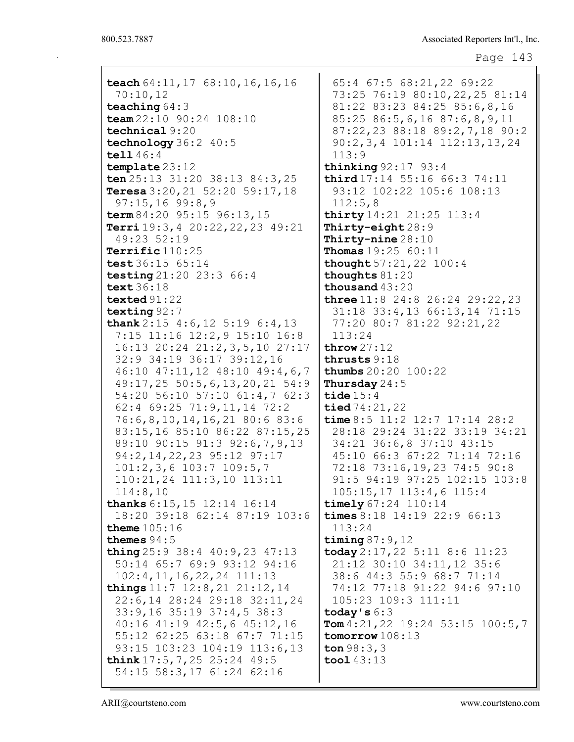**teach** 64:11,17 68:10,16,16,16 70:10,12
**teaching** 64:3
**team** 22:10 90:24 108:10
**technical** 9:20
**technology** 36:2 40:5
**tell** 46:4
**template** 23:12
**ten** 25:13 31:20 38:13 84:3,25
**Teresa** 3:20,21 52:20 59:17,18 97:15,16 99:8,9
**term** 84:20 95:15 96:13,15
**Terri** 19:3,4 20:22,22,23 49:21 49:23 52:19
**Terrific** 110:25
**test** 36:15 65:14
**testing** 21:20 23:3 66:4
**text** 36:18
**texted** 91:22
**texting** 92:7
**thank** 2:15 4:6,12 5:19 6:4,13 7:15 11:16 12:2,9 15:10 16:8 16:13 20:24 21:2,3,5,10 27:17 32:9 34:19 36:17 39:12,16 46:10 47:11,12 48:10 49:4,6,7 49:17,25 50:5,6,13,20,21 54:9 54:20 56:10 57:10 61:4,7 62:3 62:4 69:25 71:9,11,14 72:2 76:6,8,10,14,16,21 80:6 83:6 83:15,16 85:10 86:22 87:15,25 89:10 90:15 91:3 92:6,7,9,13 94:2,14,22,23 95:12 97:17 101:2,3,6 103:7 109:5,7 110:21,24 111:3,10 113:11 114:8,10
**thanks** 6:15,15 12:14 16:14 18:20 39:18 62:14 87:19 103:6
**theme** 105:16
**themes** 94:5
**thing** 25:9 38:4 40:9,23 47:13 50:14 65:7 69:9 93:12 94:16 102:4,11,16,22,24 111:13
**things** 11:7 12:8,21 21:12,14 22:6,14 28:24 29:18 32:11,24 33:9,16 35:19 37:4,5 38:3 40:16 41:19 42:5,6 45:12,16 55:12 62:25 63:18 67:7 71:15 93:15 103:23 104:19 113:6,13
**think** 17:5,7,25 25:24 49:5 54:15 58:3,17 61:24 62:16 65:4 67:5 68:21,22 69:22 73:25 76:19 80:10,22,25 81:14 81:22 83:23 84:25 85:6,8,16 85:25 86:5,6,16 87:6,8,9,11 87:22,23 88:18 89:2,7,18 90:2 90:2,3,4 101:14 112:13,13,24 113:9
**thinking** 92:17 93:4
**third** 17:14 55:16 66:3 74:11 93:12 102:22 105:6 108:13 112:5,8
**thirty** 14:21 21:25 113:4
**Thirty-eight** 28:9
**Thirty-nine** 28:10
**Thomas** 19:25 60:11
**thought** 57:21,22 100:4
**thoughts** 81:20
**thousand** 43:20
**three** 11:8 24:8 26:24 29:22,23 31:18 33:4,13 66:13,14 71:15 77:20 80:7 81:22 92:21,22 113:24
**throw** 27:12
**thrusts** 9:18
**thumbs** 20:20 100:22
**Thursday** 24:5
**tide** 15:4
**tied** 74:21,22
**time** 8:5 11:2 12:7 17:14 28:2 28:18 29:24 31:22 33:19 34:21 34:21 36:6,8 37:10 43:15 45:10 66:3 67:22 71:14 72:16 72:18 73:16,19,23 74:5 90:8 91:5 94:19 97:25 102:15 103:8 105:15,17 113:4,6 115:4
**timely** 67:24 110:14
**times** 8:18 14:19 22:9 66:13 113:24
**timing** 87:9,12
**today** 2:17,22 5:11 8:6 11:23 21:12 30:10 34:11,12 35:6 38:6 44:3 55:9 68:7 71:14 74:12 77:18 91:22 94:6 97:10 105:23 109:3 111:11
**today's** 6:3
**Tom** 4:21,22 19:24 53:15 100:5,7
**tomorrow** 108:13
**ton** 98:3,3
**tool** 43:13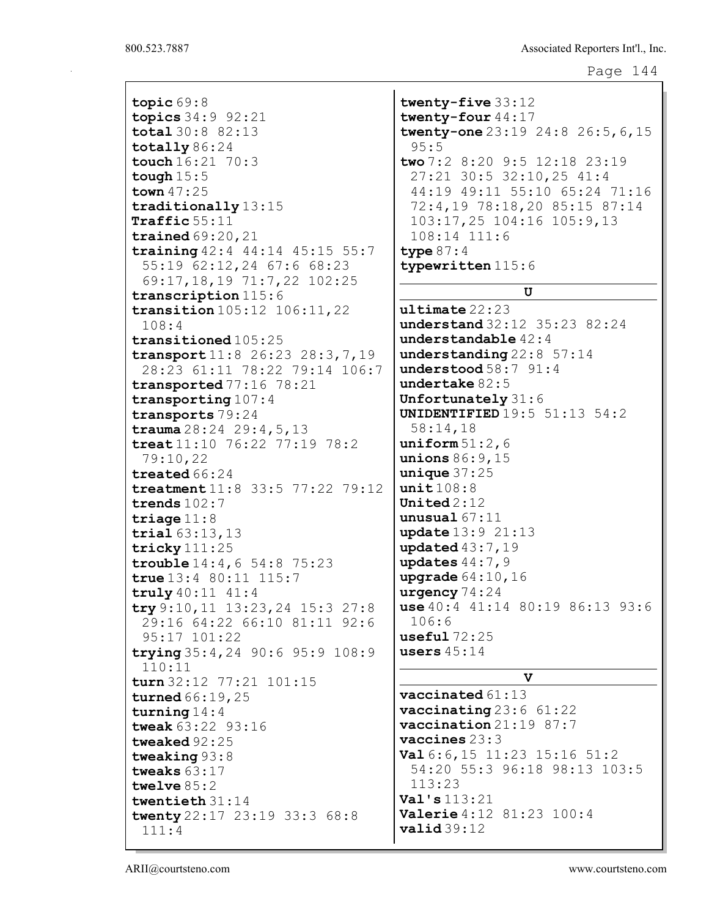**topic** 69:8
**topics** 34:9 92:21
**total** 30:8 82:13
**totally** 86:24
**touch** 16:21 70:3
**tough** 15:5
**town** 47:25
**traditionally** 13:15
**Traffic** 55:11
**trained** 69:20,21
**training** 42:4 44:14 45:15 55:7 55:19 62:12,24 67:6 68:23 69:17,18,19 71:7,22 102:25
**transcription** 115:6
**transition** 105:12 106:11,22 108:4
**transitioned** 105:25
**transport** 11:8 26:23 28:3,7,19 28:23 61:11 78:22 79:14 106:7
**transported** 77:16 78:21
**transporting** 107:4
**transports** 79:24
**trauma** 28:24 29:4,5,13
**treat** 11:10 76:22 77:19 78:2 79:10,22
**treated** 66:24
**treatment** 11:8 33:5 77:22 79:12
**trends** 102:7
**triage** 11:8
**trial** 63:13,13
**tricky** 111:25
**trouble** 14:4,6 54:8 75:23
**true** 13:4 80:11 115:7
**truly** 40:11 41:4
**try** 9:10,11 13:23,24 15:3 27:8 29:16 64:22 66:10 81:11 92:6 95:17 101:22
**trying** 35:4,24 90:6 95:9 108:9 110:11
**turn** 32:12 77:21 101:15
**turned** 66:19,25
**turning** 14:4
**tweak** 63:22 93:16
**tweaked** 92:25
**tweaking** 93:8
**tweaks** 63:17
**twelve** 85:2
**twentieth** 31:14
**twenty** 22:17 23:19 33:3 68:8 111:4
**twenty-five** 33:12
**twenty-four** 44:17
**twenty-one** 23:19 24:8 26:5,6,15 95:5
**two** 7:2 8:20 9:5 12:18 23:19 27:21 30:5 32:10,25 41:4 44:19 49:11 55:10 65:24 71:16 72:4,19 78:18,20 85:15 87:14 103:17,25 104:16 105:9,13 108:14 111:6
**type** 87:4
**typewritten** 115:6

**U**

**ultimate** 22:23
**understand** 32:12 35:23 82:24
**understandable** 42:4
**understanding** 22:8 57:14
**understood** 58:7 91:4
**undertake** 82:5
**Unfortunately** 31:6
**UNIDENTIFIED** 19:5 51:13 54:2 58:14,18
**uniform** 51:2,6
**unions** 86:9,15
**unique** 37:25
**unit** 108:8
**United** 2:12
**unusual** 67:11
**update** 13:9 21:13
**updated** 43:7,19
**updates** 44:7,9
**upgrade** 64:10,16
**urgency** 74:24
**use** 40:4 41:14 80:19 86:13 93:6 106:6
**useful** 72:25
**users** 45:14

**V**

**vaccinated** 61:13
**vaccinating** 23:6 61:22
**vaccination** 21:19 87:7
**vaccines** 23:3
**Val** 6:6,15 11:23 15:16 51:2 54:20 55:3 96:18 98:13 103:5 113:23
**Val's** 113:21
**Valerie** 4:12 81:23 100:4
**valid** 39:12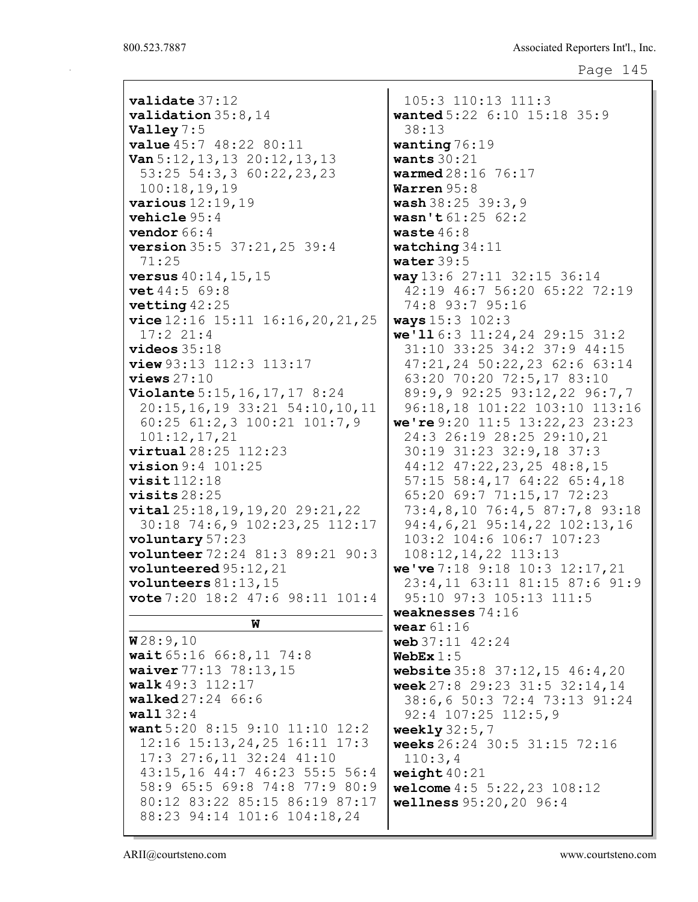**validate** 37:12
**validation** 35:8,14
**Valley** 7:5
**value** 45:7 48:22 80:11
**Van** 5:12,13,13 20:12,13,13 53:25 54:3,3 60:22,23,23 100:18,19,19
**various** 12:19,19
**vehicle** 95:4
**vendor** 66:4
**version** 35:5 37:21,25 39:4 71:25
**versus** 40:14,15,15
**vet** 44:5 69:8
**vetting** 42:25
**vice** 12:16 15:11 16:16,20,21,25 17:2 21:4
**videos** 35:18
**view** 93:13 112:3 113:17
**views** 27:10
**Violante** 5:15,16,17,17 8:24 20:15,16,19 33:21 54:10,10,11 60:25 61:2,3 100:21 101:7,9 101:12,17,21
**virtual** 28:25 112:23
**vision** 9:4 101:25
**visit** 112:18
**visits** 28:25
**vital** 25:18,19,19,20 29:21,22 30:18 74:6,9 102:23,25 112:17
**voluntary** 57:23
**volunteer** 72:24 81:3 89:21 90:3
**volunteered** 95:12,21
**volunteers** 81:13,15
**vote** 7:20 18:2 47:6 98:11 101:4

**W**

**W** 28:9,10
**wait** 65:16 66:8,11 74:8
**waiver** 77:13 78:13,15
**walk** 49:3 112:17
**walked** 27:24 66:6
**wall** 32:4
**want** 5:20 8:15 9:10 11:10 12:2 12:16 15:13,24,25 16:11 17:3 17:3 27:6,11 32:24 41:10 43:15,16 44:7 46:23 55:5 56:4 58:9 65:5 69:8 74:8 77:9 80:9 80:12 83:22 85:15 86:19 87:17 88:23 94:14 101:6 104:18,24 105:3 110:13 111:3
**wanted** 5:22 6:10 15:18 35:9 38:13
**wanting** 76:19
**wants** 30:21
**warmed** 28:16 76:17
**Warren** 95:8
**wash** 38:25 39:3,9
**wasn't** 61:25 62:2
**waste** 46:8
**watching** 34:11
**water** 39:5
**way** 13:6 27:11 32:15 36:14 42:19 46:7 56:20 65:22 72:19 74:8 93:7 95:16
**ways** 15:3 102:3
**we'll** 6:3 11:24,24 29:15 31:2 31:10 33:25 34:2 37:9 44:15 47:21,24 50:22,23 62:6 63:14 63:20 70:20 72:5,17 83:10 89:9,9 92:25 93:12,22 96:7,7 96:18,18 101:22 103:10 113:16
**we're** 9:20 11:5 13:22,23 23:23 24:3 26:19 28:25 29:10,21 30:19 31:23 32:9,18 37:3 44:12 47:22,23,25 48:8,15 57:15 58:4,17 64:22 65:4,18 65:20 69:7 71:15,17 72:23 73:4,8,10 76:4,5 87:7,8 93:18 94:4,6,21 95:14,22 102:13,16 103:2 104:6 106:7 107:23 108:12,14,22 113:13
**we've** 7:18 9:18 10:3 12:17,21 23:4,11 63:11 81:15 87:6 91:9 95:10 97:3 105:13 111:5
**weaknesses** 74:16
**wear** 61:16
**web** 37:11 42:24
**WebEx** 1:5
**website** 35:8 37:12,15 46:4,20
**week** 27:8 29:23 31:5 32:14,14 38:6,6 50:3 72:4 73:13 91:24 92:4 107:25 112:5,9
**weekly** 32:5,7
**weeks** 26:24 30:5 31:15 72:16 110:3,4
**weight** 40:21
**welcome** 4:5 5:22,23 108:12
**wellness** 95:20,20 96:4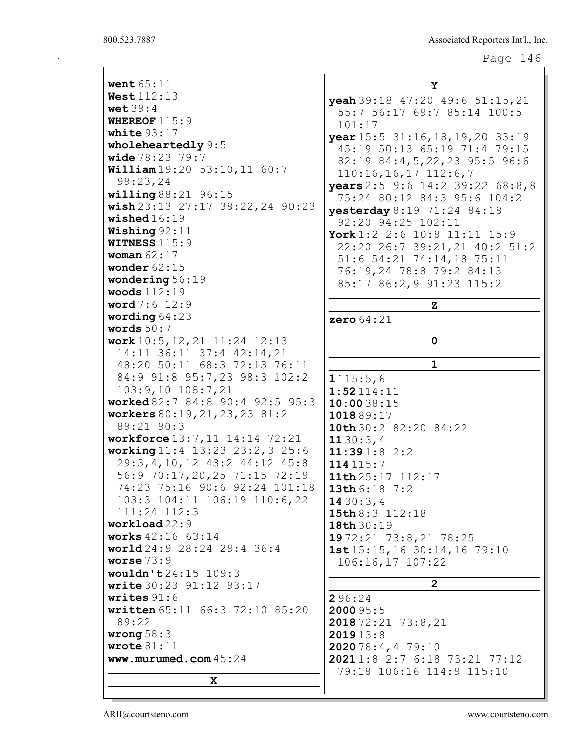**went** 65:11
**West** 112:13
**wet** 39:4
**WHEREOF** 115:9
**white** 93:17
**wholeheartedly** 9:5
**wide** 78:23 79:7
**William** 19:20 53:10,11 60:7 99:23,24
**willing** 88:21 96:15
**wish** 23:13 27:17 38:22,24 90:23
**wished** 16:19
**Wishing** 92:11
**WITNESS** 115:9
**woman** 62:17
**wonder** 62:15
**wondering** 56:19
**woods** 112:19
**word** 7:6 12:9
**wording** 64:23
**words** 50:7
**work** 10:5,12,21 11:24 12:13 14:11 36:11 37:4 42:14,21 48:20 50:11 68:3 72:13 76:11 84:9 91:8 95:7,23 98:3 102:2 103:9,10 108:7,21
**worked** 82:7 84:8 90:4 92:5 95:3
**workers** 80:19,21,23,23 81:2 89:21 90:3
**workforce** 13:7,11 14:14 72:21
**working** 11:4 13:23 23:2,3 25:6 29:3,4,10,12 43:2 44:12 45:8 56:9 70:17,20,25 71:15 72:19 74:23 75:16 90:6 92:24 101:18 103:3 104:11 106:19 110:6,22 111:24 112:3
**workload** 22:9
**works** 42:16 63:14
**world** 24:9 28:24 29:4 36:4
**worse** 73:9
**wouldn't** 24:15 109:3
**write** 30:23 91:12 93:17
**writes** 91:6
**written** 65:11 66:3 72:10 85:20 89:22
**wrong** 58:3
**wrote** 81:11
**www.murumed.com** 45:24

## X

## Y

**yeah** 39:18 47:20 49:6 51:15,21 55:7 56:17 69:7 85:14 100:5 101:17
**year** 15:5 31:16,18,19,20 33:19 45:19 50:13 65:19 71:4 79:15 82:19 84:4,5,22,23 95:5 96:6 110:16,16,17 112:6,7
**years** 2:5 9:6 14:2 39:22 68:8,8 75:24 80:12 84:3 95:6 104:2
**yesterday** 8:19 71:24 84:18 92:20 94:25 102:11
**York** 1:2 2:6 10:8 11:11 15:9 22:20 26:7 39:21,21 40:2 51:2 51:6 54:21 74:14,18 75:11 76:19,24 78:8 79:2 84:13 85:17 86:2,9 91:23 115:2

## Z

**zero** 64:21

## 0

## 1

**1** 115:5,6
**1:52** 114:11
**10:00** 38:15
**1018** 89:17
**10th** 30:2 82:20 84:22
**11** 30:3,4
**11:39** 1:8 2:2
**114** 115:7
**11th** 25:17 112:17
**13th** 6:18 7:2
**14** 30:3,4
**15th** 8:3 112:18
**18th** 30:19
**19** 72:21 73:8,21 78:25
**1st** 15:15,16 30:14,16 79:10 106:16,17 107:22

## 2

**2** 96:24
**2000** 95:5
**2018** 72:21 73:8,21
**2019** 13:8
**2020** 78:4,4 79:10
**2021** 1:8 2:7 6:18 73:21 77:12 79:18 106:16 114:9 115:10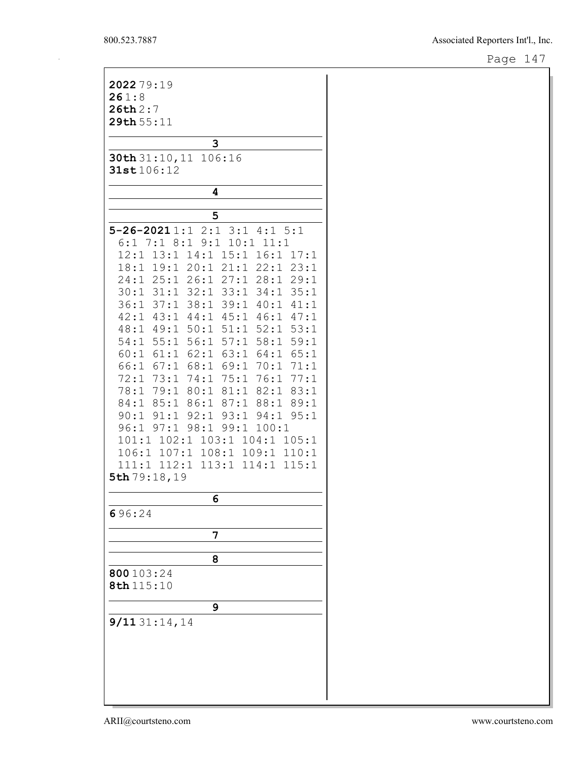**2022** 79:19
**26** 1:8
**26th** 2:7
**29th** 55:11

### 3

**30th** 31:10,11 106:16
**31st** 106:12

### 4

### 5

**5-26-2021** 1:1 2:1 3:1 4:1 5:1 6:1 7:1 8:1 9:1 10:1 11:1 12:1 13:1 14:1 15:1 16:1 17:1 18:1 19:1 20:1 21:1 22:1 23:1 24:1 25:1 26:1 27:1 28:1 29:1 30:1 31:1 32:1 33:1 34:1 35:1 36:1 37:1 38:1 39:1 40:1 41:1 42:1 43:1 44:1 45:1 46:1 47:1 48:1 49:1 50:1 51:1 52:1 53:1 54:1 55:1 56:1 57:1 58:1 59:1 60:1 61:1 62:1 63:1 64:1 65:1 66:1 67:1 68:1 69:1 70:1 71:1 72:1 73:1 74:1 75:1 76:1 77:1 78:1 79:1 80:1 81:1 82:1 83:1 84:1 85:1 86:1 87:1 88:1 89:1 90:1 91:1 92:1 93:1 94:1 95:1 96:1 97:1 98:1 99:1 100:1 101:1 102:1 103:1 104:1 105:1 106:1 107:1 108:1 109:1 110:1 111:1 112:1 113:1 114:1 115:1
**5th** 79:18,19

### 6

**6** 96:24

### 7

### 8

**800** 103:24
**8th** 115:10

### 9

**9/11** 31:14,14